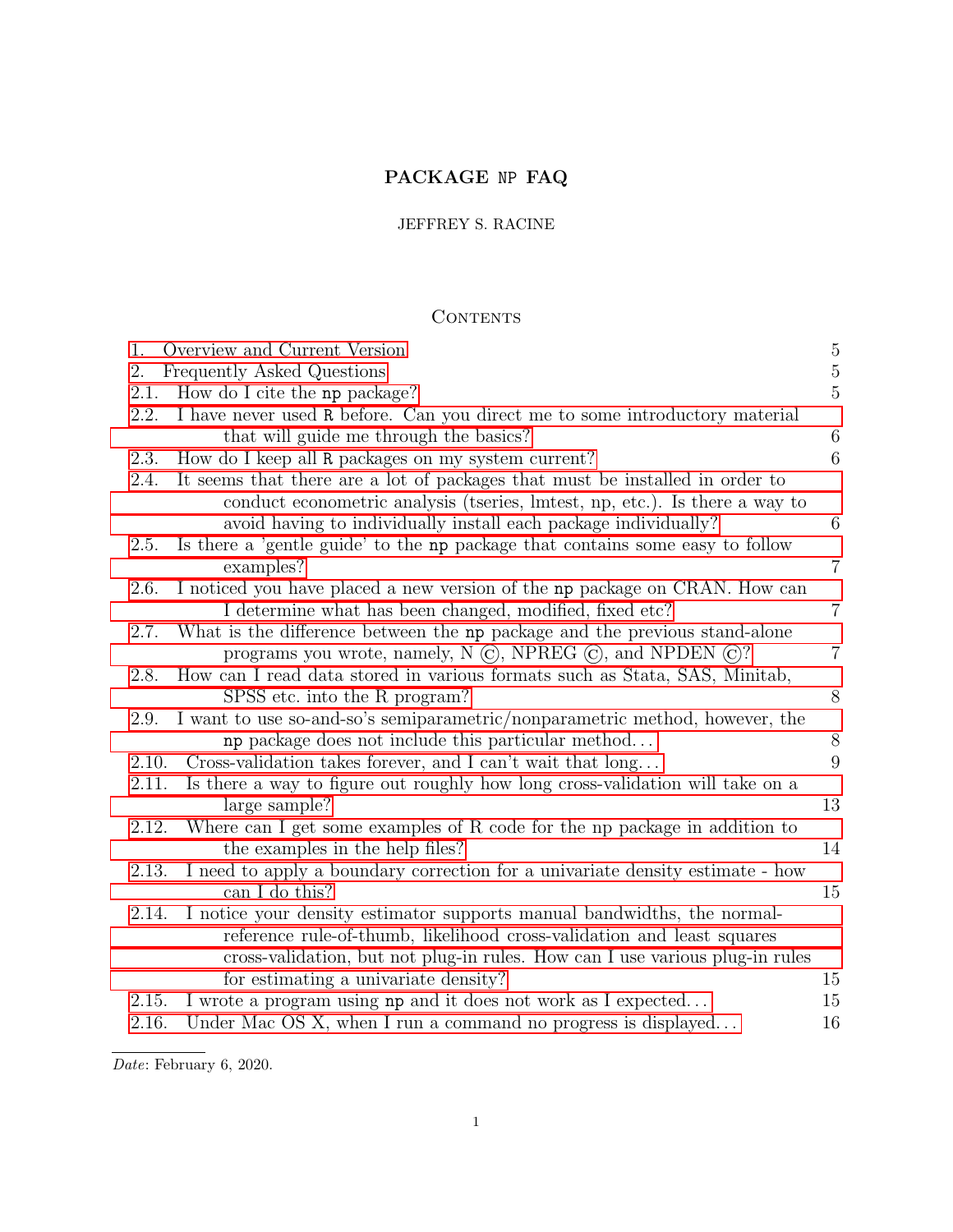# PACKAGE `NP` FAQ

JEFFREY S. RACINE

## Contents

| | |
|---|---|
| 1. Overview and Current Version | 5 |
| 2. Frequently Asked Questions | 5 |
| 2.1. How do I cite the `np` package? | 5 |
| 2.2. I have never used `R` before. Can you direct me to some introductory material that will guide me through the basics? | 6 |
| 2.3. How do I keep all `R` packages on my system current? | 6 |
| 2.4. It seems that there are a lot of packages that must be installed in order to conduct econometric analysis (tseries, lmtest, np, etc.). Is there a way to avoid having to individually install each package individually? | 6 |
| 2.5. Is there a 'gentle guide' to the `np` package that contains some easy to follow examples? | 7 |
| 2.6. I noticed you have placed a new version of the `np` package on CRAN. How can I determine what has been changed, modified, fixed etc? | 7 |
| 2.7. What is the difference between the `np` package and the previous stand-alone programs you wrote, namely, N ©, NPREG ©, and NPDEN ©? | 7 |
| 2.8. How can I read data stored in various formats such as Stata, SAS, Minitab, SPSS etc. into the R program? | 8 |
| 2.9. I want to use so-and-so's semiparametric/nonparametric method, however, the `np` package does not include this particular method... | 8 |
| 2.10. Cross-validation takes forever, and I can't wait that long... | 9 |
| 2.11. Is there a way to figure out roughly how long cross-validation will take on a large sample? | 13 |
| 2.12. Where can I get some examples of R code for the np package in addition to the examples in the help files? | 14 |
| 2.13. I need to apply a boundary correction for a univariate density estimate - how can I do this? | 15 |
| 2.14. I notice your density estimator supports manual bandwidths, the normal-reference rule-of-thumb, likelihood cross-validation and least squares cross-validation, but not plug-in rules. How can I use various plug-in rules for estimating a univariate density? | 15 |
| 2.15. I wrote a program using `np` and it does not work as I expected... | 15 |
| 2.16. Under Mac OS X, when I run a command no progress is displayed... | 16 |

*Date*: February 6, 2020.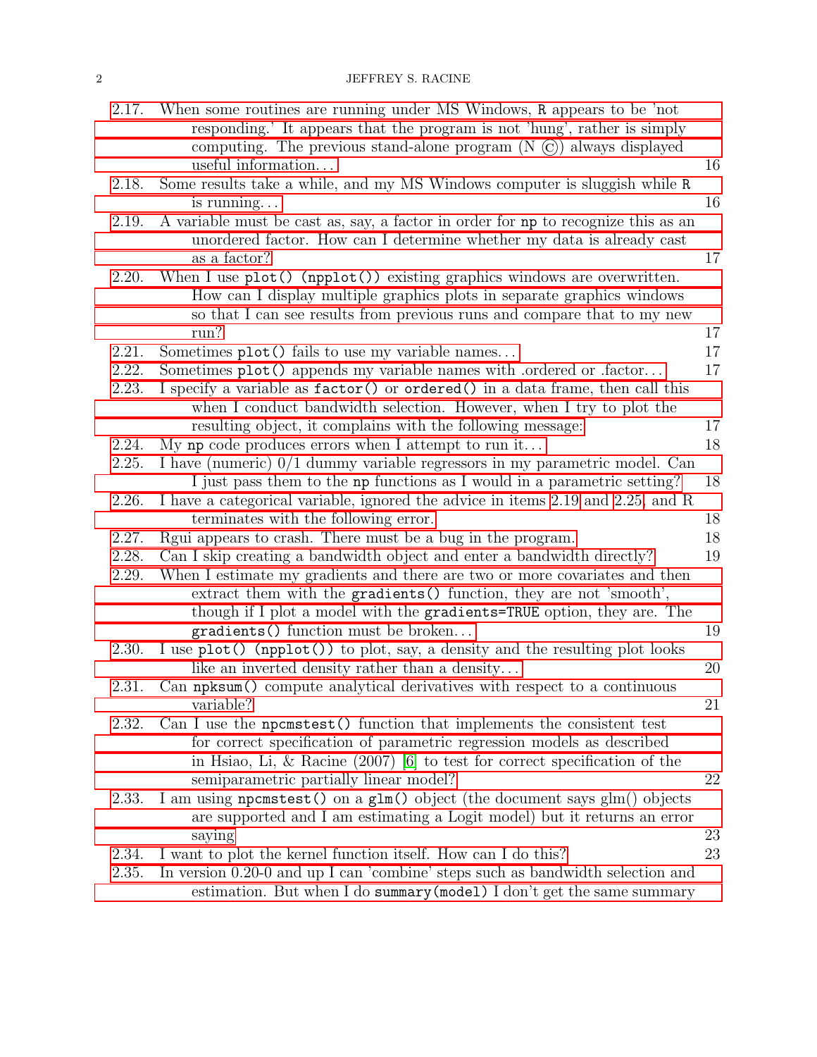- 2.17. When some routines are running under MS Windows, `R` appears to be 'not responding.' It appears that the program is not 'hung', rather is simply computing. The previous stand-alone program (N ©) always displayed useful information. . . 16
- 2.18. Some results take a while, and my MS Windows computer is sluggish while `R` is running. . . 16
- 2.19. A variable must be cast as, say, a factor in order for `np` to recognize this as an unordered factor. How can I determine whether my data is already cast as a factor? 17
- 2.20. When I use `plot()` (`npplot()`) existing graphics windows are overwritten. How can I display multiple graphics plots in separate graphics windows so that I can see results from previous runs and compare that to my new run? 17
- 2.21. Sometimes `plot()` fails to use my variable names. . . 17
- 2.22. Sometimes `plot()` appends my variable names with .ordered or .factor. . . 17
- 2.23. I specify a variable as `factor()` or `ordered()` in a data frame, then call this when I conduct bandwidth selection. However, when I try to plot the resulting object, it complains with the following message: 17
- 2.24. My `np` code produces errors when I attempt to run it. . . 18
- 2.25. I have (numeric) 0/1 dummy variable regressors in my parametric model. Can I just pass them to the `np` functions as I would in a parametric setting? 18
- 2.26. I have a categorical variable, ignored the advice in items 2.19 and 2.25, and R terminates with the following error. 18
- 2.27. Rgui appears to crash. There must be a bug in the program. 18
- 2.28. Can I skip creating a bandwidth object and enter a bandwidth directly? 19
- 2.29. When I estimate my gradients and there are two or more covariates and then extract them with the `gradients()` function, they are not 'smooth', though if I plot a model with the `gradients=TRUE` option, they are. The `gradients()` function must be broken. . . 19
- 2.30. I use `plot()` (`npplot()`) to plot, say, a density and the resulting plot looks like an inverted density rather than a density. . . 20
- 2.31. Can `npksum()` compute analytical derivatives with respect to a continuous variable? 21
- 2.32. Can I use the `npcmstest()` function that implements the consistent test for correct specification of parametric regression models as described in Hsiao, Li, & Racine (2007) [6] to test for correct specification of the semiparametric partially linear model? 22
- 2.33. I am using `npcmstest()` on a `glm()` object (the document says glm() objects are supported and I am estimating a Logit model) but it returns an error saying 23
- 2.34. I want to plot the kernel function itself. How can I do this? 23
- 2.35. In version 0.20-0 and up I can 'combine' steps such as bandwidth selection and estimation. But when I do `summary(model)` I don't get the same summary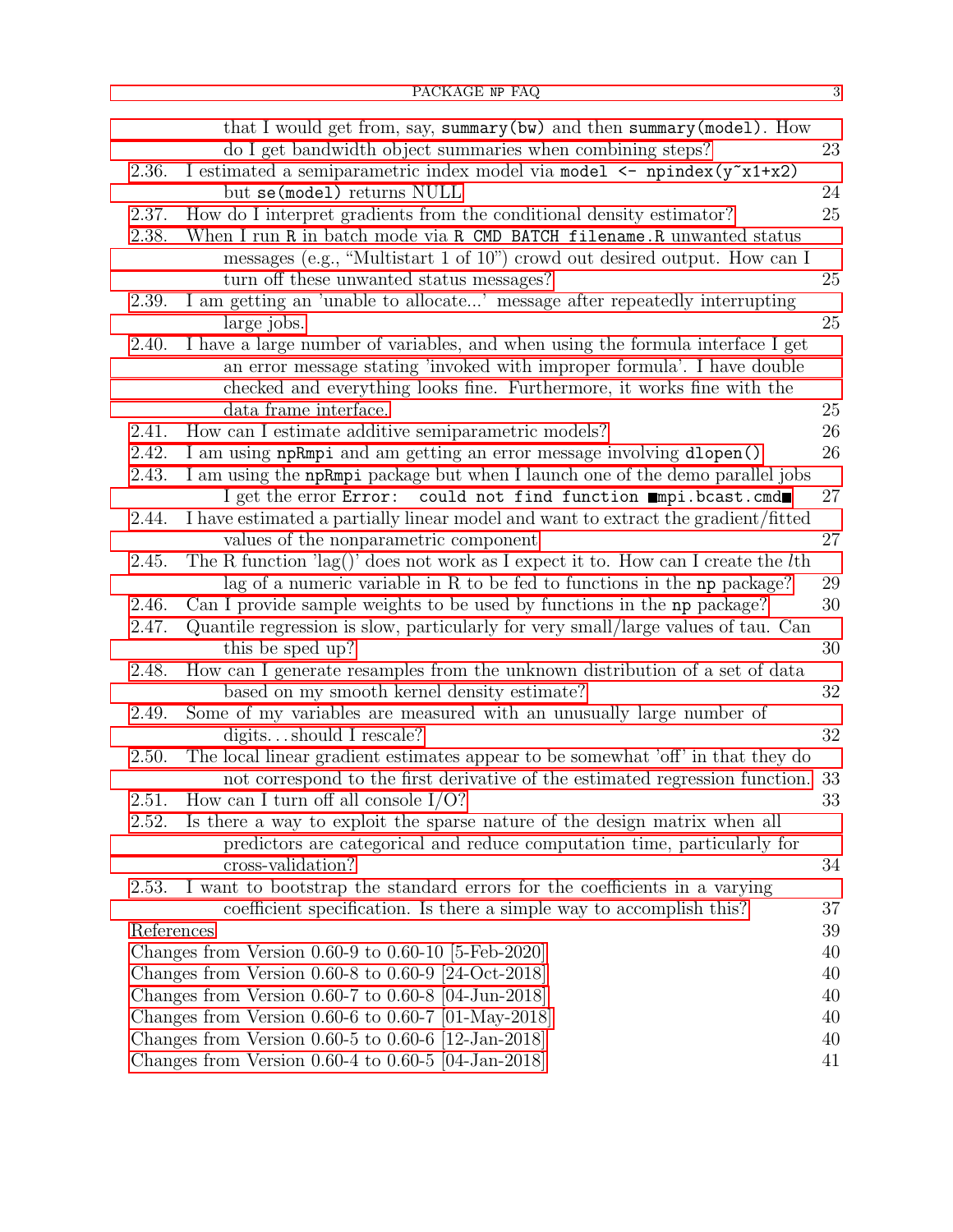that I would get from, say, `summary(bw)` and then `summary(model)`. How do I get bandwidth object summaries when combining steps? 23

2.36. I estimated a semiparametric index model via `model <- npindex(y~x1+x2)` but `se(model)` returns NULL 24

2.37. How do I interpret gradients from the conditional density estimator? 25

2.38. When I run `R` in batch mode via `R CMD BATCH filename.R` unwanted status messages (e.g., "Multistart 1 of 10") crowd out desired output. How can I turn off these unwanted status messages? 25

2.39. I am getting an 'unable to allocate...' message after repeatedly interrupting large jobs. 25

2.40. I have a large number of variables, and when using the formula interface I get an error message stating 'invoked with improper formula'. I have double checked and everything looks fine. Furthermore, it works fine with the data frame interface. 25

2.41. How can I estimate additive semiparametric models? 26

2.42. I am using `npRmpi` and am getting an error message involving `dlopen()` 26

2.43. I am using the `npRmpi` package but when I launch one of the demo parallel jobs I get the error `Error: could not find function ■mpi.bcast.cmd■` 27

2.44. I have estimated a partially linear model and want to extract the gradient/fitted values of the nonparametric component 27

2.45. The R function 'lag()' does not work as I expect it to. How can I create the $l$th lag of a numeric variable in R to be fed to functions in the `np` package? 29

2.46. Can I provide sample weights to be used by functions in the `np` package? 30

2.47. Quantile regression is slow, particularly for very small/large values of tau. Can this be sped up? 30

2.48. How can I generate resamples from the unknown distribution of a set of data based on my smooth kernel density estimate? 32

2.49. Some of my variables are measured with an unusually large number of digits…should I rescale? 32

2.50. The local linear gradient estimates appear to be somewhat 'off' in that they do not correspond to the first derivative of the estimated regression function. 33

2.51. How can I turn off all console I/O? 33

2.52. Is there a way to exploit the sparse nature of the design matrix when all predictors are categorical and reduce computation time, particularly for cross-validation? 34

2.53. I want to bootstrap the standard errors for the coefficients in a varying coefficient specification. Is there a simple way to accomplish this? 37

References 39

Changes from Version 0.60-9 to 0.60-10 [5-Feb-2020] 40

Changes from Version 0.60-8 to 0.60-9 [24-Oct-2018] 40

Changes from Version 0.60-7 to 0.60-8 [04-Jun-2018] 40

Changes from Version 0.60-6 to 0.60-7 [01-May-2018] 40

Changes from Version 0.60-5 to 0.60-6 [12-Jan-2018] 40

Changes from Version 0.60-4 to 0.60-5 [04-Jan-2018] 41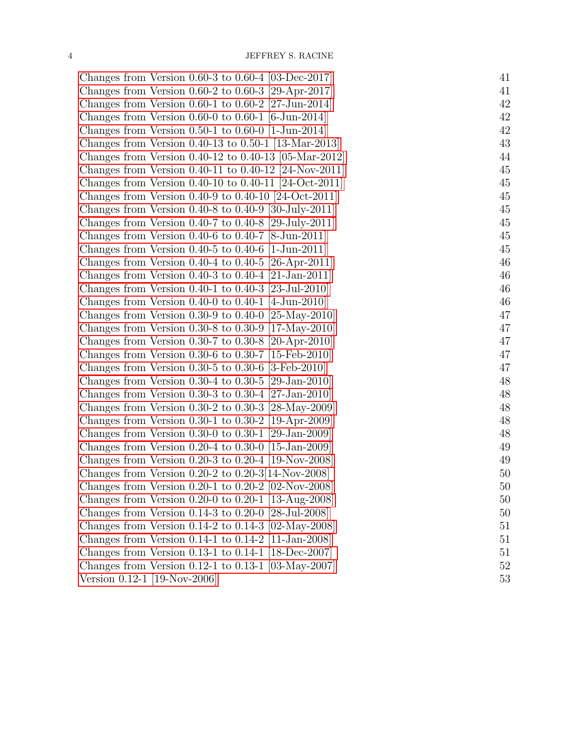Changes from Version 0.60-3 to 0.60-4 [03-Dec-2017] 41
Changes from Version 0.60-2 to 0.60-3 [29-Apr-2017] 41
Changes from Version 0.60-1 to 0.60-2 [27-Jun-2014] 42
Changes from Version 0.60-0 to 0.60-1 [6-Jun-2014] 42
Changes from Version 0.50-1 to 0.60-0 [1-Jun-2014] 42
Changes from Version 0.40-13 to 0.50-1 [13-Mar-2013] 43
Changes from Version 0.40-12 to 0.40-13 [05-Mar-2012] 44
Changes from Version 0.40-11 to 0.40-12 [24-Nov-2011] 45
Changes from Version 0.40-10 to 0.40-11 [24-Oct-2011] 45
Changes from Version 0.40-9 to 0.40-10 [24-Oct-2011] 45
Changes from Version 0.40-8 to 0.40-9 [30-July-2011] 45
Changes from Version 0.40-7 to 0.40-8 [29-July-2011] 45
Changes from Version 0.40-6 to 0.40-7 [8-Jun-2011] 45
Changes from Version 0.40-5 to 0.40-6 [1-Jun-2011] 45
Changes from Version 0.40-4 to 0.40-5 [26-Apr-2011] 46
Changes from Version 0.40-3 to 0.40-4 [21-Jan-2011] 46
Changes from Version 0.40-1 to 0.40-3 [23-Jul-2010] 46
Changes from Version 0.40-0 to 0.40-1 [4-Jun-2010] 46
Changes from Version 0.30-9 to 0.40-0 [25-May-2010] 47
Changes from Version 0.30-8 to 0.30-9 [17-May-2010] 47
Changes from Version 0.30-7 to 0.30-8 [20-Apr-2010] 47
Changes from Version 0.30-6 to 0.30-7 [15-Feb-2010] 47
Changes from Version 0.30-5 to 0.30-6 [3-Feb-2010] 47
Changes from Version 0.30-4 to 0.30-5 [29-Jan-2010] 48
Changes from Version 0.30-3 to 0.30-4 [27-Jan-2010] 48
Changes from Version 0.30-2 to 0.30-3 [28-May-2009] 48
Changes from Version 0.30-1 to 0.30-2 [19-Apr-2009] 48
Changes from Version 0.30-0 to 0.30-1 [29-Jan-2009] 48
Changes from Version 0.20-4 to 0.30-0 [15-Jan-2009] 49
Changes from Version 0.20-3 to 0.20-4 [19-Nov-2008] 49
Changes from Version 0.20-2 to 0.20-3[14-Nov-2008] 50
Changes from Version 0.20-1 to 0.20-2 [02-Nov-2008] 50
Changes from Version 0.20-0 to 0.20-1 [13-Aug-2008] 50
Changes from Version 0.14-3 to 0.20-0 [28-Jul-2008] 50
Changes from Version 0.14-2 to 0.14-3 [02-May-2008] 51
Changes from Version 0.14-1 to 0.14-2 [11-Jan-2008] 51
Changes from Version 0.13-1 to 0.14-1 [18-Dec-2007] 51
Changes from Version 0.12-1 to 0.13-1 [03-May-2007] 52
Version 0.12-1 [19-Nov-2006] 53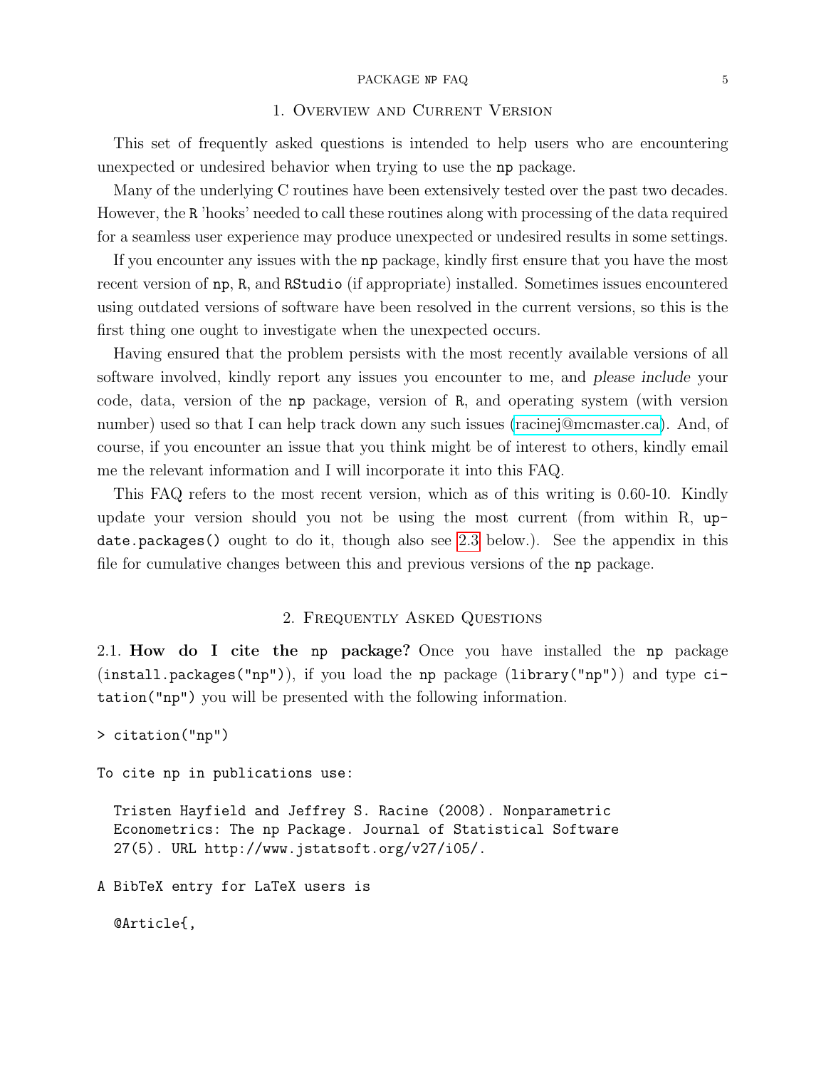## 1. Overview and Current Version

This set of frequently asked questions is intended to help users who are encountering unexpected or undesired behavior when trying to use the `np` package.

Many of the underlying C routines have been extensively tested over the past two decades. However, the `R` 'hooks' needed to call these routines along with processing of the data required for a seamless user experience may produce unexpected or undesired results in some settings.

If you encounter any issues with the `np` package, kindly first ensure that you have the most recent version of `np`, `R`, and `RStudio` (if appropriate) installed. Sometimes issues encountered using outdated versions of software have been resolved in the current versions, so this is the first thing one ought to investigate when the unexpected occurs.

Having ensured that the problem persists with the most recently available versions of all software involved, kindly report any issues you encounter to me, and *please include* your code, data, version of the `np` package, version of `R`, and operating system (with version number) used so that I can help track down any such issues (racinej@mcmaster.ca). And, of course, if you encounter an issue that you think might be of interest to others, kindly email me the relevant information and I will incorporate it into this FAQ.

This FAQ refers to the most recent version, which as of this writing is 0.60-10. Kindly update your version should you not be using the most current (from within R, `update.packages()` ought to do it, though also see 2.3 below.). See the appendix in this file for cumulative changes between this and previous versions of the `np` package.

## 2. Frequently Asked Questions

### 2.1. How do I cite the `np` package?

Once you have installed the `np` package (`install.packages("np")`), if you load the `np` package (`library("np")`) and type `citation("np")` you will be presented with the following information.

```
> citation("np")

To cite np in publications use:

  Tristen Hayfield and Jeffrey S. Racine (2008). Nonparametric
  Econometrics: The np Package. Journal of Statistical Software
  27(5). URL http://www.jstatsoft.org/v27/i05/.

A BibTeX entry for LaTeX users is

  @Article{,
```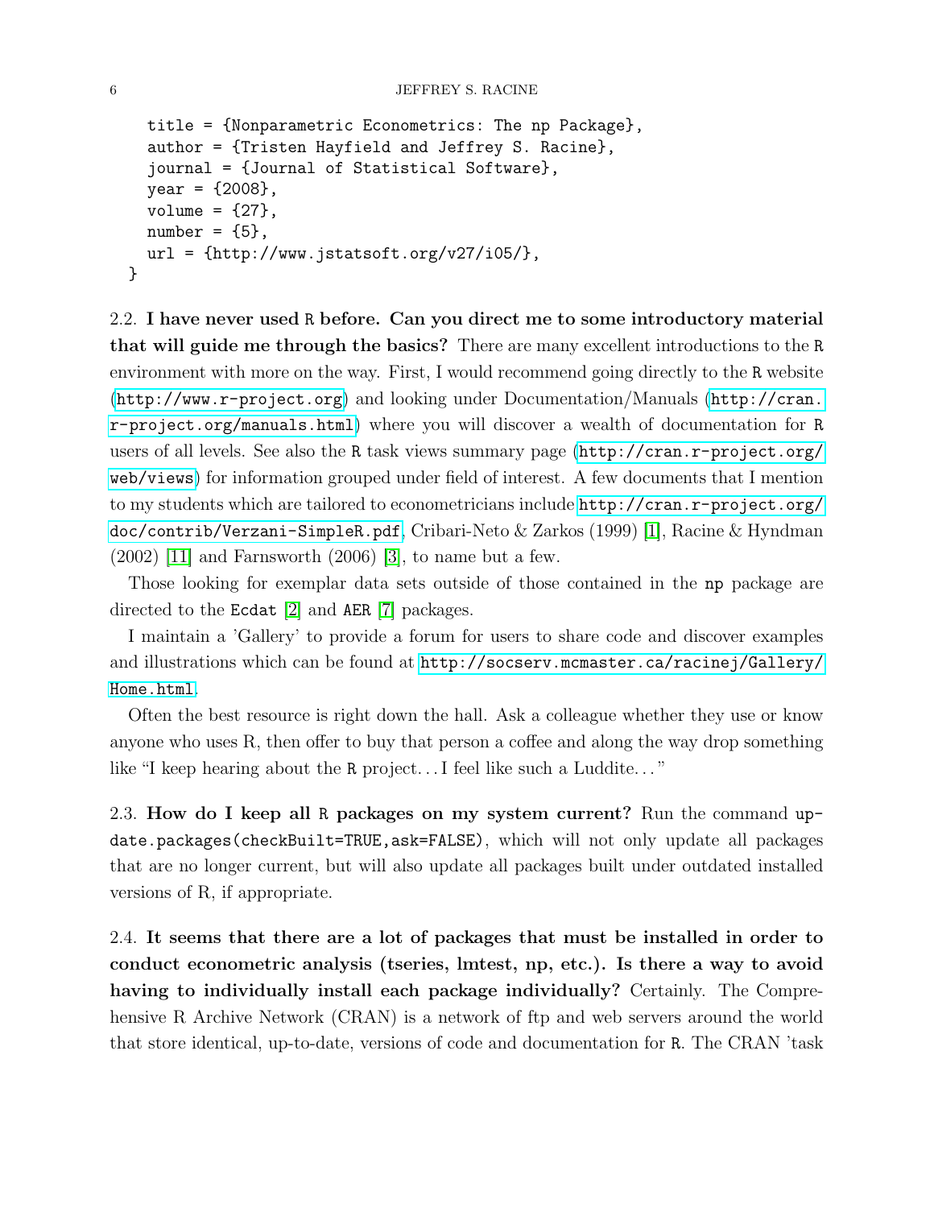```
  title = {Nonparametric Econometrics: The np Package},
  author = {Tristen Hayfield and Jeffrey S. Racine},
  journal = {Journal of Statistical Software},
  year = {2008},
  volume = {27},
  number = {5},
  url = {http://www.jstatsoft.org/v27/i05/},
}
```

2.2. **I have never used R before. Can you direct me to some introductory material that will guide me through the basics?** There are many excellent introductions to the R environment with more on the way. First, I would recommend going directly to the R website (http://www.r-project.org) and looking under Documentation/Manuals (http://cran.r-project.org/manuals.html) where you will discover a wealth of documentation for R users of all levels. See also the R task views summary page (http://cran.r-project.org/web/views) for information grouped under field of interest. A few documents that I mention to my students which are tailored to econometricians include http://cran.r-project.org/doc/contrib/Verzani-SimpleR.pdf, Cribari-Neto & Zarkos (1999) [1], Racine & Hyndman (2002) [11] and Farnsworth (2006) [3], to name but a few.

Those looking for exemplar data sets outside of those contained in the np package are directed to the Ecdat [2] and AER [7] packages.

I maintain a 'Gallery' to provide a forum for users to share code and discover examples and illustrations which can be found at http://socserv.mcmaster.ca/racinej/Gallery/Home.html.

Often the best resource is right down the hall. Ask a colleague whether they use or know anyone who uses R, then offer to buy that person a coffee and along the way drop something like "I keep hearing about the R project…I feel like such a Luddite…"

2.3. **How do I keep all R packages on my system current?** Run the command `update.packages(checkBuilt=TRUE,ask=FALSE)`, which will not only update all packages that are no longer current, but will also update all packages built under outdated installed versions of R, if appropriate.

2.4. **It seems that there are a lot of packages that must be installed in order to conduct econometric analysis (tseries, lmtest, np, etc.). Is there a way to avoid having to individually install each package individually?** Certainly. The Comprehensive R Archive Network (CRAN) is a network of ftp and web servers around the world that store identical, up-to-date, versions of code and documentation for R. The CRAN 'task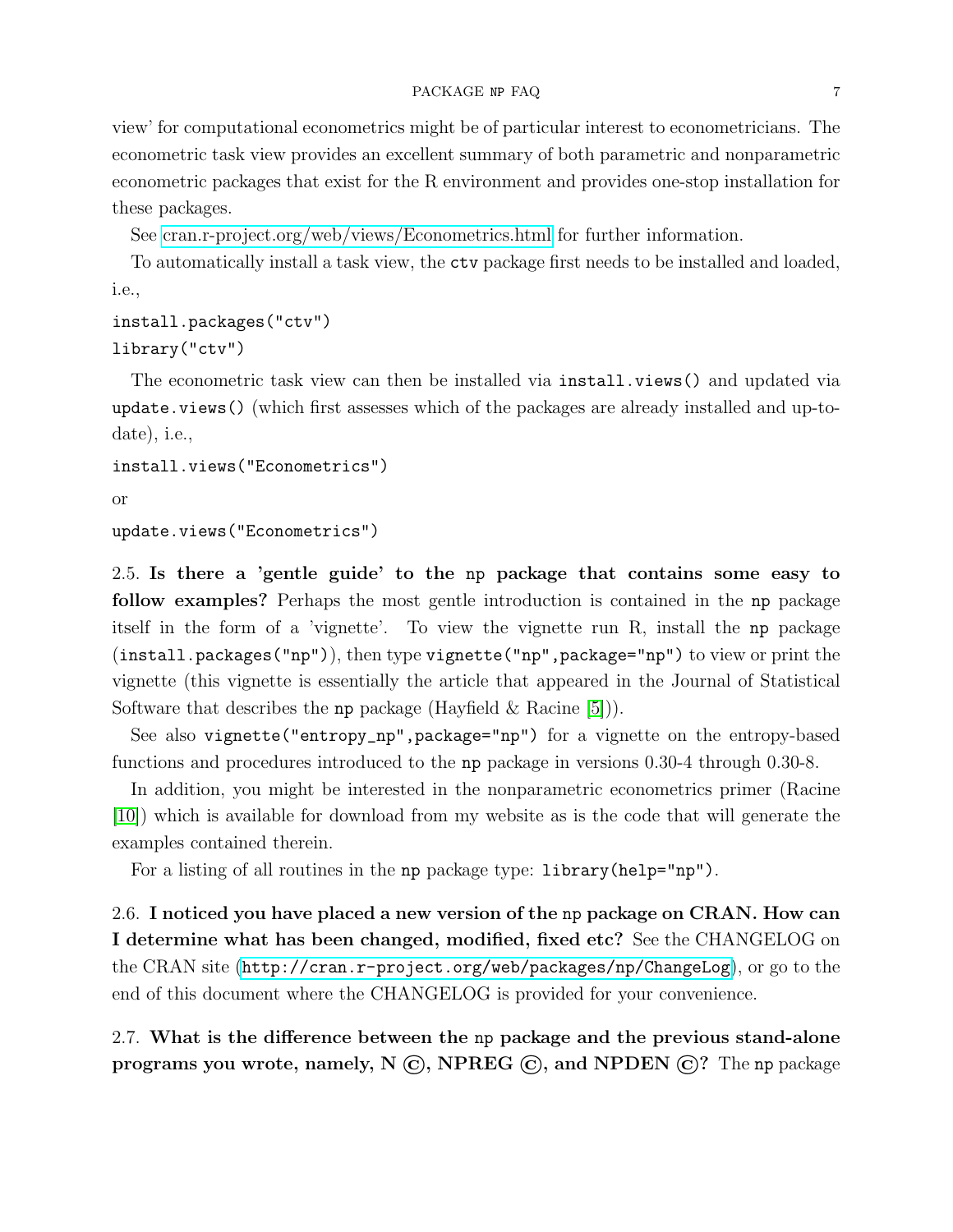view' for computational econometrics might be of particular interest to econometricians. The econometric task view provides an excellent summary of both parametric and nonparametric econometric packages that exist for the R environment and provides one-stop installation for these packages.

See cran.r-project.org/web/views/Econometrics.html for further information.

To automatically install a task view, the `ctv` package first needs to be installed and loaded, i.e.,

```
install.packages("ctv")
library("ctv")
```

The econometric task view can then be installed via `install.views()` and updated via `update.views()` (which first assesses which of the packages are already installed and up-to-date), i.e.,

```
install.views("Econometrics")
```

or

```
update.views("Econometrics")
```

2.5. **Is there a 'gentle guide' to the `np` package that contains some easy to follow examples?** Perhaps the most gentle introduction is contained in the `np` package itself in the form of a 'vignette'. To view the vignette run R, install the `np` package (`install.packages("np")`), then type `vignette("np",package="np")` to view or print the vignette (this vignette is essentially the article that appeared in the Journal of Statistical Software that describes the `np` package (Hayfield & Racine [5])).

See also `vignette("entropy_np",package="np")` for a vignette on the entropy-based functions and procedures introduced to the `np` package in versions 0.30-4 through 0.30-8.

In addition, you might be interested in the nonparametric econometrics primer (Racine [10]) which is available for download from my website as is the code that will generate the examples contained therein.

For a listing of all routines in the `np` package type: `library(help="np")`.

2.6. **I noticed you have placed a new version of the `np` package on CRAN. How can I determine what has been changed, modified, fixed etc?** See the CHANGELOG on the CRAN site (`http://cran.r-project.org/web/packages/np/ChangeLog`), or go to the end of this document where the CHANGELOG is provided for your convenience.

2.7. **What is the difference between the `np` package and the previous stand-alone programs you wrote, namely, N ©, NPREG ©, and NPDEN ©?** The `np` package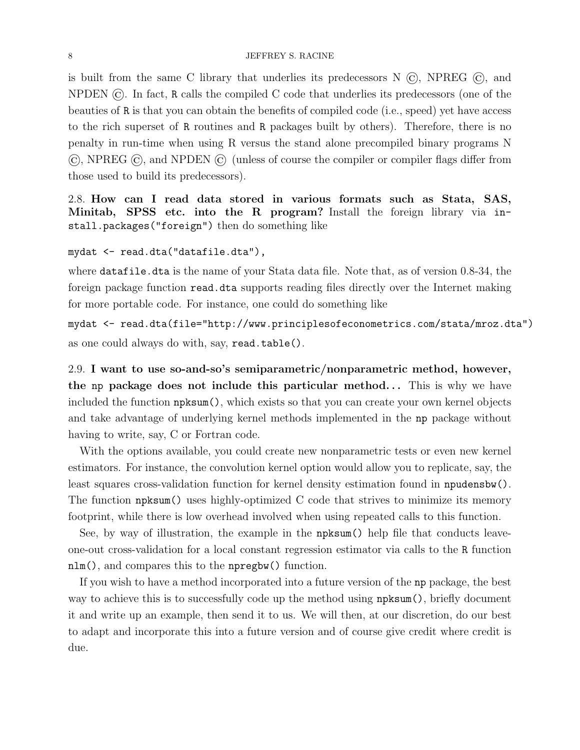is built from the same C library that underlies its predecessors N ©, NPREG ©, and NPDEN ©. In fact, R calls the compiled C code that underlies its predecessors (one of the beauties of R is that you can obtain the benefits of compiled code (i.e., speed) yet have access to the rich superset of R routines and R packages built by others). Therefore, there is no penalty in run-time when using R versus the stand alone precompiled binary programs N ©, NPREG ©, and NPDEN © (unless of course the compiler or compiler flags differ from those used to build its predecessors).

2.8. **How can I read data stored in various formats such as Stata, SAS, Minitab, SPSS etc. into the R program?** Install the foreign library via `install.packages("foreign")` then do something like

```
mydat <- read.dta("datafile.dta"),
```

where `datafile.dta` is the name of your Stata data file. Note that, as of version 0.8-34, the foreign package function `read.dta` supports reading files directly over the Internet making for more portable code. For instance, one could do something like

```
mydat <- read.dta(file="http://www.principlesofeconometrics.com/stata/mroz.dta")
```

as one could always do with, say, `read.table()`.

2.9. **I want to use so-and-so's semiparametric/nonparametric method, however, the `np` package does not include this particular method. . .** This is why we have included the function `npksum()`, which exists so that you can create your own kernel objects and take advantage of underlying kernel methods implemented in the `np` package without having to write, say, C or Fortran code.

With the options available, you could create new nonparametric tests or even new kernel estimators. For instance, the convolution kernel option would allow you to replicate, say, the least squares cross-validation function for kernel density estimation found in `npudensbw()`. The function `npksum()` uses highly-optimized C code that strives to minimize its memory footprint, while there is low overhead involved when using repeated calls to this function.

See, by way of illustration, the example in the `npksum()` help file that conducts leave-one-out cross-validation for a local constant regression estimator via calls to the R function `nlm()`, and compares this to the `npregbw()` function.

If you wish to have a method incorporated into a future version of the `np` package, the best way to achieve this is to successfully code up the method using `npksum()`, briefly document it and write up an example, then send it to us. We will then, at our discretion, do our best to adapt and incorporate this into a future version and of course give credit where credit is due.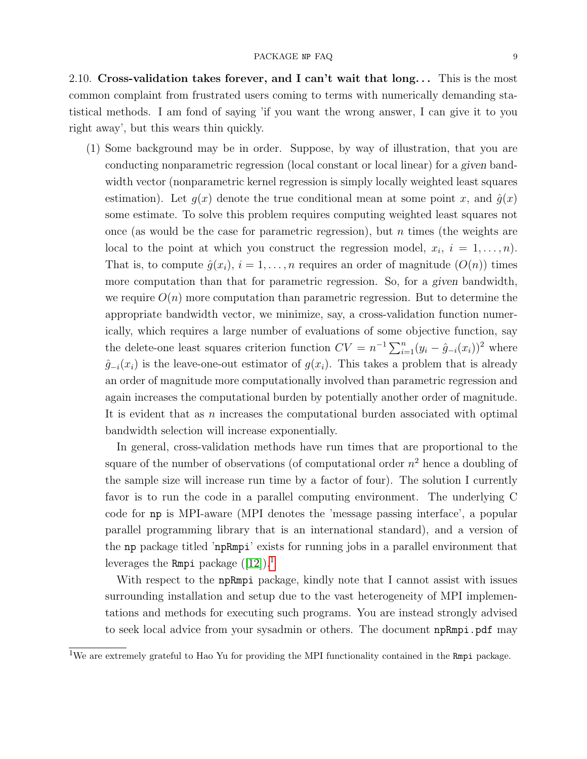2.10. **Cross-validation takes forever, and I can't wait that long...** This is the most common complaint from frustrated users coming to terms with numerically demanding statistical methods. I am fond of saying 'if you want the wrong answer, I can give it to you right away', but this wears thin quickly.

(1) Some background may be in order. Suppose, by way of illustration, that you are conducting nonparametric regression (local constant or local linear) for a *given* bandwidth vector (nonparametric kernel regression is simply locally weighted least squares estimation). Let $g(x)$ denote the true conditional mean at some point $x$, and $\hat{g}(x)$ some estimate. To solve this problem requires computing weighted least squares not once (as would be the case for parametric regression), but $n$ times (the weights are local to the point at which you construct the regression model, $x_i$, $i = 1, \ldots, n$). That is, to compute $\hat{g}(x_i)$, $i = 1, \ldots, n$ requires an order of magnitude ($O(n)$) times more computation than that for parametric regression. So, for a *given* bandwidth, we require $O(n)$ more computation than parametric regression. But to determine the appropriate bandwidth vector, we minimize, say, a cross-validation function numerically, which requires a large number of evaluations of some objective function, say the delete-one least squares criterion function $CV = n^{-1} \sum_{i=1}^{n} (y_i - \hat{g}_{-i}(x_i))^2$ where $\hat{g}_{-i}(x_i)$ is the leave-one-out estimator of $g(x_i)$. This takes a problem that is already an order of magnitude more computationally involved than parametric regression and again increases the computational burden by potentially another order of magnitude. It is evident that as $n$ increases the computational burden associated with optimal bandwidth selection will increase exponentially.

In general, cross-validation methods have run times that are proportional to the square of the number of observations (of computational order $n^2$ hence a doubling of the sample size will increase run time by a factor of four). The solution I currently favor is to run the code in a parallel computing environment. The underlying C code for `np` is MPI-aware (MPI denotes the 'message passing interface', a popular parallel programming library that is an international standard), and a version of the `np` package titled '`npRmpi`' exists for running jobs in a parallel environment that leverages the `Rmpi` package ([12]).[1]

With respect to the `npRmpi` package, kindly note that I cannot assist with issues surrounding installation and setup due to the vast heterogeneity of MPI implementations and methods for executing such programs. You are instead strongly advised to seek local advice from your sysadmin or others. The document `npRmpi.pdf` may

[1] We are extremely grateful to Hao Yu for providing the MPI functionality contained in the `Rmpi` package.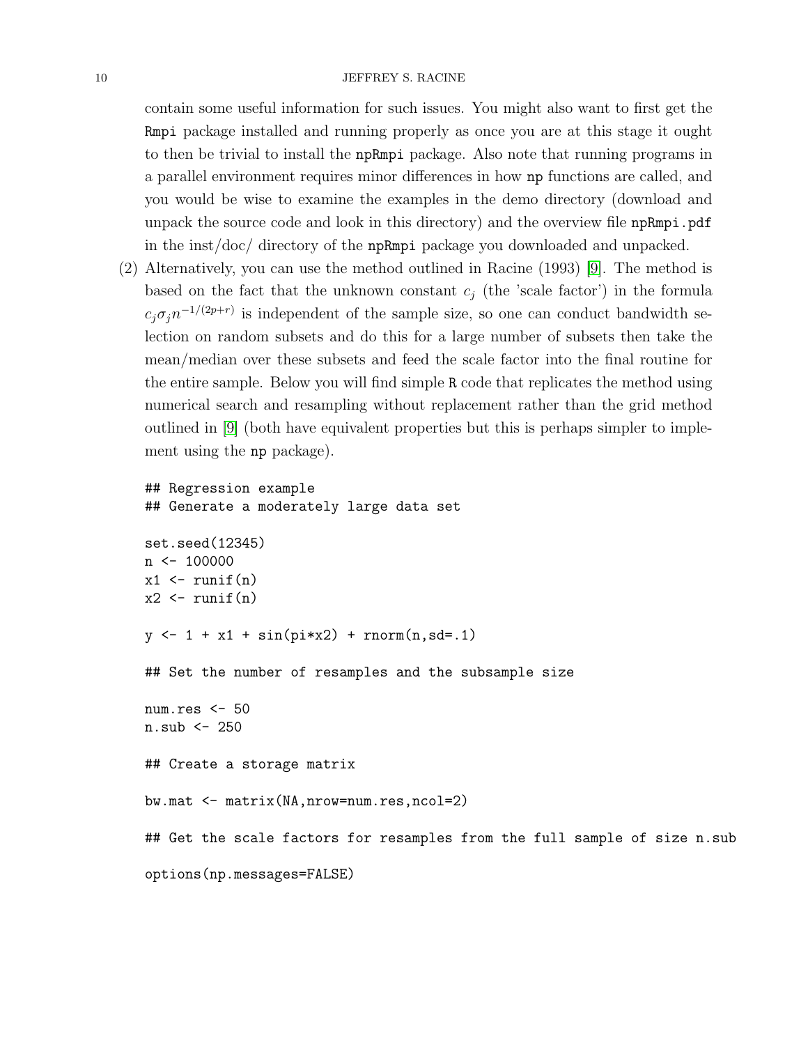contain some useful information for such issues. You might also want to first get the Rmpi package installed and running properly as once you are at this stage it ought to then be trivial to install the npRmpi package. Also note that running programs in a parallel environment requires minor differences in how np functions are called, and you would be wise to examine the examples in the demo directory (download and unpack the source code and look in this directory) and the overview file npRmpi.pdf in the inst/doc/ directory of the npRmpi package you downloaded and unpacked.

(2) Alternatively, you can use the method outlined in Racine (1993) [9]. The method is based on the fact that the unknown constant $c_j$ (the 'scale factor') in the formula $c_j \sigma_j n^{-1/(2p+r)}$ is independent of the sample size, so one can conduct bandwidth selection on random subsets and do this for a large number of subsets then take the mean/median over these subsets and feed the scale factor into the final routine for the entire sample. Below you will find simple R code that replicates the method using numerical search and resampling without replacement rather than the grid method outlined in [9] (both have equivalent properties but this is perhaps simpler to implement using the np package).

```
## Regression example
## Generate a moderately large data set

set.seed(12345)
n <- 100000
x1 <- runif(n)
x2 <- runif(n)

y <- 1 + x1 + sin(pi*x2) + rnorm(n,sd=.1)

## Set the number of resamples and the subsample size

num.res <- 50
n.sub <- 250

## Create a storage matrix

bw.mat <- matrix(NA,nrow=num.res,ncol=2)

## Get the scale factors for resamples from the full sample of size n.sub

options(np.messages=FALSE)
```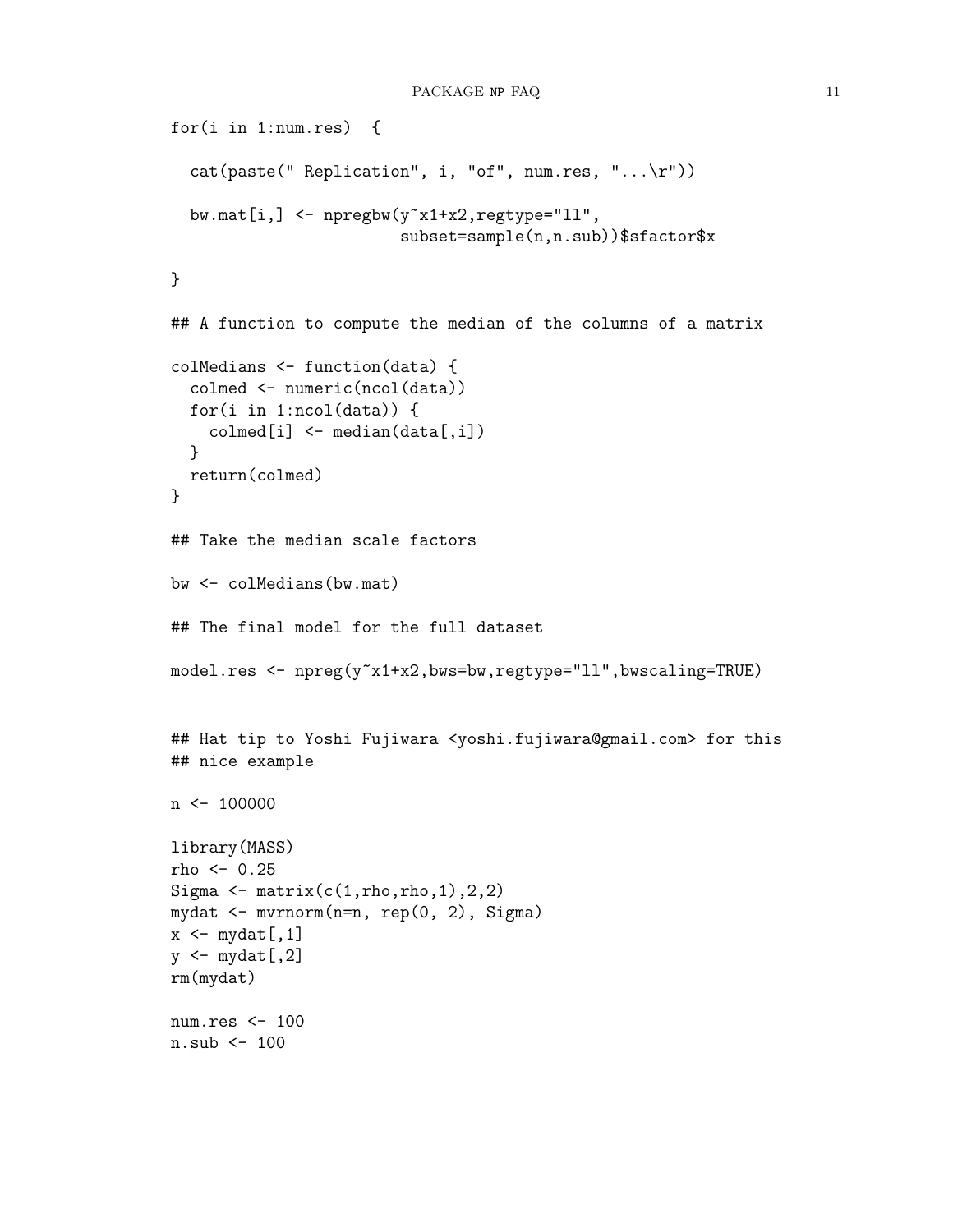```
for(i in 1:num.res)  {

  cat(paste(" Replication", i, "of", num.res, "...\r"))

  bw.mat[i,] <- npregbw(y~x1+x2,regtype="ll",
                        subset=sample(n,n.sub))$sfactor$x

}

## A function to compute the median of the columns of a matrix

colMedians <- function(data) {
  colmed <- numeric(ncol(data))
  for(i in 1:ncol(data)) {
    colmed[i] <- median(data[,i])
  }
  return(colmed)
}

## Take the median scale factors

bw <- colMedians(bw.mat)

## The final model for the full dataset

model.res <- npreg(y~x1+x2,bws=bw,regtype="ll",bwscaling=TRUE)


## Hat tip to Yoshi Fujiwara <yoshi.fujiwara@gmail.com> for this
## nice example

n <- 100000

library(MASS)
rho <- 0.25
Sigma <- matrix(c(1,rho,rho,1),2,2)
mydat <- mvrnorm(n=n, rep(0, 2), Sigma)
x <- mydat[,1]
y <- mydat[,2]
rm(mydat)

num.res <- 100
n.sub <- 100
```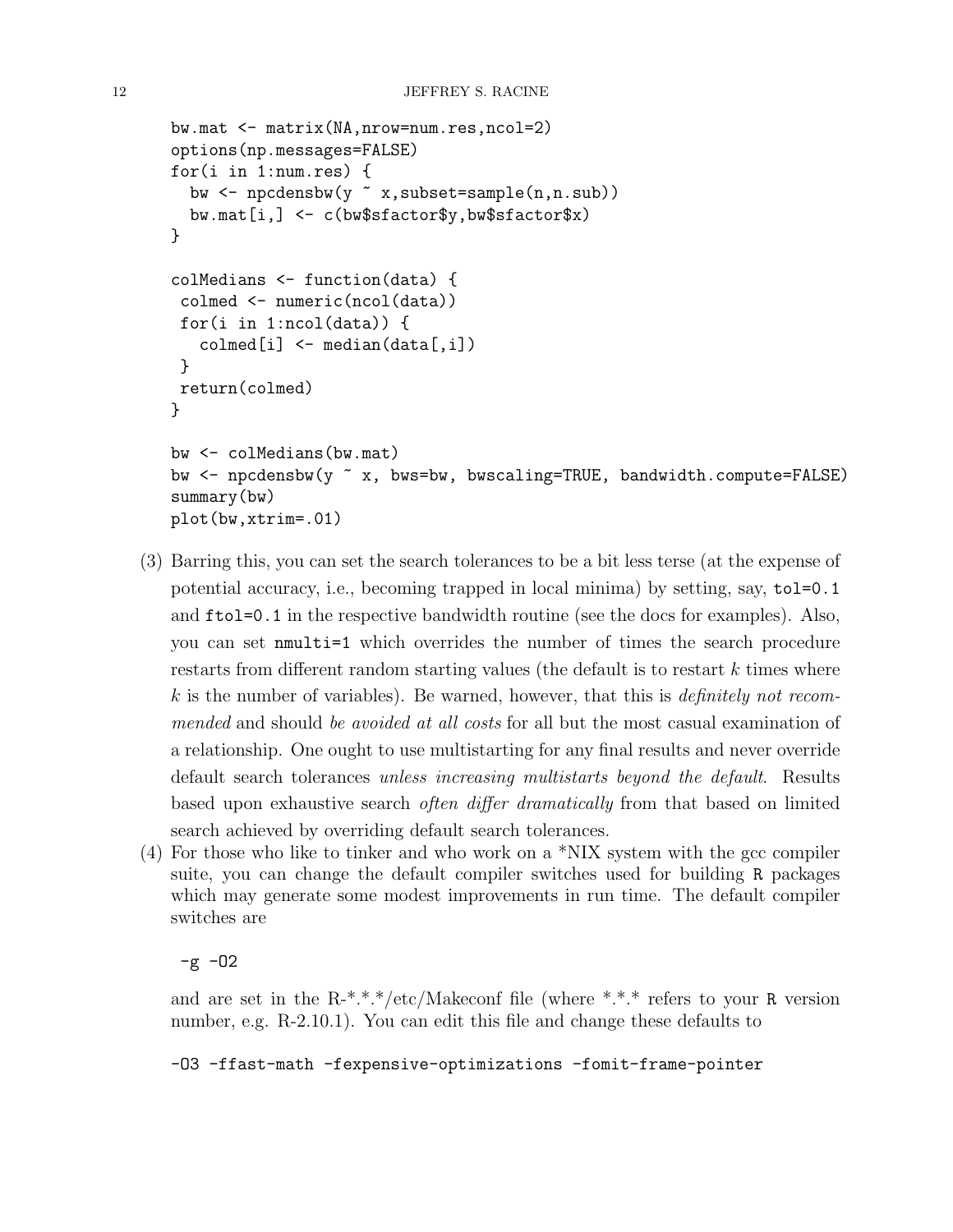```
bw.mat <- matrix(NA,nrow=num.res,ncol=2)
options(np.messages=FALSE)
for(i in 1:num.res) {
  bw <- npcdensbw(y ~ x,subset=sample(n,n.sub))
  bw.mat[i,] <- c(bw$sfactor$y,bw$sfactor$x)
}

colMedians <- function(data) {
 colmed <- numeric(ncol(data))
 for(i in 1:ncol(data)) {
   colmed[i] <- median(data[,i])
 }
 return(colmed)
}

bw <- colMedians(bw.mat)
bw <- npcdensbw(y ~ x, bws=bw, bwscaling=TRUE, bandwidth.compute=FALSE)
summary(bw)
plot(bw,xtrim=.01)
```

(3) Barring this, you can set the search tolerances to be a bit less terse (at the expense of potential accuracy, i.e., becoming trapped in local minima) by setting, say, `tol=0.1` and `ftol=0.1` in the respective bandwidth routine (see the docs for examples). Also, you can set `nmulti=1` which overrides the number of times the search procedure restarts from different random starting values (the default is to restart $k$ times where $k$ is the number of variables). Be warned, however, that this is *definitely not recommended* and should *be avoided at all costs* for all but the most casual examination of a relationship. One ought to use multistarting for any final results and never override default search tolerances *unless increasing multistarts beyond the default*. Results based upon exhaustive search *often differ dramatically* from that based on limited search achieved by overriding default search tolerances.

(4) For those who like to tinker and who work on a *NIX system with the gcc compiler suite, you can change the default compiler switches used for building `R` packages which may generate some modest improvements in run time. The default compiler switches are

```
-g -O2
```

and are set in the R-\*.\*.\*/etc/Makeconf file (where \*.\*.\* refers to your `R` version number, e.g. R-2.10.1). You can edit this file and change these defaults to

```
-O3 -ffast-math -fexpensive-optimizations -fomit-frame-pointer
```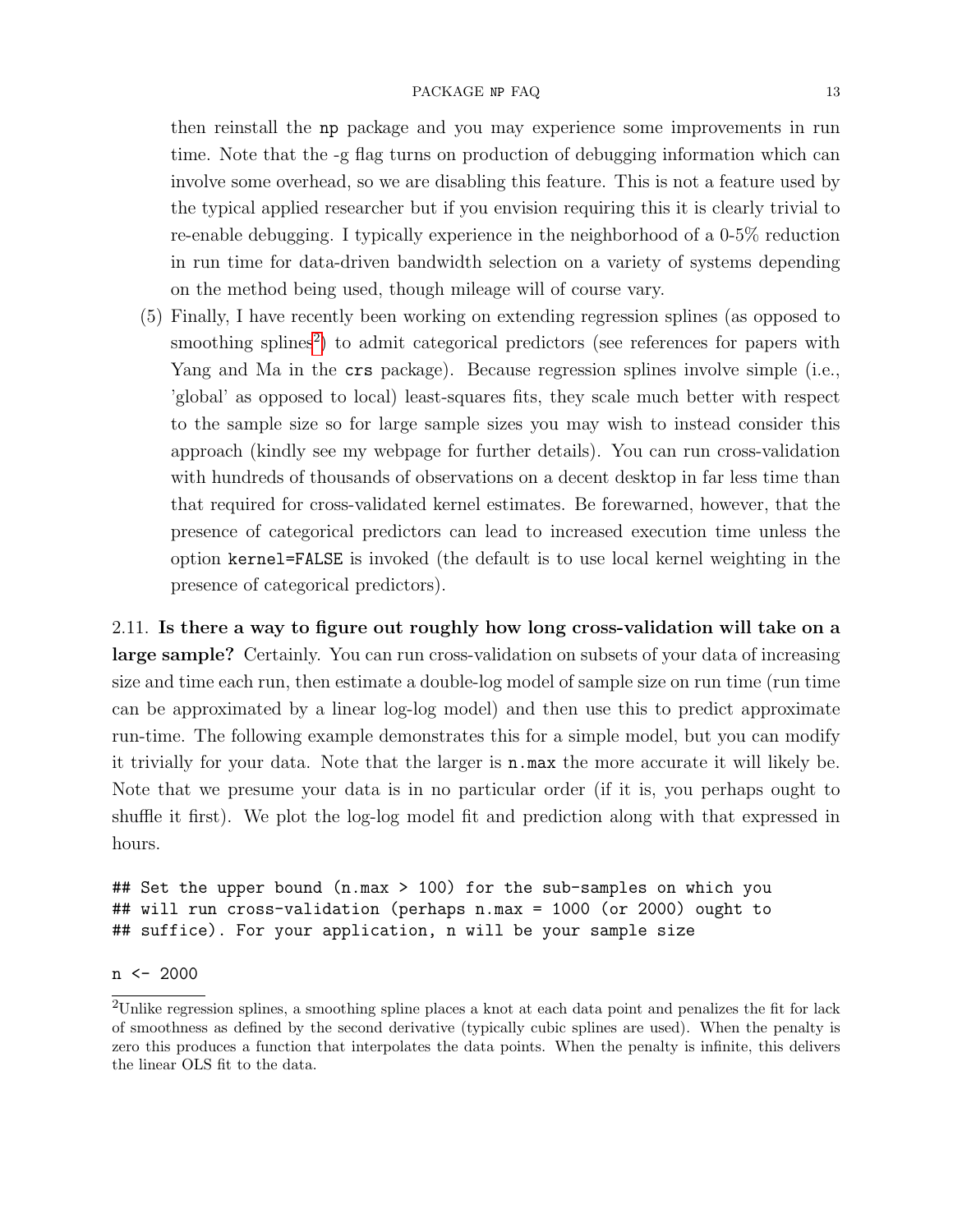then reinstall the np package and you may experience some improvements in run time. Note that the -g flag turns on production of debugging information which can involve some overhead, so we are disabling this feature. This is not a feature used by the typical applied researcher but if you envision requiring this it is clearly trivial to re-enable debugging. I typically experience in the neighborhood of a 0-5% reduction in run time for data-driven bandwidth selection on a variety of systems depending on the method being used, though mileage will of course vary.

(5) Finally, I have recently been working on extending regression splines (as opposed to smoothing splines[2]) to admit categorical predictors (see references for papers with Yang and Ma in the crs package). Because regression splines involve simple (i.e., 'global' as opposed to local) least-squares fits, they scale much better with respect to the sample size so for large sample sizes you may wish to instead consider this approach (kindly see my webpage for further details). You can run cross-validation with hundreds of thousands of observations on a decent desktop in far less time than that required for cross-validated kernel estimates. Be forewarned, however, that the presence of categorical predictors can lead to increased execution time unless the option kernel=FALSE is invoked (the default is to use local kernel weighting in the presence of categorical predictors).

2.11. **Is there a way to figure out roughly how long cross-validation will take on a large sample?** Certainly. You can run cross-validation on subsets of your data of increasing size and time each run, then estimate a double-log model of sample size on run time (run time can be approximated by a linear log-log model) and then use this to predict approximate run-time. The following example demonstrates this for a simple model, but you can modify it trivially for your data. Note that the larger is n.max the more accurate it will likely be. Note that we presume your data is in no particular order (if it is, you perhaps ought to shuffle it first). We plot the log-log model fit and prediction along with that expressed in hours.

```
## Set the upper bound (n.max > 100) for the sub-samples on which you
## will run cross-validation (perhaps n.max = 1000 (or 2000) ought to
## suffice). For your application, n will be your sample size

n <- 2000
```

[2]Unlike regression splines, a smoothing spline places a knot at each data point and penalizes the fit for lack of smoothness as defined by the second derivative (typically cubic splines are used). When the penalty is zero this produces a function that interpolates the data points. When the penalty is infinite, this delivers the linear OLS fit to the data.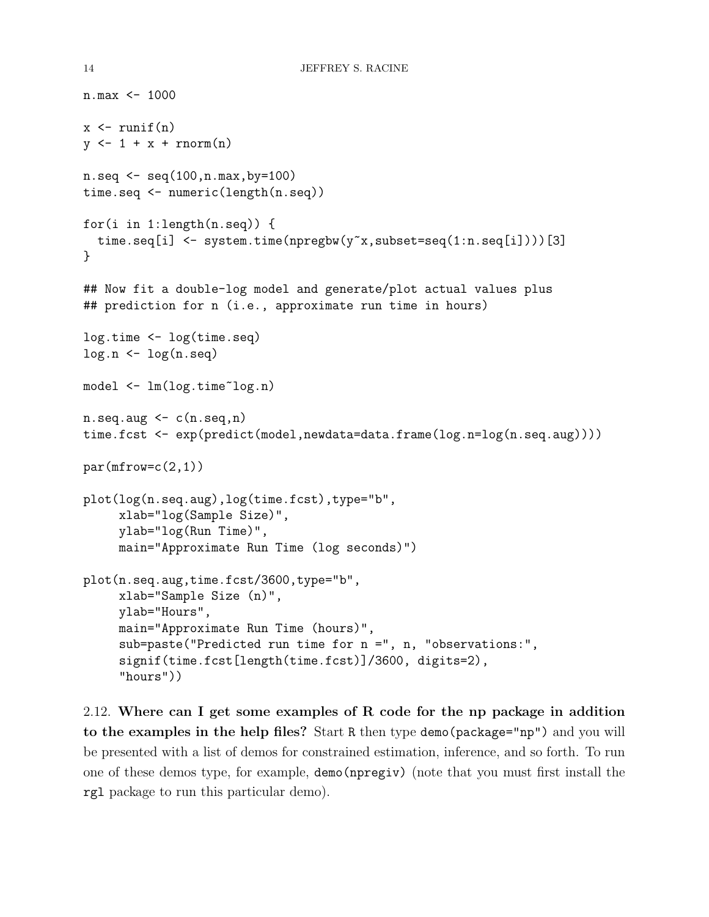```
n.max <- 1000

x <- runif(n)
y <- 1 + x + rnorm(n)

n.seq <- seq(100,n.max,by=100)
time.seq <- numeric(length(n.seq))

for(i in 1:length(n.seq)) {
  time.seq[i] <- system.time(npregbw(y~x,subset=seq(1:n.seq[i])))[3]
}

## Now fit a double-log model and generate/plot actual values plus
## prediction for n (i.e., approximate run time in hours)

log.time <- log(time.seq)
log.n <- log(n.seq)

model <- lm(log.time~log.n)

n.seq.aug <- c(n.seq,n)
time.fcst <- exp(predict(model,newdata=data.frame(log.n=log(n.seq.aug))))

par(mfrow=c(2,1))

plot(log(n.seq.aug),log(time.fcst),type="b",
     xlab="log(Sample Size)",
     ylab="log(Run Time)",
     main="Approximate Run Time (log seconds)")

plot(n.seq.aug,time.fcst/3600,type="b",
     xlab="Sample Size (n)",
     ylab="Hours",
     main="Approximate Run Time (hours)",
     sub=paste("Predicted run time for n =", n, "observations:",
     signif(time.fcst[length(time.fcst)]/3600, digits=2),
     "hours"))
```

2.12. **Where can I get some examples of R code for the np package in addition to the examples in the help files?** Start `R` then type `demo(package="np")` and you will be presented with a list of demos for constrained estimation, inference, and so forth. To run one of these demos type, for example, `demo(npregiv)` (note that you must first install the `rgl` package to run this particular demo).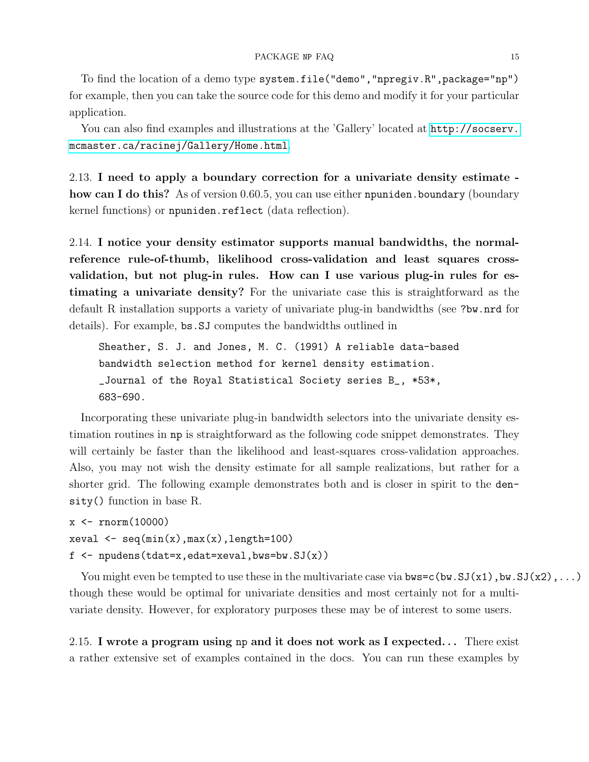To find the location of a demo type `system.file("demo","npregiv.R",package="np")` for example, then you can take the source code for this demo and modify it for your particular application.

You can also find examples and illustrations at the 'Gallery' located at http://socserv.mcmaster.ca/racinej/Gallery/Home.html.

2.13. **I need to apply a boundary correction for a univariate density estimate - how can I do this?** As of version 0.60.5, you can use either `npuniden.boundary` (boundary kernel functions) or `npuniden.reflect` (data reflection).

2.14. **I notice your density estimator supports manual bandwidths, the normal-reference rule-of-thumb, likelihood cross-validation and least squares cross-validation, but not plug-in rules. How can I use various plug-in rules for estimating a univariate density?** For the univariate case this is straightforward as the default R installation supports a variety of univariate plug-in bandwidths (see `?bw.nrd` for details). For example, `bs.SJ` computes the bandwidths outlined in

```
Sheather, S. J. and Jones, M. C. (1991) A reliable data-based
bandwidth selection method for kernel density estimation.
_Journal of the Royal Statistical Society series B_, *53*,
683-690.
```

Incorporating these univariate plug-in bandwidth selectors into the univariate density estimation routines in `np` is straightforward as the following code snippet demonstrates. They will certainly be faster than the likelihood and least-squares cross-validation approaches. Also, you may not wish the density estimate for all sample realizations, but rather for a shorter grid. The following example demonstrates both and is closer in spirit to the `density()` function in base R.

```
x <- rnorm(10000)
xeval <- seq(min(x),max(x),length=100)
f <- npudens(tdat=x,edat=xeval,bws=bw.SJ(x))
```

You might even be tempted to use these in the multivariate case via `bws=c(bw.SJ(x1),bw.SJ(x2),...)` though these would be optimal for univariate densities and most certainly not for a multivariate density. However, for exploratory purposes these may be of interest to some users.

2.15. **I wrote a program using np and it does not work as I expected...** There exist a rather extensive set of examples contained in the docs. You can run these examples by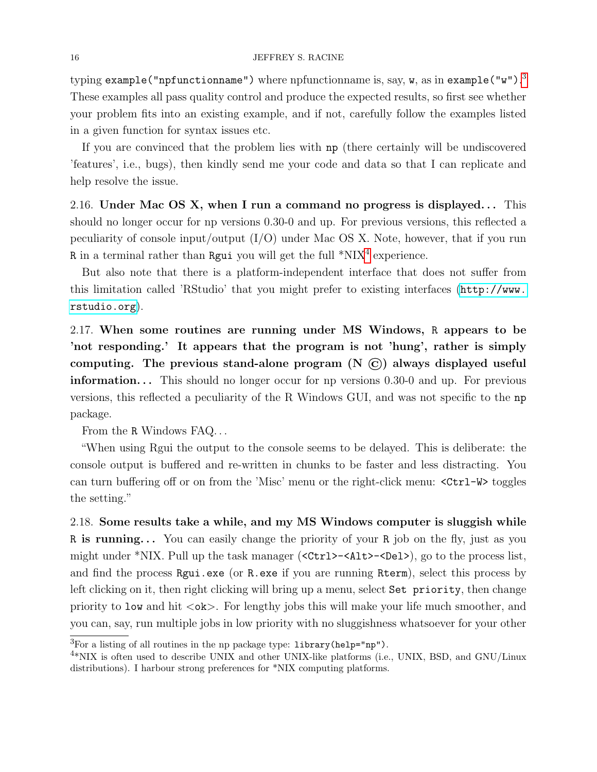typing `example("npfunctionname")` where npfunctionname is, say, `w`, as in `example("w")`.[3] These examples all pass quality control and produce the expected results, so first see whether your problem fits into an existing example, and if not, carefully follow the examples listed in a given function for syntax issues etc.

If you are convinced that the problem lies with `np` (there certainly will be undiscovered 'features', i.e., bugs), then kindly send me your code and data so that I can replicate and help resolve the issue.

2.16. **Under Mac OS X, when I run a command no progress is displayed...** This should no longer occur for np versions 0.30-0 and up. For previous versions, this reflected a peculiarity of console input/output (I/O) under Mac OS X. Note, however, that if you run `R` in a terminal rather than `Rgui` you will get the full *NIX[4] experience.

But also note that there is a platform-independent interface that does not suffer from this limitation called 'RStudio' that you might prefer to existing interfaces (http://www.rstudio.org).

2.17. **When some routines are running under MS Windows, `R` appears to be 'not responding.' It appears that the program is not 'hung', rather is simply computing. The previous stand-alone program (N ©) always displayed useful information...** This should no longer occur for np versions 0.30-0 and up. For previous versions, this reflected a peculiarity of the R Windows GUI, and was not specific to the `np` package.

From the `R` Windows FAQ...

"When using Rgui the output to the console seems to be delayed. This is deliberate: the console output is buffered and re-written in chunks to be faster and less distracting. You can turn buffering off or on from the 'Misc' menu or the right-click menu: `<Ctrl-W>` toggles the setting."

2.18. **Some results take a while, and my MS Windows computer is sluggish while `R` is running...** You can easily change the priority of your `R` job on the fly, just as you might under *NIX. Pull up the task manager (`<Ctrl>-<Alt>-<Del>`), go to the process list, and find the process `Rgui.exe` (or `R.exe` if you are running `Rterm`), select this process by left clicking on it, then right clicking will bring up a menu, select `Set priority`, then change priority to `low` and hit <`ok`>. For lengthy jobs this will make your life much smoother, and you can, say, run multiple jobs in low priority with no sluggishness whatsoever for your other

---

[3] For a listing of all routines in the np package type: `library(help="np")`.

[4] *NIX is often used to describe UNIX and other UNIX-like platforms (i.e., UNIX, BSD, and GNU/Linux distributions). I harbour strong preferences for *NIX computing platforms.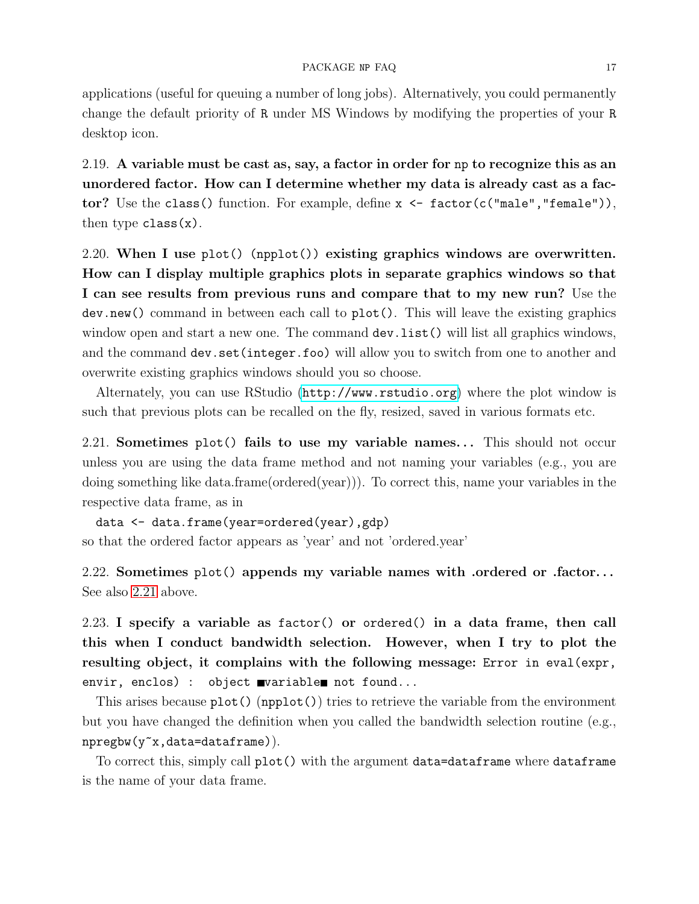applications (useful for queuing a number of long jobs). Alternatively, you could permanently change the default priority of `R` under MS Windows by modifying the properties of your `R` desktop icon.

2.19. **A variable must be cast as, say, a factor in order for `np` to recognize this as an unordered factor. How can I determine whether my data is already cast as a factor?** Use the `class()` function. For example, define `x <- factor(c("male","female"))`, then type `class(x)`.

2.20. **When I use `plot()` (`npplot()`) existing graphics windows are overwritten. How can I display multiple graphics plots in separate graphics windows so that I can see results from previous runs and compare that to my new run?** Use the `dev.new()` command in between each call to `plot()`. This will leave the existing graphics window open and start a new one. The command `dev.list()` will list all graphics windows, and the command `dev.set(integer.foo)` will allow you to switch from one to another and overwrite existing graphics windows should you so choose.

Alternately, you can use RStudio (`http://www.rstudio.org`) where the plot window is such that previous plots can be recalled on the fly, resized, saved in various formats etc.

2.21. **Sometimes `plot()` fails to use my variable names...** This should not occur unless you are using the data frame method and not naming your variables (e.g., you are doing something like data.frame(ordered(year))). To correct this, name your variables in the respective data frame, as in

```
data <- data.frame(year=ordered(year),gdp)
```

so that the ordered factor appears as 'year' and not 'ordered.year'

2.22. **Sometimes `plot()` appends my variable names with .ordered or .factor...** See also 2.21 above.

2.23. **I specify a variable as `factor()` or `ordered()` in a data frame, then call this when I conduct bandwidth selection. However, when I try to plot the resulting object, it complains with the following message:** `Error in eval(expr, envir, enclos) : object ■variable■ not found...`

This arises because `plot()` (`npplot()`) tries to retrieve the variable from the environment but you have changed the definition when you called the bandwidth selection routine (e.g., `npregbw(y~x,data=dataframe)`).

To correct this, simply call `plot()` with the argument `data=dataframe` where `dataframe` is the name of your data frame.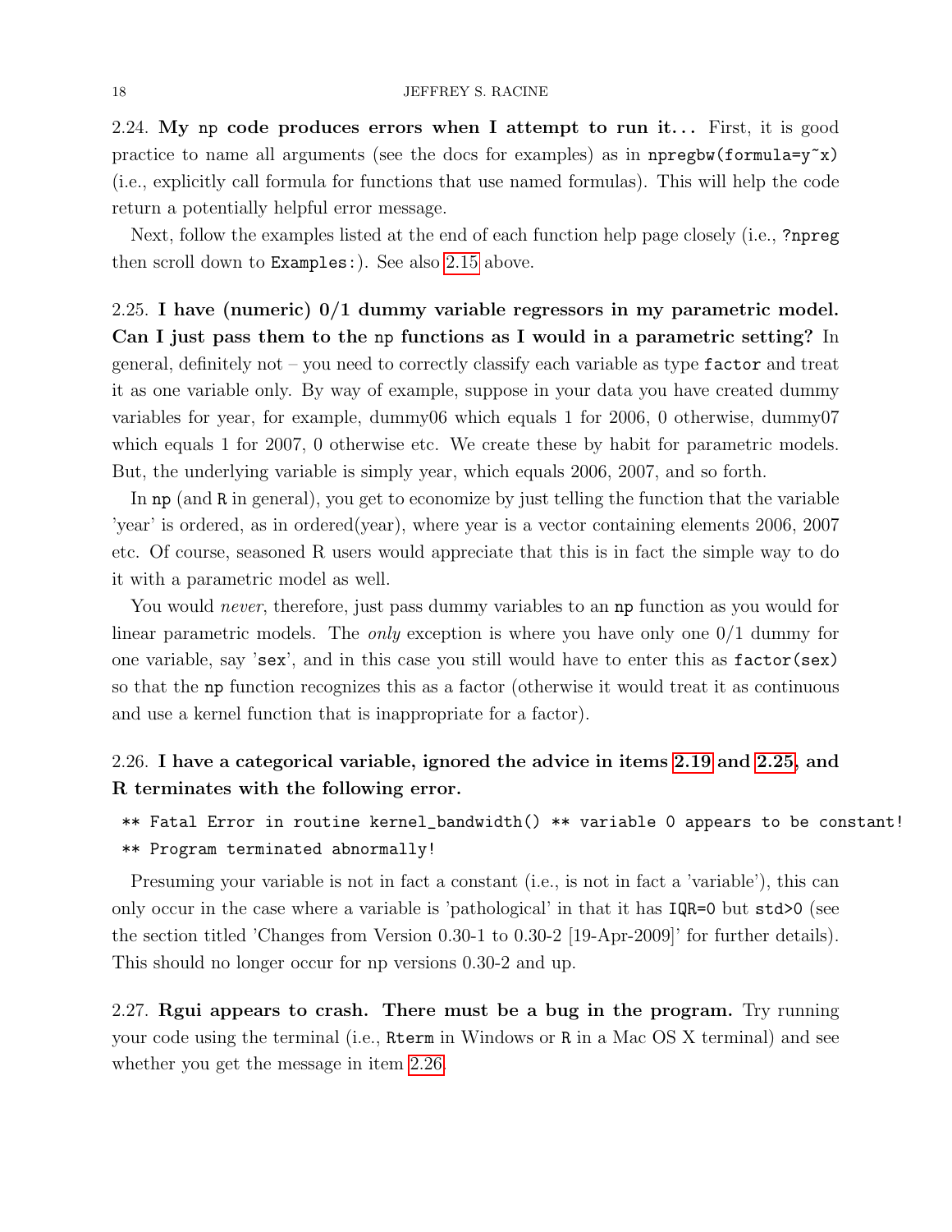2.24. **My np code produces errors when I attempt to run it...** First, it is good practice to name all arguments (see the docs for examples) as in `npregbw(formula=y~x)` (i.e., explicitly call formula for functions that use named formulas). This will help the code return a potentially helpful error message.

Next, follow the examples listed at the end of each function help page closely (i.e., `?npreg` then scroll down to `Examples:`). See also 2.15 above.

2.25. **I have (numeric) 0/1 dummy variable regressors in my parametric model. Can I just pass them to the np functions as I would in a parametric setting?** In general, definitely not – you need to correctly classify each variable as type `factor` and treat it as one variable only. By way of example, suppose in your data you have created dummy variables for year, for example, dummy06 which equals 1 for 2006, 0 otherwise, dummy07 which equals 1 for 2007, 0 otherwise etc. We create these by habit for parametric models. But, the underlying variable is simply year, which equals 2006, 2007, and so forth.

In np (and R in general), you get to economize by just telling the function that the variable 'year' is ordered, as in ordered(year), where year is a vector containing elements 2006, 2007 etc. Of course, seasoned R users would appreciate that this is in fact the simple way to do it with a parametric model as well.

You would *never*, therefore, just pass dummy variables to an np function as you would for linear parametric models. The *only* exception is where you have only one 0/1 dummy for one variable, say 'sex', and in this case you still would have to enter this as `factor(sex)` so that the np function recognizes this as a factor (otherwise it would treat it as continuous and use a kernel function that is inappropriate for a factor).

2.26. **I have a categorical variable, ignored the advice in items 2.19 and 2.25, and R terminates with the following error.**

```
** Fatal Error in routine kernel_bandwidth() ** variable 0 appears to be constant!
** Program terminated abnormally!
```

Presuming your variable is not in fact a constant (i.e., is not in fact a 'variable'), this can only occur in the case where a variable is 'pathological' in that it has `IQR=0` but `std>0` (see the section titled 'Changes from Version 0.30-1 to 0.30-2 [19-Apr-2009]' for further details). This should no longer occur for np versions 0.30-2 and up.

2.27. **Rgui appears to crash. There must be a bug in the program.** Try running your code using the terminal (i.e., `Rterm` in Windows or `R` in a Mac OS X terminal) and see whether you get the message in item 2.26.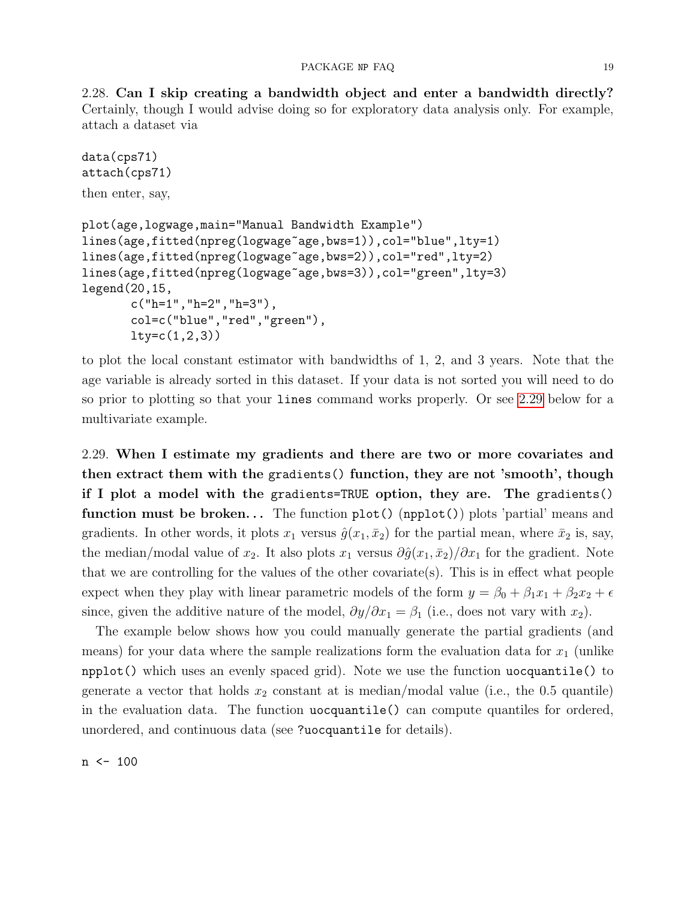2.28. **Can I skip creating a bandwidth object and enter a bandwidth directly?** Certainly, though I would advise doing so for exploratory data analysis only. For example, attach a dataset via

```
data(cps71)
attach(cps71)
```

then enter, say,

```
plot(age,logwage,main="Manual Bandwidth Example")
lines(age,fitted(npreg(logwage~age,bws=1)),col="blue",lty=1)
lines(age,fitted(npreg(logwage~age,bws=2)),col="red",lty=2)
lines(age,fitted(npreg(logwage~age,bws=3)),col="green",lty=3)
legend(20,15,
       c("h=1","h=2","h=3"),
       col=c("blue","red","green"),
       lty=c(1,2,3))
```

to plot the local constant estimator with bandwidths of 1, 2, and 3 years. Note that the age variable is already sorted in this dataset. If your data is not sorted you will need to do so prior to plotting so that your `lines` command works properly. Or see 2.29 below for a multivariate example.

2.29. **When I estimate my gradients and there are two or more covariates and then extract them with the `gradients()` function, they are not 'smooth', though if I plot a model with the `gradients=TRUE` option, they are. The `gradients()` function must be broken...** The function `plot()` (`npplot()`) plots 'partial' means and gradients. In other words, it plots $x_1$ versus $\hat{g}(x_1, \bar{x}_2)$ for the partial mean, where $\bar{x}_2$ is, say, the median/modal value of $x_2$. It also plots $x_1$ versus $\partial\hat{g}(x_1, \bar{x}_2)/\partial x_1$ for the gradient. Note that we are controlling for the values of the other covariate(s). This is in effect what people expect when they play with linear parametric models of the form $y = \beta_0 + \beta_1 x_1 + \beta_2 x_2 + \epsilon$ since, given the additive nature of the model, $\partial y/\partial x_1 = \beta_1$ (i.e., does not vary with $x_2$).

The example below shows how you could manually generate the partial gradients (and means) for your data where the sample realizations form the evaluation data for $x_1$ (unlike `npplot()` which uses an evenly spaced grid). Note we use the function `uocquantile()` to generate a vector that holds $x_2$ constant at is median/modal value (i.e., the 0.5 quantile) in the evaluation data. The function `uocquantile()` can compute quantiles for ordered, unordered, and continuous data (see `?uocquantile` for details).

```
n <- 100
```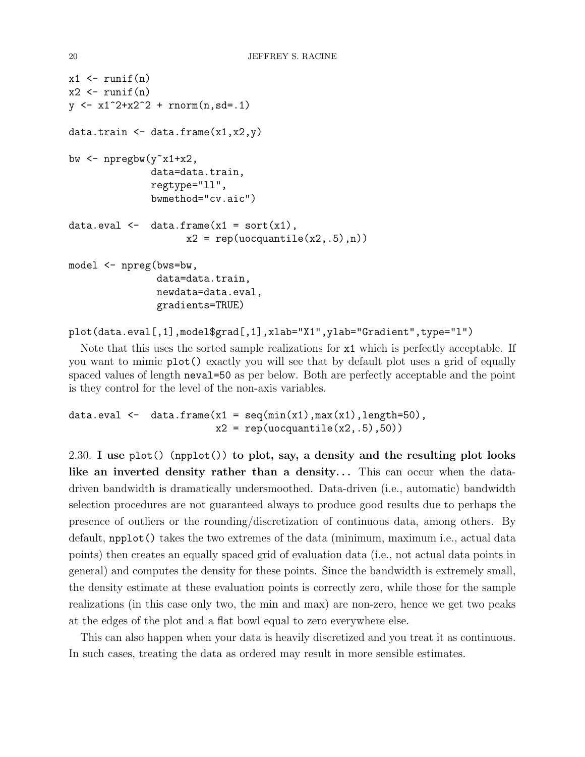```
x1 <- runif(n)
x2 <- runif(n)
y <- x1^2+x2^2 + rnorm(n,sd=.1)

data.train <- data.frame(x1,x2,y)

bw <- npregbw(y~x1+x2,
              data=data.train,
              regtype="ll",
              bwmethod="cv.aic")

data.eval <-  data.frame(x1 = sort(x1),
                   x2 = rep(uocquantile(x2,.5),n))

model <- npreg(bws=bw,
               data=data.train,
               newdata=data.eval,
               gradients=TRUE)

plot(data.eval[,1],model$grad[,1],xlab="X1",ylab="Gradient",type="l")
```

Note that this uses the sorted sample realizations for `x1` which is perfectly acceptable. If you want to mimic `plot()` exactly you will see that by default plot uses a grid of equally spaced values of length `neval=50` as per below. Both are perfectly acceptable and the point is they control for the level of the non-axis variables.

```
data.eval <-  data.frame(x1 = seq(min(x1),max(x1),length=50),
                         x2 = rep(uocquantile(x2,.5),50))
```

2.30. **I use `plot()` (`npplot()`) to plot, say, a density and the resulting plot looks like an inverted density rather than a density...** This can occur when the data-driven bandwidth is dramatically undersmoothed. Data-driven (i.e., automatic) bandwidth selection procedures are not guaranteed always to produce good results due to perhaps the presence of outliers or the rounding/discretization of continuous data, among others. By default, `npplot()` takes the two extremes of the data (minimum, maximum i.e., actual data points) then creates an equally spaced grid of evaluation data (i.e., not actual data points in general) and computes the density for these points. Since the bandwidth is extremely small, the density estimate at these evaluation points is correctly zero, while those for the sample realizations (in this case only two, the min and max) are non-zero, hence we get two peaks at the edges of the plot and a flat bowl equal to zero everywhere else.

This can also happen when your data is heavily discretized and you treat it as continuous. In such cases, treating the data as ordered may result in more sensible estimates.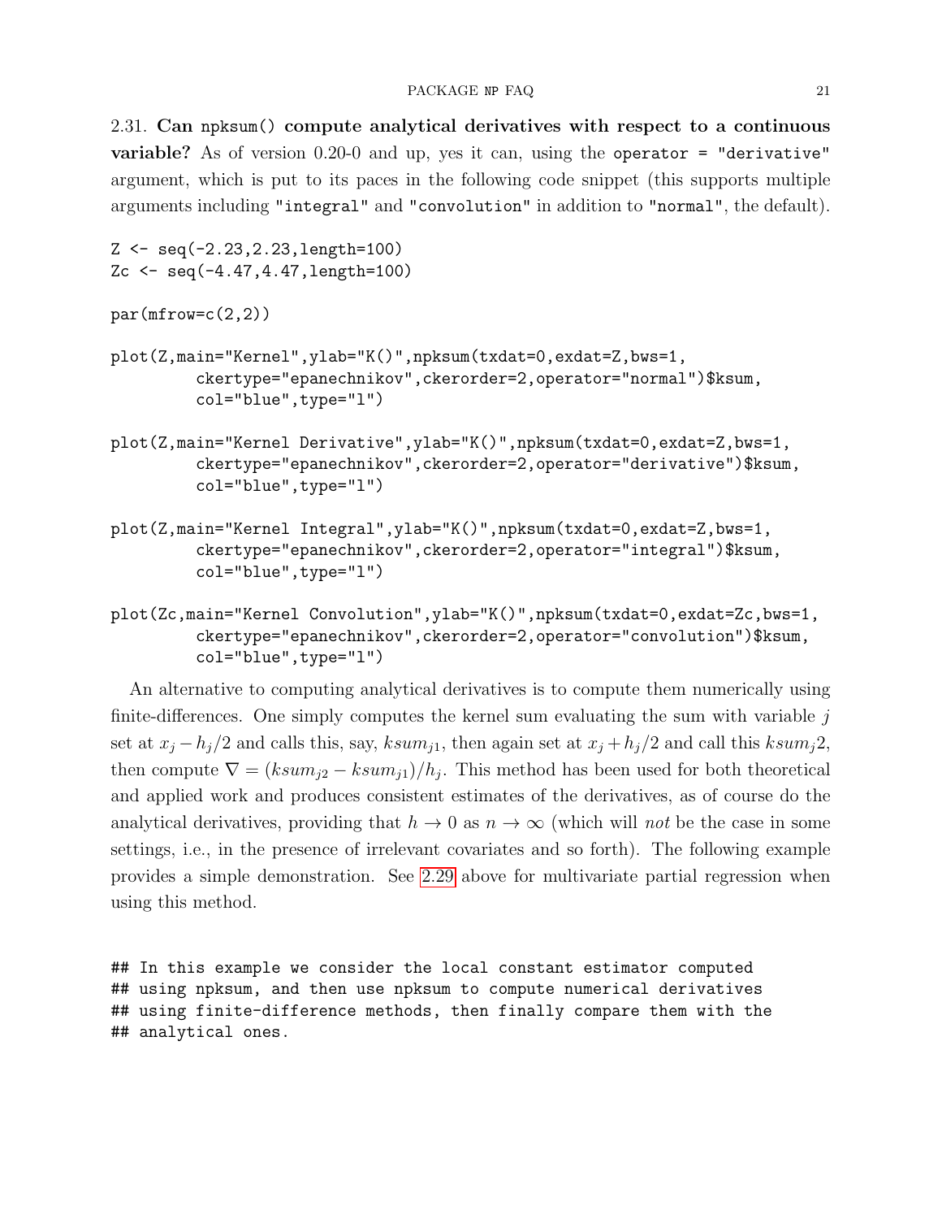2.31. **Can `npksum()` compute analytical derivatives with respect to a continuous variable?** As of version 0.20-0 and up, yes it can, using the `operator = "derivative"` argument, which is put to its paces in the following code snippet (this supports multiple arguments including `"integral"` and `"convolution"` in addition to `"normal"`, the default).

```
Z <- seq(-2.23,2.23,length=100)
Zc <- seq(-4.47,4.47,length=100)

par(mfrow=c(2,2))

plot(Z,main="Kernel",ylab="K()",npksum(txdat=0,exdat=Z,bws=1,
         ckertype="epanechnikov",ckerorder=2,operator="normal")$ksum,
         col="blue",type="l")

plot(Z,main="Kernel Derivative",ylab="K()",npksum(txdat=0,exdat=Z,bws=1,
         ckertype="epanechnikov",ckerorder=2,operator="derivative")$ksum,
         col="blue",type="l")

plot(Z,main="Kernel Integral",ylab="K()",npksum(txdat=0,exdat=Z,bws=1,
         ckertype="epanechnikov",ckerorder=2,operator="integral")$ksum,
         col="blue",type="l")

plot(Zc,main="Kernel Convolution",ylab="K()",npksum(txdat=0,exdat=Zc,bws=1,
         ckertype="epanechnikov",ckerorder=2,operator="convolution")$ksum,
         col="blue",type="l")
```

An alternative to computing analytical derivatives is to compute them numerically using finite-differences. One simply computes the kernel sum evaluating the sum with variable $j$ set at $x_j - h_j/2$ and calls this, say, $ksum_{j1}$, then again set at $x_j + h_j/2$ and call this $ksum_j2$, then compute $\nabla = (ksum_{j2} - ksum_{j1})/h_j$. This method has been used for both theoretical and applied work and produces consistent estimates of the derivatives, as of course do the analytical derivatives, providing that $h \to 0$ as $n \to \infty$ (which will *not* be the case in some settings, i.e., in the presence of irrelevant covariates and so forth). The following example provides a simple demonstration. See 2.29 above for multivariate partial regression when using this method.

```
## In this example we consider the local constant estimator computed
## using npksum, and then use npksum to compute numerical derivatives
## using finite-difference methods, then finally compare them with the
## analytical ones.
```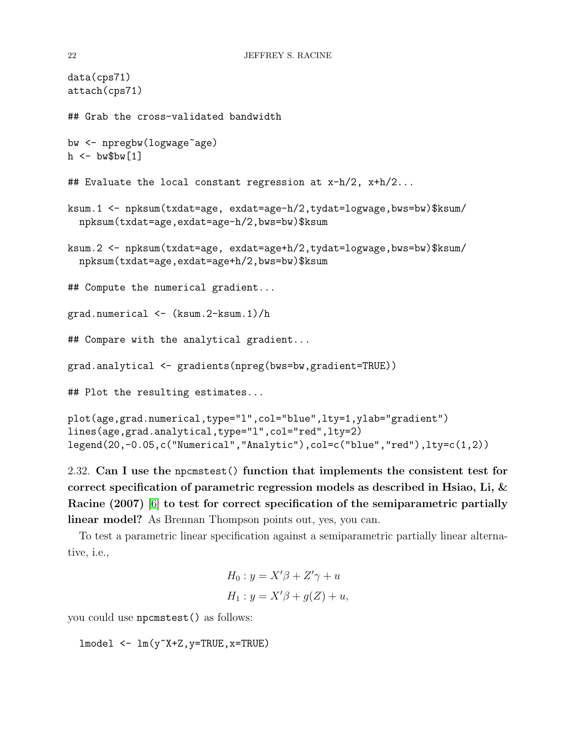```
data(cps71)
attach(cps71)

## Grab the cross-validated bandwidth

bw <- npregbw(logwage~age)
h <- bw$bw[1]

## Evaluate the local constant regression at x-h/2, x+h/2...

ksum.1 <- npksum(txdat=age, exdat=age-h/2,tydat=logwage,bws=bw)$ksum/
  npksum(txdat=age,exdat=age-h/2,bws=bw)$ksum

ksum.2 <- npksum(txdat=age, exdat=age+h/2,tydat=logwage,bws=bw)$ksum/
  npksum(txdat=age,exdat=age+h/2,bws=bw)$ksum

## Compute the numerical gradient...

grad.numerical <- (ksum.2-ksum.1)/h

## Compare with the analytical gradient...

grad.analytical <- gradients(npreg(bws=bw,gradient=TRUE))

## Plot the resulting estimates...

plot(age,grad.numerical,type="l",col="blue",lty=1,ylab="gradient")
lines(age,grad.analytical,type="l",col="red",lty=2)
legend(20,-0.05,c("Numerical","Analytic"),col=c("blue","red"),lty=c(1,2))
```

2.32. **Can I use the npcmstest() function that implements the consistent test for correct specification of parametric regression models as described in Hsiao, Li, & Racine (2007) [6] to test for correct specification of the semiparametric partially linear model?** As Brennan Thompson points out, yes, you can.

To test a parametric linear specification against a semiparametric partially linear alternative, i.e.,

$$H_0 : y = X'\beta + Z'\gamma + u$$

$$H_1 : y = X'\beta + g(Z) + u,$$

you could use npcmstest() as follows:

```
lmodel <- lm(y~X+Z,y=TRUE,x=TRUE)
```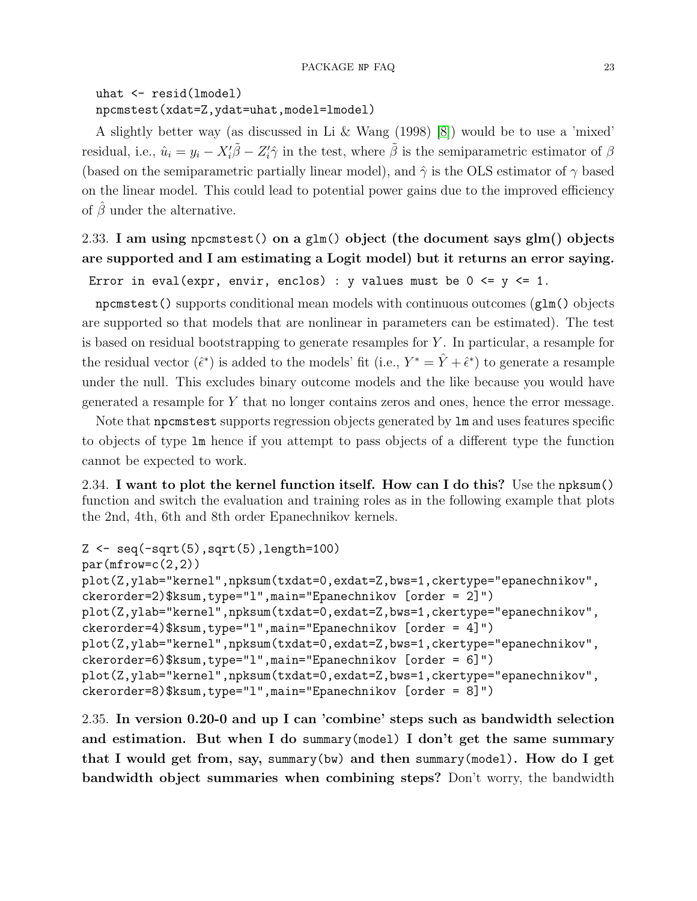```
uhat <- resid(lmodel)
npcmstest(xdat=Z,ydat=uhat,model=lmodel)
```

A slightly better way (as discussed in Li & Wang (1998) [8]) would be to use a 'mixed' residual, i.e., $\hat{u}_i = y_i - X_i'\tilde{\beta} - Z_i'\hat{\gamma}$ in the test, where $\tilde{\beta}$ is the semiparametric estimator of $\beta$ (based on the semiparametric partially linear model), and $\hat{\gamma}$ is the OLS estimator of $\gamma$ based on the linear model. This could lead to potential power gains due to the improved efficiency of $\hat{\beta}$ under the alternative.

2.33. **I am using `npcmstest()` on a `glm()` object (the document says glm() objects are supported and I am estimating a Logit model) but it returns an error saying.**

```
Error in eval(expr, envir, enclos) : y values must be 0 <= y <= 1.
```

`npcmstest()` supports conditional mean models with continuous outcomes (`glm()` objects are supported so that models that are nonlinear in parameters can be estimated). The test is based on residual bootstrapping to generate resamples for $Y$. In particular, a resample for the residual vector ($\hat{\epsilon}^*$) is added to the models' fit (i.e., $Y^* = \hat{Y} + \hat{\epsilon}^*$) to generate a resample under the null. This excludes binary outcome models and the like because you would have generated a resample for $Y$ that no longer contains zeros and ones, hence the error message.

Note that `npcmstest` supports regression objects generated by `lm` and uses features specific to objects of type `lm` hence if you attempt to pass objects of a different type the function cannot be expected to work.

2.34. **I want to plot the kernel function itself. How can I do this?** Use the `npksum()` function and switch the evaluation and training roles as in the following example that plots the 2nd, 4th, 6th and 8th order Epanechnikov kernels.

```
Z <- seq(-sqrt(5),sqrt(5),length=100)
par(mfrow=c(2,2))
plot(Z,ylab="kernel",npksum(txdat=0,exdat=Z,bws=1,ckertype="epanechnikov",
ckerorder=2)$ksum,type="l",main="Epanechnikov [order = 2]")
plot(Z,ylab="kernel",npksum(txdat=0,exdat=Z,bws=1,ckertype="epanechnikov",
ckerorder=4)$ksum,type="l",main="Epanechnikov [order = 4]")
plot(Z,ylab="kernel",npksum(txdat=0,exdat=Z,bws=1,ckertype="epanechnikov",
ckerorder=6)$ksum,type="l",main="Epanechnikov [order = 6]")
plot(Z,ylab="kernel",npksum(txdat=0,exdat=Z,bws=1,ckertype="epanechnikov",
ckerorder=8)$ksum,type="l",main="Epanechnikov [order = 8]")
```

2.35. **In version 0.20-0 and up I can 'combine' steps such as bandwidth selection and estimation. But when I do `summary(model)` I don't get the same summary that I would get from, say, `summary(bw)` and then `summary(model)`. How do I get bandwidth object summaries when combining steps?** Don't worry, the bandwidth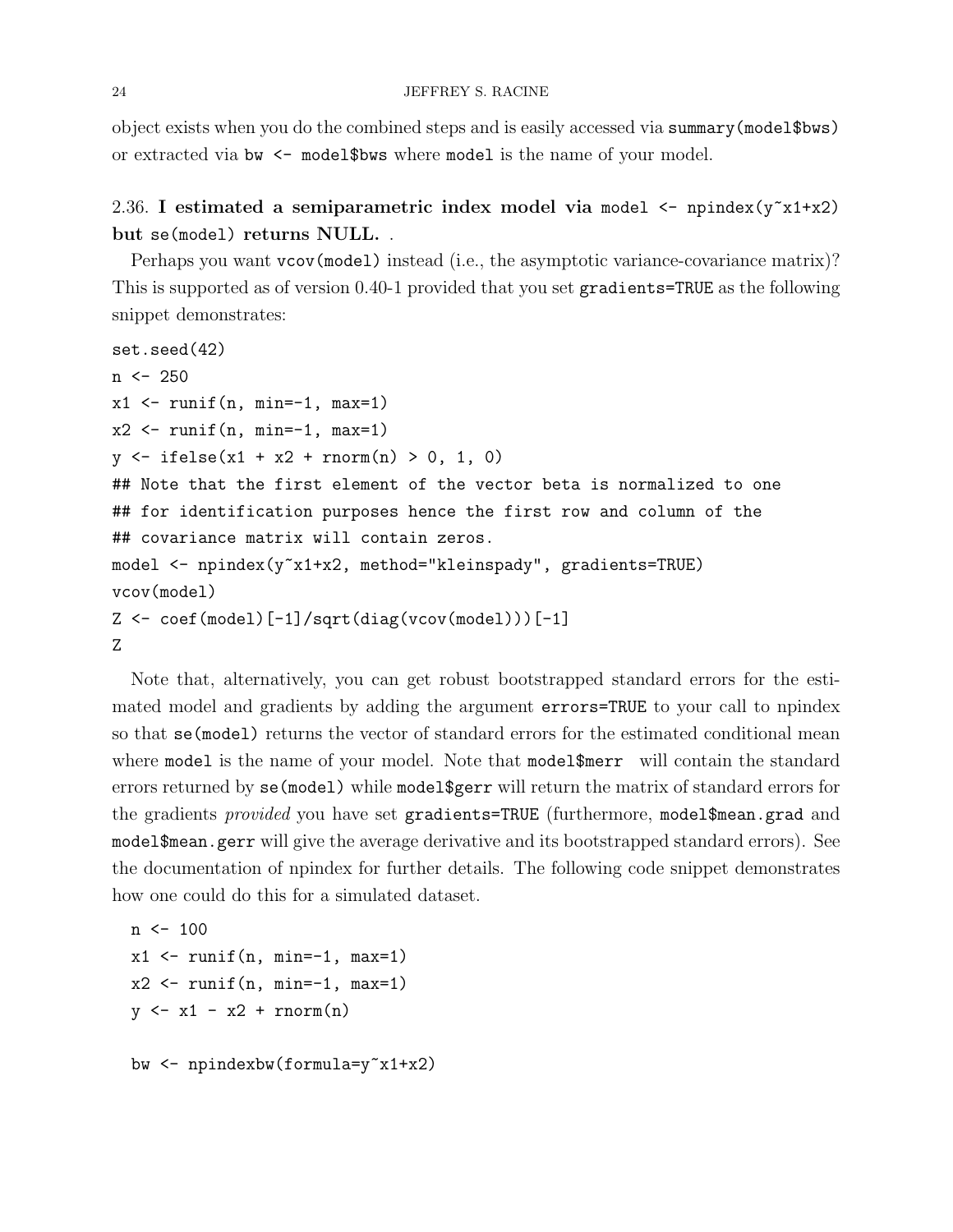object exists when you do the combined steps and is easily accessed via `summary(model$bws)` or extracted via `bw <- model$bws` where `model` is the name of your model.

### 2.36. I estimated a semiparametric index model via `model <- npindex(y~x1+x2)` but `se(model)` returns NULL. .

Perhaps you want `vcov(model)` instead (i.e., the asymptotic variance-covariance matrix)? This is supported as of version 0.40-1 provided that you set `gradients=TRUE` as the following snippet demonstrates:

```
set.seed(42)
n <- 250
x1 <- runif(n, min=-1, max=1)
x2 <- runif(n, min=-1, max=1)
y <- ifelse(x1 + x2 + rnorm(n) > 0, 1, 0)
## Note that the first element of the vector beta is normalized to one
## for identification purposes hence the first row and column of the
## covariance matrix will contain zeros.
model <- npindex(y~x1+x2, method="kleinspady", gradients=TRUE)
vcov(model)
Z <- coef(model)[-1]/sqrt(diag(vcov(model)))[-1]
Z
```

Note that, alternatively, you can get robust bootstrapped standard errors for the estimated model and gradients by adding the argument `errors=TRUE` to your call to npindex so that `se(model)` returns the vector of standard errors for the estimated conditional mean where `model` is the name of your model. Note that `model$merr` will contain the standard errors returned by `se(model)` while `model$gerr` will return the matrix of standard errors for the gradients *provided* you have set `gradients=TRUE` (furthermore, `model$mean.grad` and `model$mean.gerr` will give the average derivative and its bootstrapped standard errors). See the documentation of npindex for further details. The following code snippet demonstrates how one could do this for a simulated dataset.

```
n <- 100
x1 <- runif(n, min=-1, max=1)
x2 <- runif(n, min=-1, max=1)
y <- x1 - x2 + rnorm(n)

bw <- npindexbw(formula=y~x1+x2)
```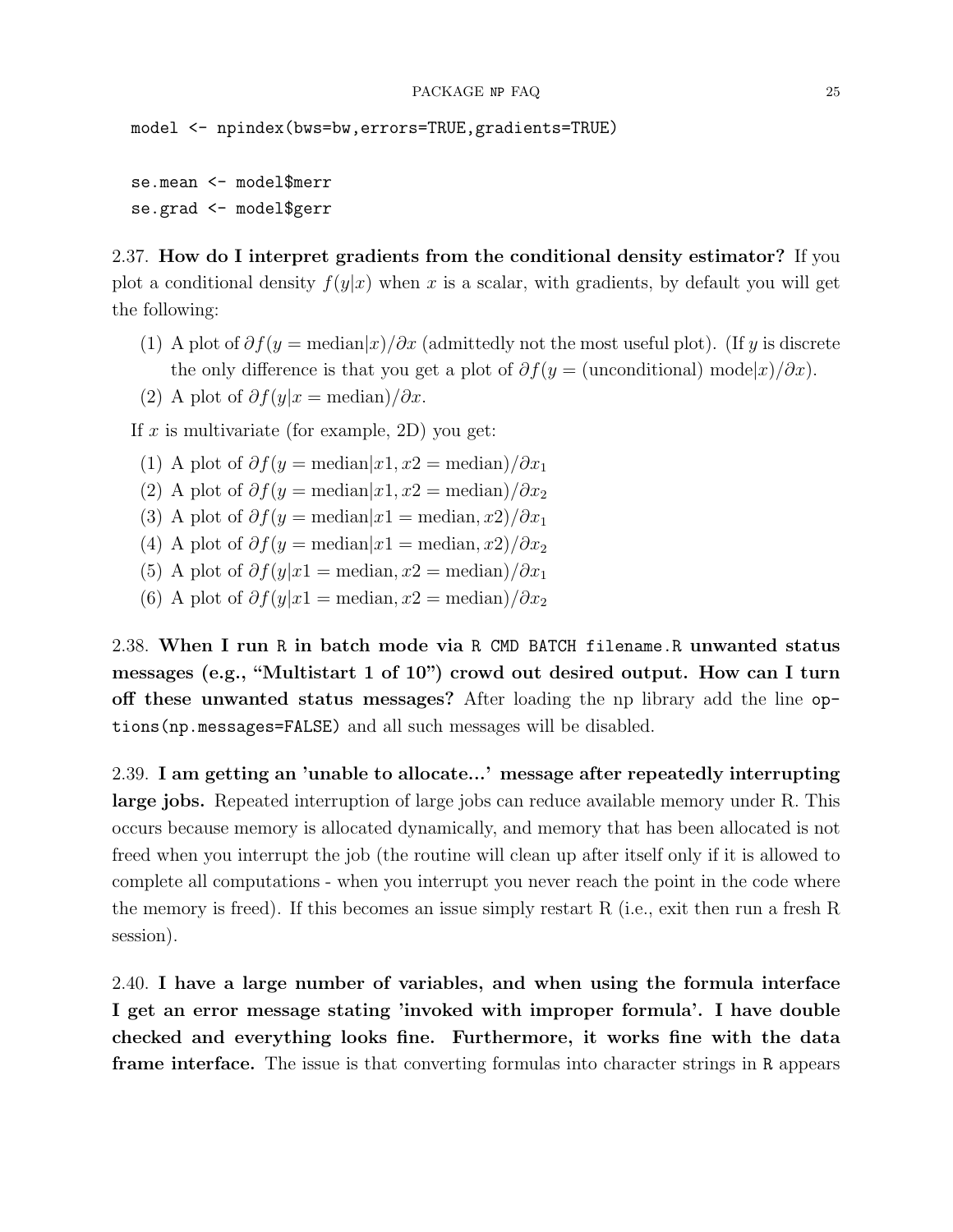```
model <- npindex(bws=bw,errors=TRUE,gradients=TRUE)

se.mean <- model$merr
se.grad <- model$gerr
```

2.37. **How do I interpret gradients from the conditional density estimator?** If you plot a conditional density $f(y|x)$ when $x$ is a scalar, with gradients, by default you will get the following:

(1) A plot of $\partial f(y = \text{median}|x)/\partial x$ (admittedly not the most useful plot). (If $y$ is discrete the only difference is that you get a plot of $\partial f(y = \text{(unconditional) mode}|x)/\partial x$).
(2) A plot of $\partial f(y|x = \text{median})/\partial x$.

If $x$ is multivariate (for example, 2D) you get:

(1) A plot of $\partial f(y = \text{median}|x1, x2 = \text{median})/\partial x_1$
(2) A plot of $\partial f(y = \text{median}|x1, x2 = \text{median})/\partial x_2$
(3) A plot of $\partial f(y = \text{median}|x1 = \text{median}, x2)/\partial x_1$
(4) A plot of $\partial f(y = \text{median}|x1 = \text{median}, x2)/\partial x_2$
(5) A plot of $\partial f(y|x1 = \text{median}, x2 = \text{median})/\partial x_1$
(6) A plot of $\partial f(y|x1 = \text{median}, x2 = \text{median})/\partial x_2$

2.38. **When I run `R` in batch mode via `R CMD BATCH filename.R` unwanted status messages (e.g., "Multistart 1 of 10") crowd out desired output. How can I turn off these unwanted status messages?** After loading the np library add the line `options(np.messages=FALSE)` and all such messages will be disabled.

2.39. **I am getting an 'unable to allocate...' message after repeatedly interrupting large jobs.** Repeated interruption of large jobs can reduce available memory under R. This occurs because memory is allocated dynamically, and memory that has been allocated is not freed when you interrupt the job (the routine will clean up after itself only if it is allowed to complete all computations - when you interrupt you never reach the point in the code where the memory is freed). If this becomes an issue simply restart R (i.e., exit then run a fresh R session).

2.40. **I have a large number of variables, and when using the formula interface I get an error message stating 'invoked with improper formula'. I have double checked and everything looks fine. Furthermore, it works fine with the data frame interface.** The issue is that converting formulas into character strings in `R` appears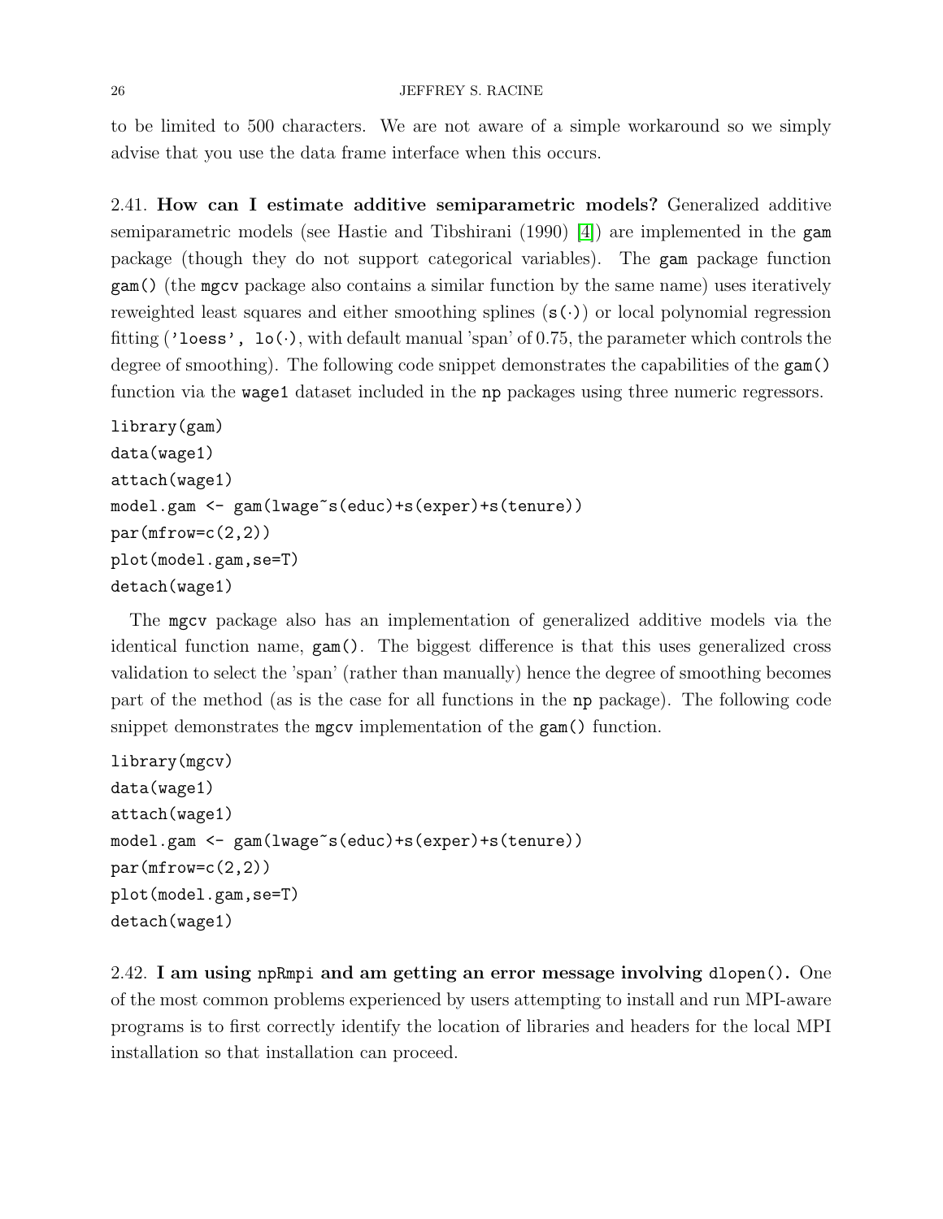to be limited to 500 characters. We are not aware of a simple workaround so we simply advise that you use the data frame interface when this occurs.

2.41. **How can I estimate additive semiparametric models?** Generalized additive semiparametric models (see Hastie and Tibshirani (1990) [4]) are implemented in the `gam` package (though they do not support categorical variables). The `gam` package function `gam()` (the `mgcv` package also contains a similar function by the same name) uses iteratively reweighted least squares and either smoothing splines ($\texttt{s}(\cdot)$) or local polynomial regression fitting (`'loess'`, $\texttt{lo}(\cdot)$, with default manual 'span' of 0.75, the parameter which controls the degree of smoothing). The following code snippet demonstrates the capabilities of the `gam()` function via the `wage1` dataset included in the `np` packages using three numeric regressors.

```
library(gam)
data(wage1)
attach(wage1)
model.gam <- gam(lwage~s(educ)+s(exper)+s(tenure))
par(mfrow=c(2,2))
plot(model.gam,se=T)
detach(wage1)
```

The `mgcv` package also has an implementation of generalized additive models via the identical function name, `gam()`. The biggest difference is that this uses generalized cross validation to select the 'span' (rather than manually) hence the degree of smoothing becomes part of the method (as is the case for all functions in the `np` package). The following code snippet demonstrates the `mgcv` implementation of the `gam()` function.

```
library(mgcv)
data(wage1)
attach(wage1)
model.gam <- gam(lwage~s(educ)+s(exper)+s(tenure))
par(mfrow=c(2,2))
plot(model.gam,se=T)
detach(wage1)
```

2.42. **I am using `npRmpi` and am getting an error message involving `dlopen()`.** One of the most common problems experienced by users attempting to install and run MPI-aware programs is to first correctly identify the location of libraries and headers for the local MPI installation so that installation can proceed.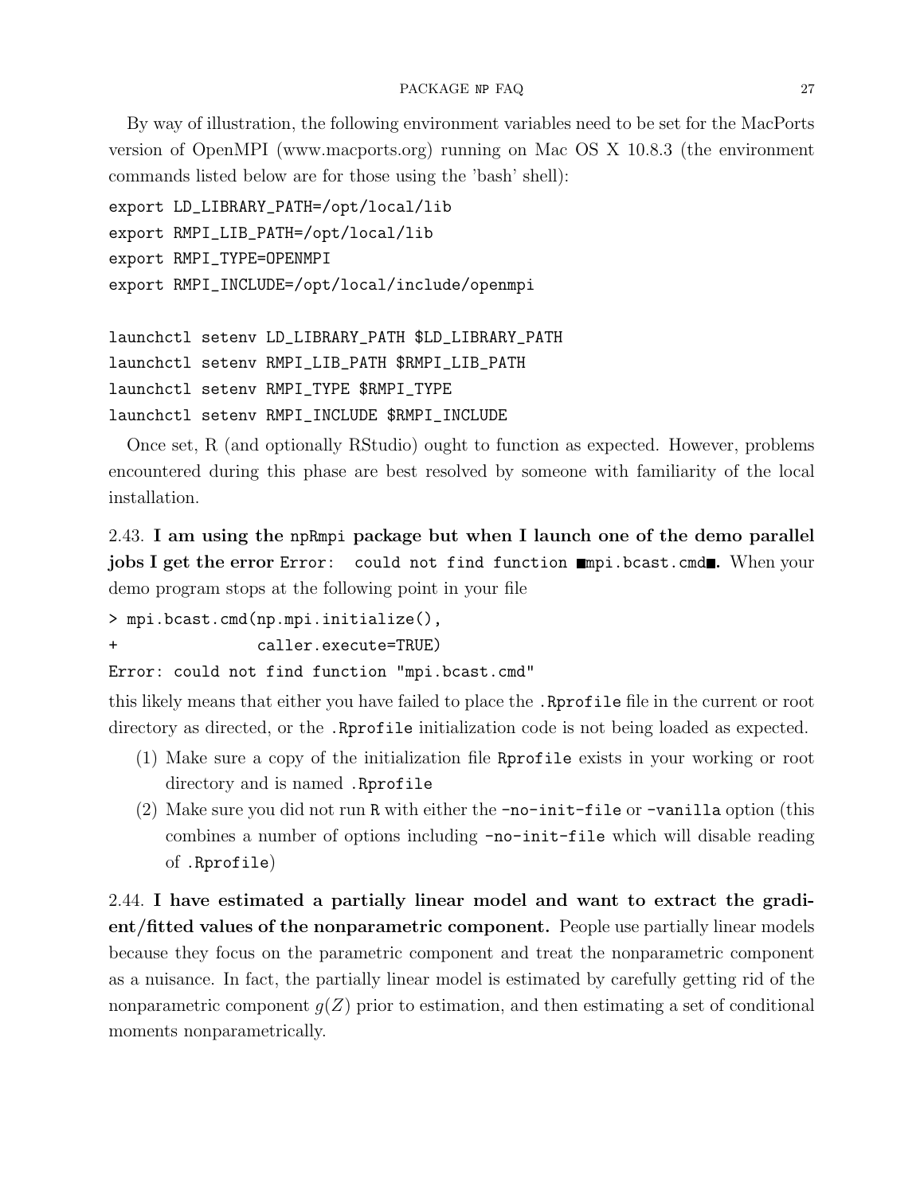By way of illustration, the following environment variables need to be set for the MacPorts version of OpenMPI (www.macports.org) running on Mac OS X 10.8.3 (the environment commands listed below are for those using the 'bash' shell):

```
export LD_LIBRARY_PATH=/opt/local/lib
export RMPI_LIB_PATH=/opt/local/lib
export RMPI_TYPE=OPENMPI
export RMPI_INCLUDE=/opt/local/include/openmpi

launchctl setenv LD_LIBRARY_PATH $LD_LIBRARY_PATH
launchctl setenv RMPI_LIB_PATH $RMPI_LIB_PATH
launchctl setenv RMPI_TYPE $RMPI_TYPE
launchctl setenv RMPI_INCLUDE $RMPI_INCLUDE
```

Once set, R (and optionally RStudio) ought to function as expected. However, problems encountered during this phase are best resolved by someone with familiarity of the local installation.

2.43. **I am using the `npRmpi` package but when I launch one of the demo parallel jobs I get the error `Error: could not find function ■mpi.bcast.cmd■`.** When your demo program stops at the following point in your file

```
> mpi.bcast.cmd(np.mpi.initialize(),
+               caller.execute=TRUE)
Error: could not find function "mpi.bcast.cmd"
```

this likely means that either you have failed to place the `.Rprofile` file in the current or root directory as directed, or the `.Rprofile` initialization code is not being loaded as expected.

(1) Make sure a copy of the initialization file `Rprofile` exists in your working or root directory and is named `.Rprofile`
(2) Make sure you did not run `R` with either the `-no-init-file` or `-vanilla` option (this combines a number of options including `-no-init-file` which will disable reading of `.Rprofile`)

2.44. **I have estimated a partially linear model and want to extract the gradient/fitted values of the nonparametric component.** People use partially linear models because they focus on the parametric component and treat the nonparametric component as a nuisance. In fact, the partially linear model is estimated by carefully getting rid of the nonparametric component $g(Z)$ prior to estimation, and then estimating a set of conditional moments nonparametrically.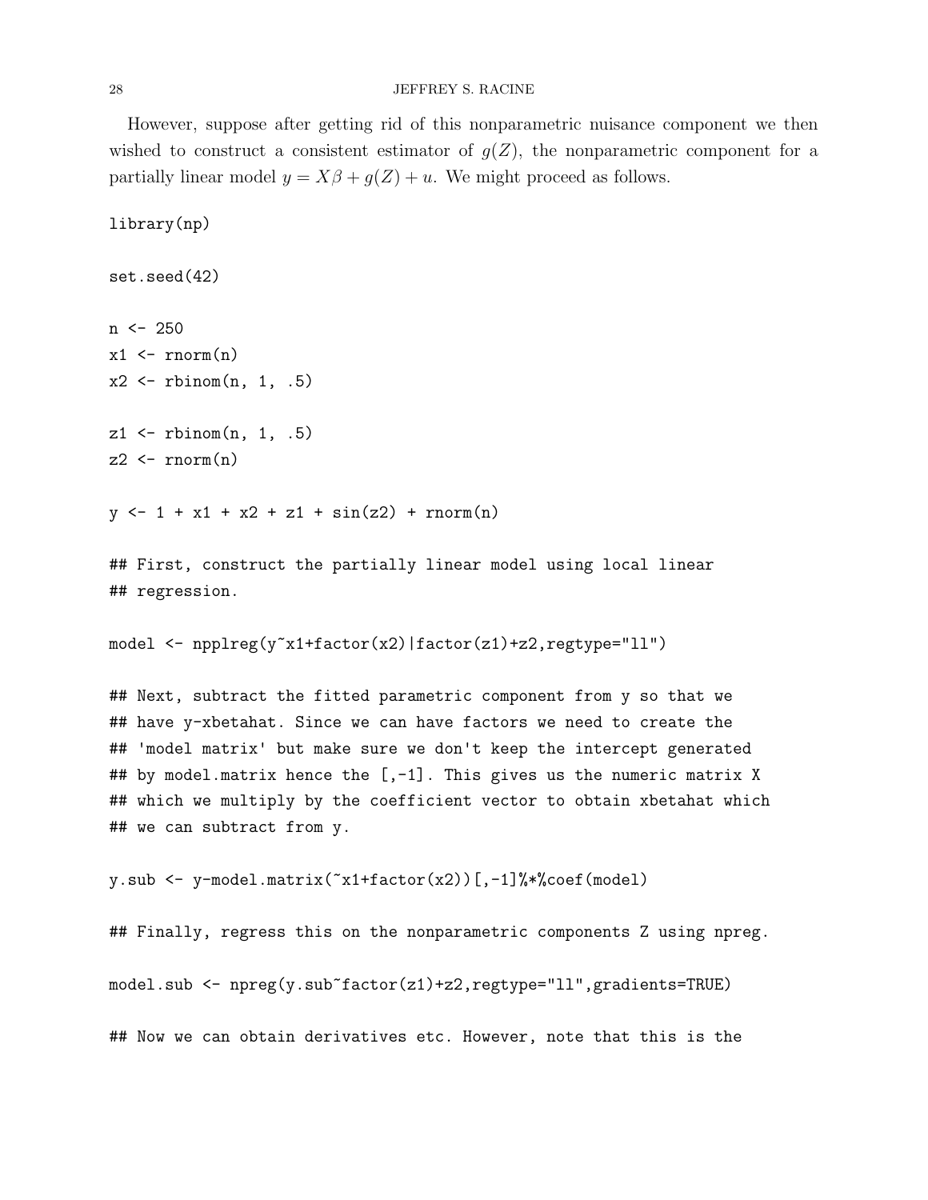However, suppose after getting rid of this nonparametric nuisance component we then wished to construct a consistent estimator of $g(Z)$, the nonparametric component for a partially linear model $y = X\beta + g(Z) + u$. We might proceed as follows.

```
library(np)

set.seed(42)

n <- 250
x1 <- rnorm(n)
x2 <- rbinom(n, 1, .5)

z1 <- rbinom(n, 1, .5)
z2 <- rnorm(n)

y <- 1 + x1 + x2 + z1 + sin(z2) + rnorm(n)

## First, construct the partially linear model using local linear
## regression.

model <- npplreg(y~x1+factor(x2)|factor(z1)+z2,regtype="ll")

## Next, subtract the fitted parametric component from y so that we
## have y-xbetahat. Since we can have factors we need to create the
## 'model matrix' but make sure we don't keep the intercept generated
## by model.matrix hence the [,-1]. This gives us the numeric matrix X
## which we multiply by the coefficient vector to obtain xbetahat which
## we can subtract from y.

y.sub <- y-model.matrix(~x1+factor(x2))[,-1]%*%coef(model)

## Finally, regress this on the nonparametric components Z using npreg.

model.sub <- npreg(y.sub~factor(z1)+z2,regtype="ll",gradients=TRUE)

## Now we can obtain derivatives etc. However, note that this is the
```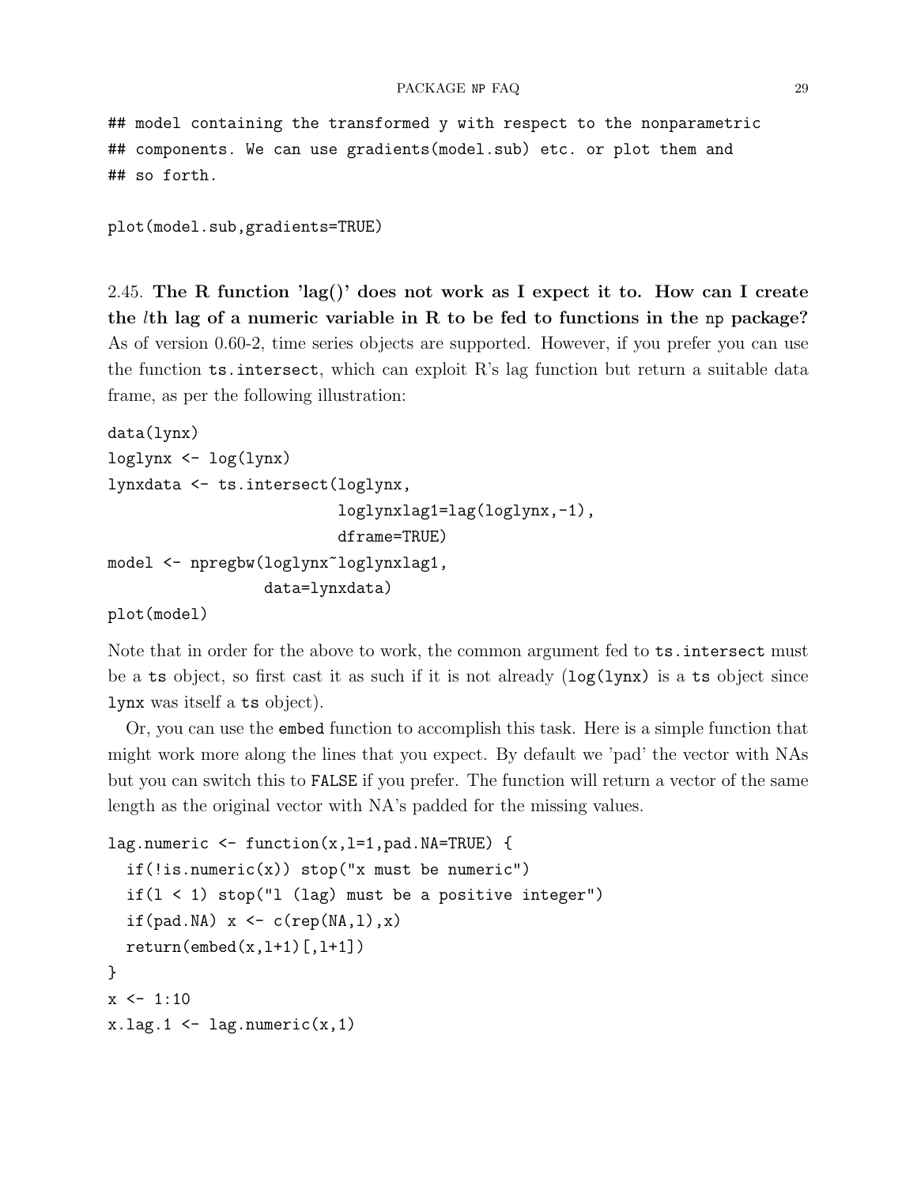```
## model containing the transformed y with respect to the nonparametric
## components. We can use gradients(model.sub) etc. or plot them and
## so forth.

plot(model.sub,gradients=TRUE)
```

2.45. **The R function 'lag()' does not work as I expect it to. How can I create the $l$th lag of a numeric variable in R to be fed to functions in the np package?** As of version 0.60-2, time series objects are supported. However, if you prefer you can use the function `ts.intersect`, which can exploit R's lag function but return a suitable data frame, as per the following illustration:

```
data(lynx)
loglynx <- log(lynx)
lynxdata <- ts.intersect(loglynx,
                         loglynxlag1=lag(loglynx,-1),
                         dframe=TRUE)
model <- npregbw(loglynx~loglynxlag1,
                 data=lynxdata)
plot(model)
```

Note that in order for the above to work, the common argument fed to `ts.intersect` must be a `ts` object, so first cast it as such if it is not already (`log(lynx)` is a `ts` object since `lynx` was itself a `ts` object).

Or, you can use the `embed` function to accomplish this task. Here is a simple function that might work more along the lines that you expect. By default we 'pad' the vector with NAs but you can switch this to `FALSE` if you prefer. The function will return a vector of the same length as the original vector with NA's padded for the missing values.

```
lag.numeric <- function(x,l=1,pad.NA=TRUE) {
  if(!is.numeric(x)) stop("x must be numeric")
  if(l < 1) stop("l (lag) must be a positive integer")
  if(pad.NA) x <- c(rep(NA,l),x)
  return(embed(x,l+1)[,l+1])
}
x <- 1:10
x.lag.1 <- lag.numeric(x,1)
```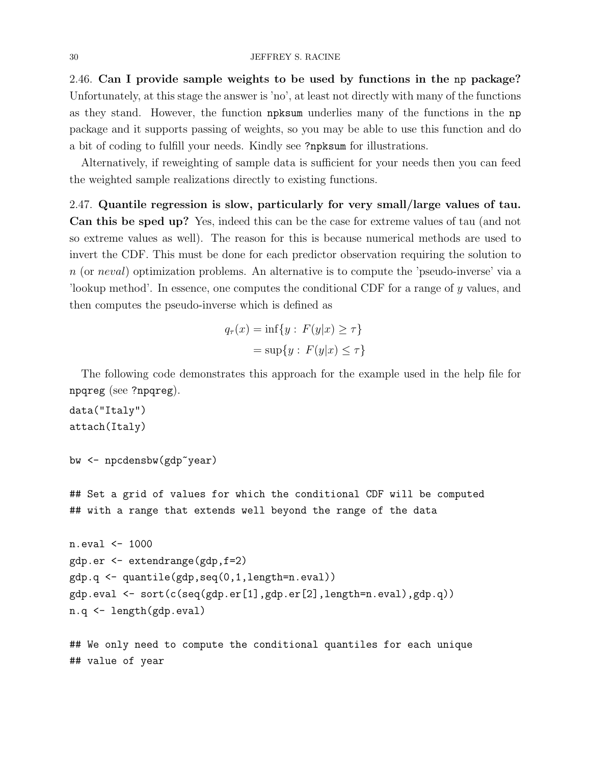2.46. **Can I provide sample weights to be used by functions in the np package?** Unfortunately, at this stage the answer is 'no', at least not directly with many of the functions as they stand. However, the function `npksum` underlies many of the functions in the `np` package and it supports passing of weights, so you may be able to use this function and do a bit of coding to fulfill your needs. Kindly see `?npksum` for illustrations.

Alternatively, if reweighting of sample data is sufficient for your needs then you can feed the weighted sample realizations directly to existing functions.

2.47. **Quantile regression is slow, particularly for very small/large values of tau. Can this be sped up?** Yes, indeed this can be the case for extreme values of tau (and not so extreme values as well). The reason for this is because numerical methods are used to invert the CDF. This must be done for each predictor observation requiring the solution to $n$ (or *neval*) optimization problems. An alternative is to compute the 'pseudo-inverse' via a 'lookup method'. In essence, one computes the conditional CDF for a range of $y$ values, and then computes the pseudo-inverse which is defined as

$$
\begin{aligned}
q_\tau(x) &= \inf\{y : F(y|x) \geq \tau\} \\
&= \sup\{y : F(y|x) \leq \tau\}
\end{aligned}
$$

The following code demonstrates this approach for the example used in the help file for `npqreg` (see `?npqreg`).

```
data("Italy")
attach(Italy)

bw <- npcdensbw(gdp~year)

## Set a grid of values for which the conditional CDF will be computed
## with a range that extends well beyond the range of the data

n.eval <- 1000
gdp.er <- extendrange(gdp,f=2)
gdp.q <- quantile(gdp,seq(0,1,length=n.eval))
gdp.eval <- sort(c(seq(gdp.er[1],gdp.er[2],length=n.eval),gdp.q))
n.q <- length(gdp.eval)

## We only need to compute the conditional quantiles for each unique
## value of year
```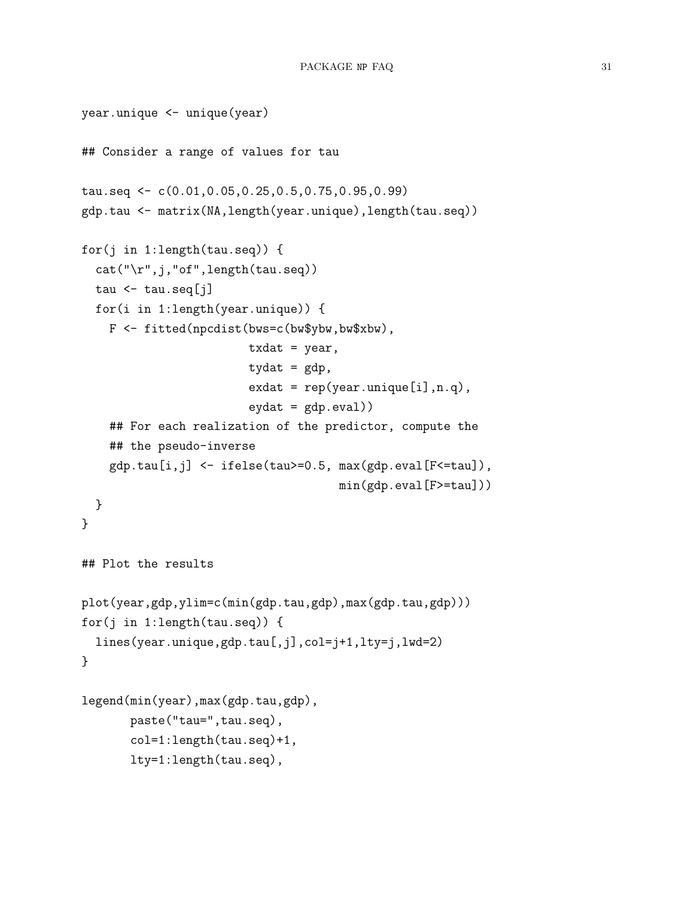```
year.unique <- unique(year)

## Consider a range of values for tau

tau.seq <- c(0.01,0.05,0.25,0.5,0.75,0.95,0.99)
gdp.tau <- matrix(NA,length(year.unique),length(tau.seq))

for(j in 1:length(tau.seq)) {
  cat("\r",j,"of",length(tau.seq))
  tau <- tau.seq[j]
  for(i in 1:length(year.unique)) {
    F <- fitted(npcdist(bws=c(bw$ybw,bw$xbw),
                        txdat = year,
                        tydat = gdp,
                        exdat = rep(year.unique[i],n.q),
                        eydat = gdp.eval))
    ## For each realization of the predictor, compute the
    ## the pseudo-inverse
    gdp.tau[i,j] <- ifelse(tau>=0.5, max(gdp.eval[F<=tau]),
                                     min(gdp.eval[F>=tau]))
  }
}

## Plot the results

plot(year,gdp,ylim=c(min(gdp.tau,gdp),max(gdp.tau,gdp)))
for(j in 1:length(tau.seq)) {
  lines(year.unique,gdp.tau[,j],col=j+1,lty=j,lwd=2)
}

legend(min(year),max(gdp.tau,gdp),
       paste("tau=",tau.seq),
       col=1:length(tau.seq)+1,
       lty=1:length(tau.seq),
```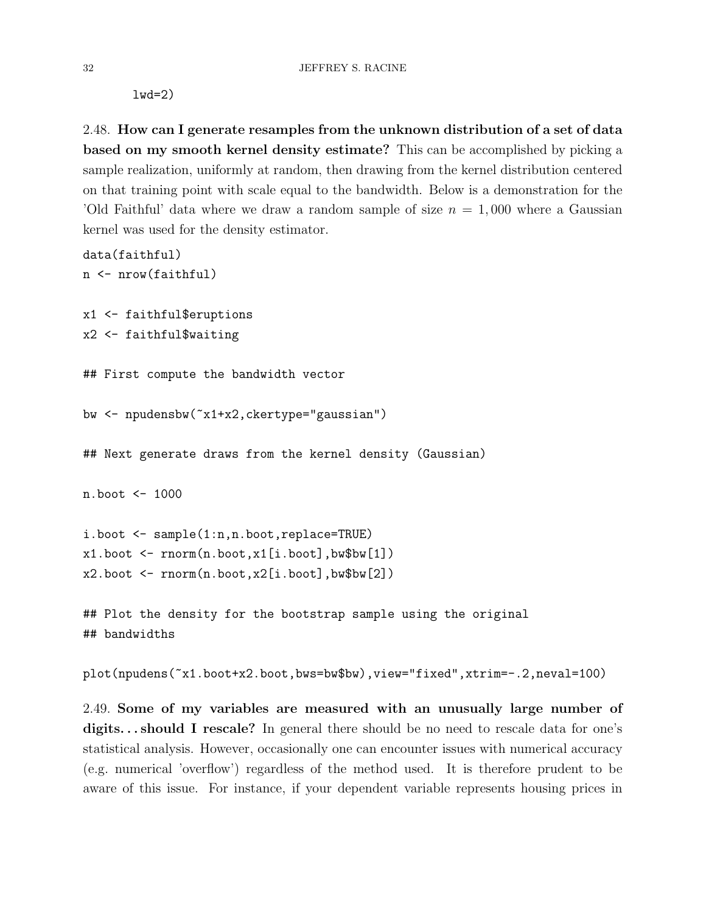```
    lwd=2)
```

2.48. **How can I generate resamples from the unknown distribution of a set of data based on my smooth kernel density estimate?** This can be accomplished by picking a sample realization, uniformly at random, then drawing from the kernel distribution centered on that training point with scale equal to the bandwidth. Below is a demonstration for the 'Old Faithful' data where we draw a random sample of size $n = 1,000$ where a Gaussian kernel was used for the density estimator.

```
data(faithful)
n <- nrow(faithful)

x1 <- faithful$eruptions
x2 <- faithful$waiting

## First compute the bandwidth vector

bw <- npudensbw(~x1+x2,ckertype="gaussian")

## Next generate draws from the kernel density (Gaussian)

n.boot <- 1000

i.boot <- sample(1:n,n.boot,replace=TRUE)
x1.boot <- rnorm(n.boot,x1[i.boot],bw$bw[1])
x2.boot <- rnorm(n.boot,x2[i.boot],bw$bw[2])

## Plot the density for the bootstrap sample using the original
## bandwidths

plot(npudens(~x1.boot+x2.boot,bws=bw$bw),view="fixed",xtrim=-.2,neval=100)
```

2.49. **Some of my variables are measured with an unusually large number of digits... should I rescale?** In general there should be no need to rescale data for one's statistical analysis. However, occasionally one can encounter issues with numerical accuracy (e.g. numerical 'overflow') regardless of the method used. It is therefore prudent to be aware of this issue. For instance, if your dependent variable represents housing prices in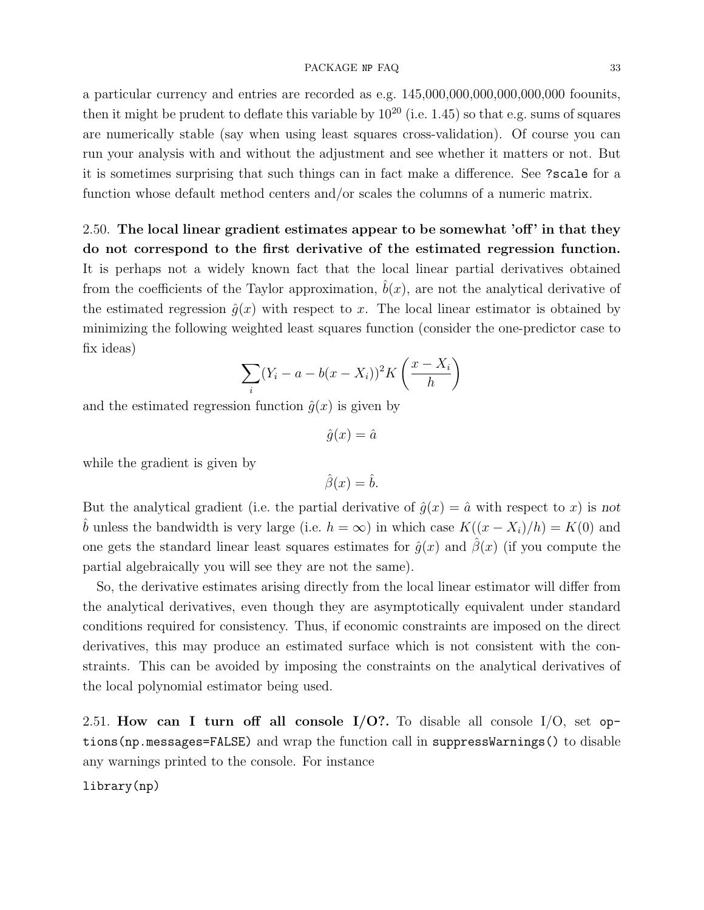a particular currency and entries are recorded as e.g. 145,000,000,000,000,000,000 foounits, then it might be prudent to deflate this variable by $10^{20}$ (i.e. 1.45) so that e.g. sums of squares are numerically stable (say when using least squares cross-validation). Of course you can run your analysis with and without the adjustment and see whether it matters or not. But it is sometimes surprising that such things can in fact make a difference. See `?scale` for a function whose default method centers and/or scales the columns of a numeric matrix.

2.50. **The local linear gradient estimates appear to be somewhat 'off' in that they do not correspond to the first derivative of the estimated regression function.** It is perhaps not a widely known fact that the local linear partial derivatives obtained from the coefficients of the Taylor approximation, $\hat{b}(x)$, are not the analytical derivative of the estimated regression $\hat{g}(x)$ with respect to $x$. The local linear estimator is obtained by minimizing the following weighted least squares function (consider the one-predictor case to fix ideas)

$$\sum_i (Y_i - a - b(x - X_i))^2 K\left(\frac{x - X_i}{h}\right)$$

and the estimated regression function $\hat{g}(x)$ is given by

$$\hat{g}(x) = \hat{a}$$

while the gradient is given by

$$\hat{\beta}(x) = \hat{b}.$$

But the analytical gradient (i.e. the partial derivative of $\hat{g}(x) = \hat{a}$ with respect to $x$) is *not* $\hat{b}$ unless the bandwidth is very large (i.e. $h = \infty$) in which case $K((x - X_i)/h) = K(0)$ and one gets the standard linear least squares estimates for $\hat{g}(x)$ and $\hat{\beta}(x)$ (if you compute the partial algebraically you will see they are not the same).

So, the derivative estimates arising directly from the local linear estimator will differ from the analytical derivatives, even though they are asymptotically equivalent under standard conditions required for consistency. Thus, if economic constraints are imposed on the direct derivatives, this may produce an estimated surface which is not consistent with the constraints. This can be avoided by imposing the constraints on the analytical derivatives of the local polynomial estimator being used.

2.51. **How can I turn off all console I/O?.** To disable all console I/O, set `options(np.messages=FALSE)` and wrap the function call in `suppressWarnings()` to disable any warnings printed to the console. For instance

```
library(np)
```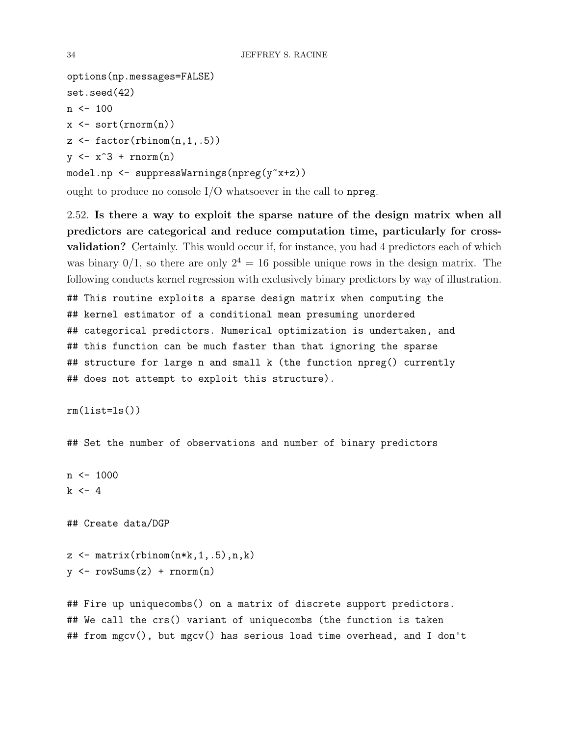```
options(np.messages=FALSE)
set.seed(42)
n <- 100
x <- sort(rnorm(n))
z <- factor(rbinom(n,1,.5))
y <- x^3 + rnorm(n)
model.np <- suppressWarnings(npreg(y~x+z))
```

ought to produce no console I/O whatsoever in the call to `npreg`.

2.52. **Is there a way to exploit the sparse nature of the design matrix when all predictors are categorical and reduce computation time, particularly for cross-validation?** Certainly. This would occur if, for instance, you had 4 predictors each of which was binary 0/1, so there are only $2^4 = 16$ possible unique rows in the design matrix. The following conducts kernel regression with exclusively binary predictors by way of illustration.

```
## This routine exploits a sparse design matrix when computing the
## kernel estimator of a conditional mean presuming unordered
## categorical predictors. Numerical optimization is undertaken, and
## this function can be much faster than that ignoring the sparse
## structure for large n and small k (the function npreg() currently
## does not attempt to exploit this structure).

rm(list=ls())

## Set the number of observations and number of binary predictors

n <- 1000
k <- 4

## Create data/DGP

z <- matrix(rbinom(n*k,1,.5),n,k)
y <- rowSums(z) + rnorm(n)

## Fire up uniquecombs() on a matrix of discrete support predictors.
## We call the crs() variant of uniquecombs (the function is taken
## from mgcv(), but mgcv() has serious load time overhead, and I don't
```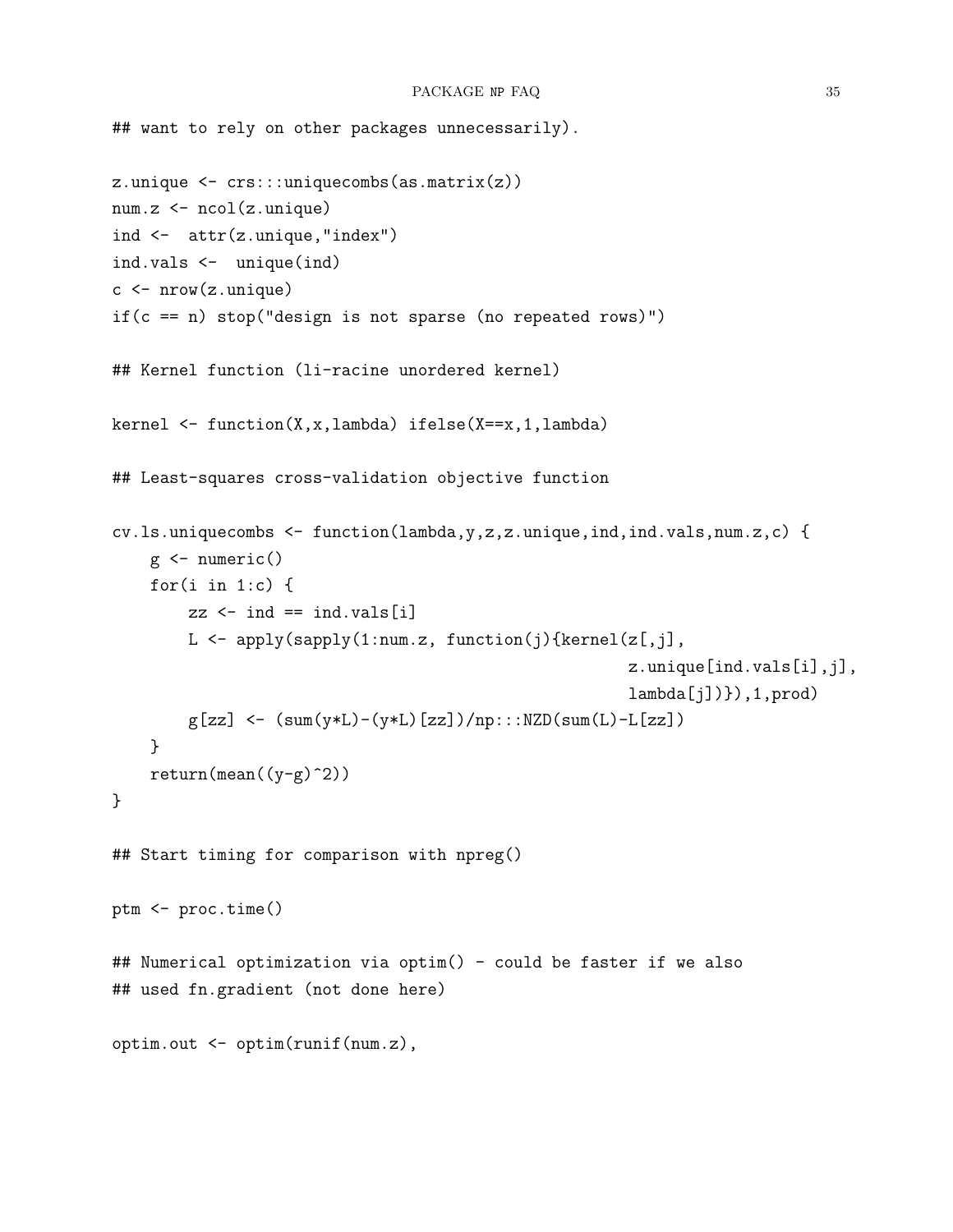```
## want to rely on other packages unnecessarily).

z.unique <- crs:::uniquecombs(as.matrix(z))
num.z <- ncol(z.unique)
ind <-  attr(z.unique,"index")
ind.vals <-  unique(ind)
c <- nrow(z.unique)
if(c == n) stop("design is not sparse (no repeated rows)")

## Kernel function (li-racine unordered kernel)

kernel <- function(X,x,lambda) ifelse(X==x,1,lambda)

## Least-squares cross-validation objective function

cv.ls.uniquecombs <- function(lambda,y,z,z.unique,ind,ind.vals,num.z,c) {
    g <- numeric()
    for(i in 1:c) {
        zz <- ind == ind.vals[i]
        L <- apply(sapply(1:num.z, function(j){kernel(z[,j],
                                                      z.unique[ind.vals[i],j],
                                                      lambda[j])}),1,prod)
        g[zz] <- (sum(y*L)-(y*L)[zz])/np:::NZD(sum(L)-L[zz])
    }
    return(mean((y-g)^2))
}

## Start timing for comparison with npreg()

ptm <- proc.time()

## Numerical optimization via optim() - could be faster if we also
## used fn.gradient (not done here)

optim.out <- optim(runif(num.z),
```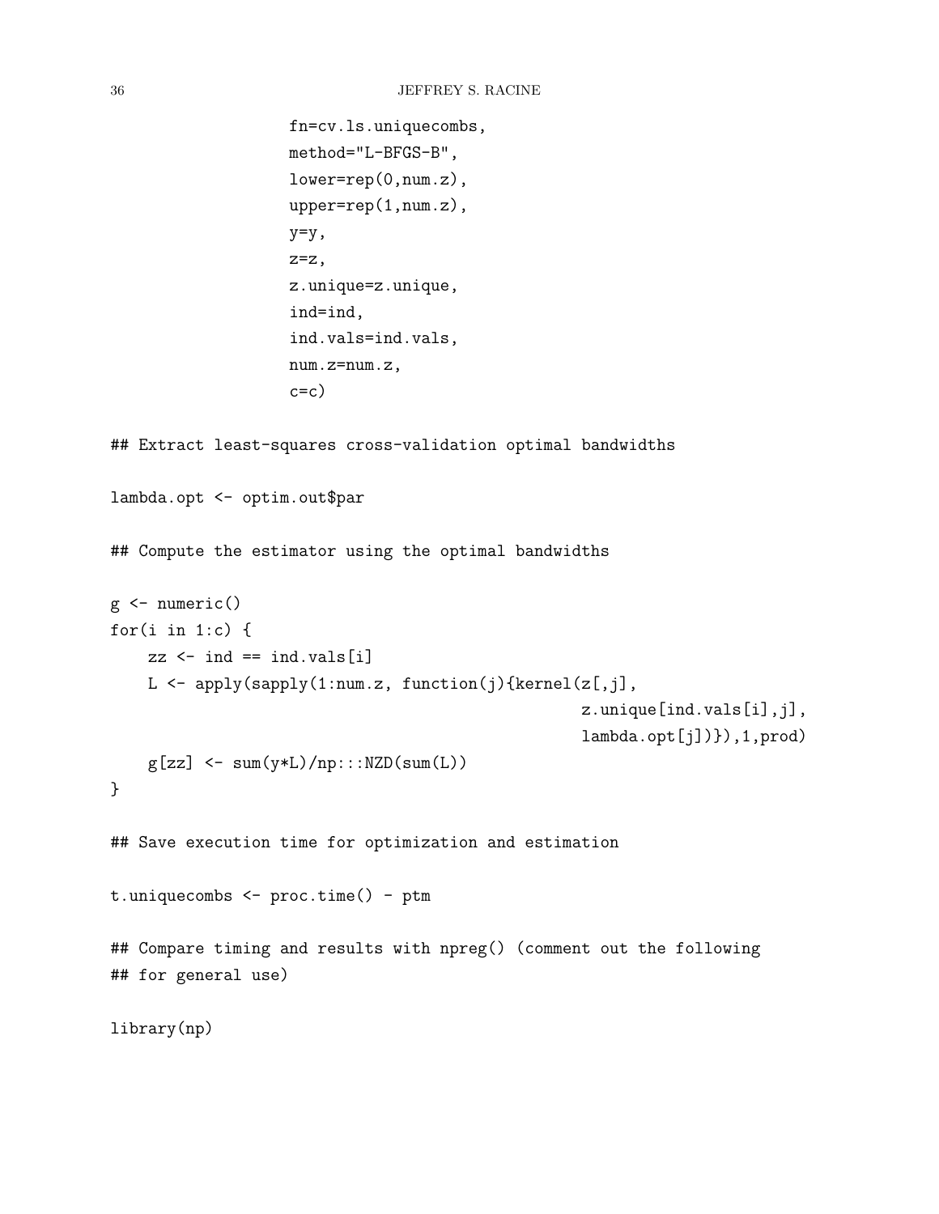```
                   fn=cv.ls.uniquecombs,
                   method="L-BFGS-B",
                   lower=rep(0,num.z),
                   upper=rep(1,num.z),
                   y=y,
                   z=z,
                   z.unique=z.unique,
                   ind=ind,
                   ind.vals=ind.vals,
                   num.z=num.z,
                   c=c)

## Extract least-squares cross-validation optimal bandwidths

lambda.opt <- optim.out$par

## Compute the estimator using the optimal bandwidths

g <- numeric()
for(i in 1:c) {
    zz <- ind == ind.vals[i]
    L <- apply(sapply(1:num.z, function(j){kernel(z[,j],
                                                  z.unique[ind.vals[i],j],
                                                  lambda.opt[j])}),1,prod)
    g[zz] <- sum(y*L)/np:::NZD(sum(L))
}

## Save execution time for optimization and estimation

t.uniquecombs <- proc.time() - ptm

## Compare timing and results with npreg() (comment out the following
## for general use)

library(np)
```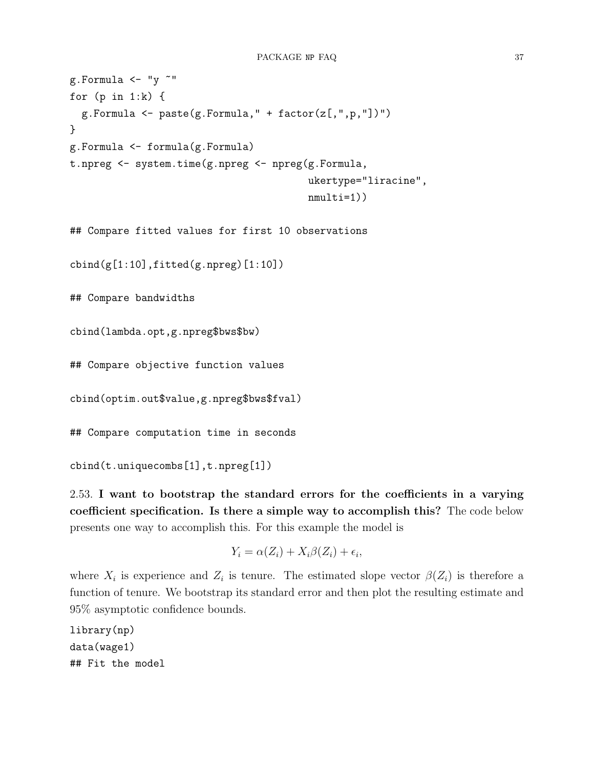```
g.Formula <- "y ~"
for (p in 1:k) {
  g.Formula <- paste(g.Formula," + factor(z[,",p,"])")
}
g.Formula <- formula(g.Formula)
t.npreg <- system.time(g.npreg <- npreg(g.Formula,
                                        ukertype="liracine",
                                        nmulti=1))

## Compare fitted values for first 10 observations

cbind(g[1:10],fitted(g.npreg)[1:10])

## Compare bandwidths

cbind(lambda.opt,g.npreg$bws$bw)

## Compare objective function values

cbind(optim.out$value,g.npreg$bws$fval)

## Compare computation time in seconds

cbind(t.uniquecombs[1],t.npreg[1])
```

2.53. **I want to bootstrap the standard errors for the coefficients in a varying coefficient specification. Is there a simple way to accomplish this?** The code below presents one way to accomplish this. For this example the model is

$$Y_i = \alpha(Z_i) + X_i\beta(Z_i) + \epsilon_i,$$

where $X_i$ is experience and $Z_i$ is tenure. The estimated slope vector $\beta(Z_i)$ is therefore a function of tenure. We bootstrap its standard error and then plot the resulting estimate and 95% asymptotic confidence bounds.

```
library(np)
data(wage1)
## Fit the model
```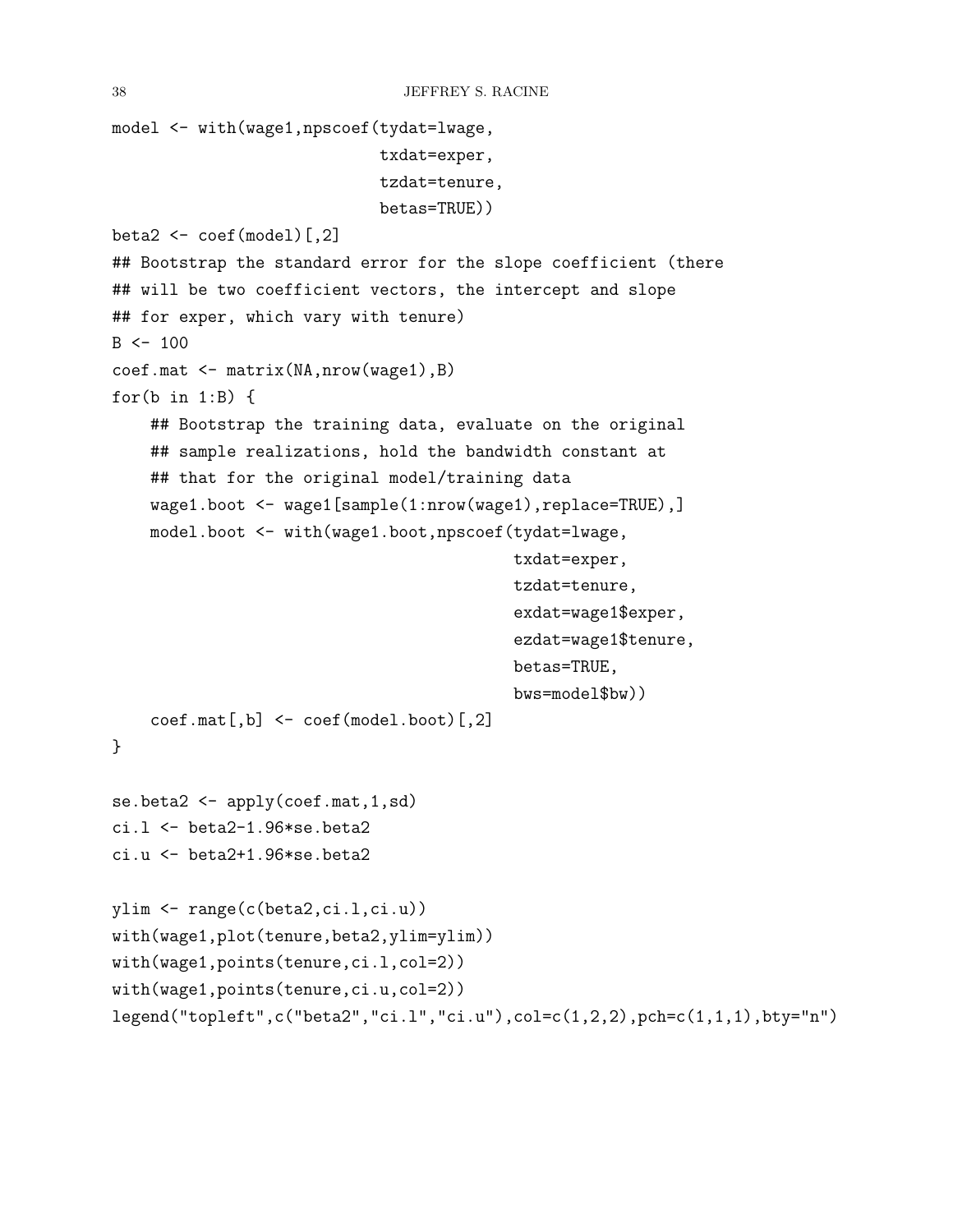```
model <- with(wage1,npscoef(tydat=lwage,
                            txdat=exper,
                            tzdat=tenure,
                            betas=TRUE))
beta2 <- coef(model)[,2]
## Bootstrap the standard error for the slope coefficient (there
## will be two coefficient vectors, the intercept and slope
## for exper, which vary with tenure)
B <- 100
coef.mat <- matrix(NA,nrow(wage1),B)
for(b in 1:B) {
    ## Bootstrap the training data, evaluate on the original
    ## sample realizations, hold the bandwidth constant at
    ## that for the original model/training data
    wage1.boot <- wage1[sample(1:nrow(wage1),replace=TRUE),]
    model.boot <- with(wage1.boot,npscoef(tydat=lwage,
                                          txdat=exper,
                                          tzdat=tenure,
                                          exdat=wage1$exper,
                                          ezdat=wage1$tenure,
                                          betas=TRUE,
                                          bws=model$bw))
    coef.mat[,b] <- coef(model.boot)[,2]
}

se.beta2 <- apply(coef.mat,1,sd)
ci.l <- beta2-1.96*se.beta2
ci.u <- beta2+1.96*se.beta2

ylim <- range(c(beta2,ci.l,ci.u))
with(wage1,plot(tenure,beta2,ylim=ylim))
with(wage1,points(tenure,ci.l,col=2))
with(wage1,points(tenure,ci.u,col=2))
legend("topleft",c("beta2","ci.l","ci.u"),col=c(1,2,2),pch=c(1,1,1),bty="n")
```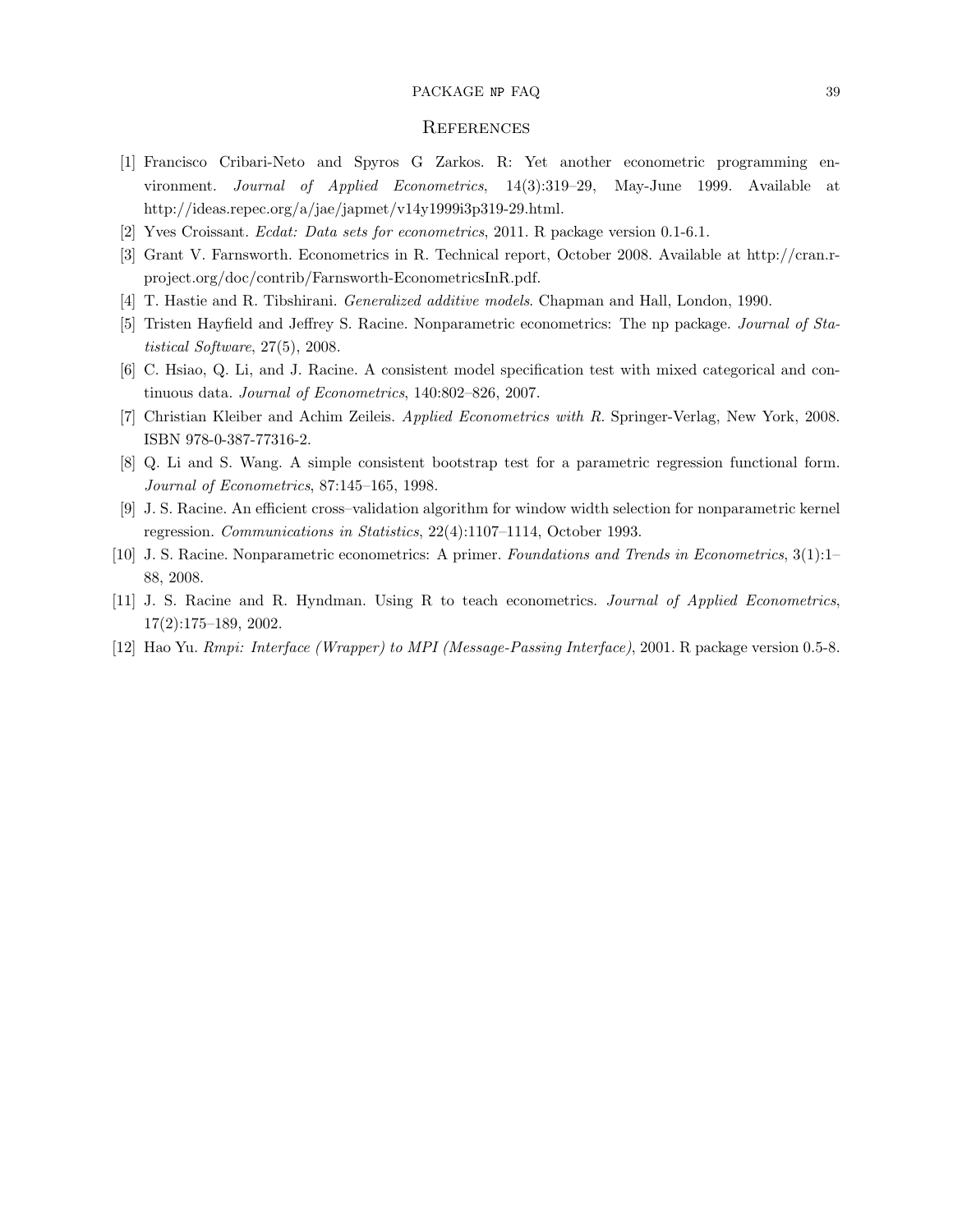## References

[1] Francisco Cribari-Neto and Spyros G Zarkos. R: Yet another econometric programming environment. *Journal of Applied Econometrics*, 14(3):319–29, May-June 1999. Available at http://ideas.repec.org/a/jae/japmet/v14y1999i3p319-29.html.

[2] Yves Croissant. *Ecdat: Data sets for econometrics*, 2011. R package version 0.1-6.1.

[3] Grant V. Farnsworth. Econometrics in R. Technical report, October 2008. Available at http://cran.r-project.org/doc/contrib/Farnsworth-EconometricsInR.pdf.

[4] T. Hastie and R. Tibshirani. *Generalized additive models*. Chapman and Hall, London, 1990.

[5] Tristen Hayfield and Jeffrey S. Racine. Nonparametric econometrics: The np package. *Journal of Statistical Software*, 27(5), 2008.

[6] C. Hsiao, Q. Li, and J. Racine. A consistent model specification test with mixed categorical and continuous data. *Journal of Econometrics*, 140:802–826, 2007.

[7] Christian Kleiber and Achim Zeileis. *Applied Econometrics with R*. Springer-Verlag, New York, 2008. ISBN 978-0-387-77316-2.

[8] Q. Li and S. Wang. A simple consistent bootstrap test for a parametric regression functional form. *Journal of Econometrics*, 87:145–165, 1998.

[9] J. S. Racine. An efficient cross–validation algorithm for window width selection for nonparametric kernel regression. *Communications in Statistics*, 22(4):1107–1114, October 1993.

[10] J. S. Racine. Nonparametric econometrics: A primer. *Foundations and Trends in Econometrics*, 3(1):1–88, 2008.

[11] J. S. Racine and R. Hyndman. Using R to teach econometrics. *Journal of Applied Econometrics*, 17(2):175–189, 2002.

[12] Hao Yu. *Rmpi: Interface (Wrapper) to MPI (Message-Passing Interface)*, 2001. R package version 0.5-8.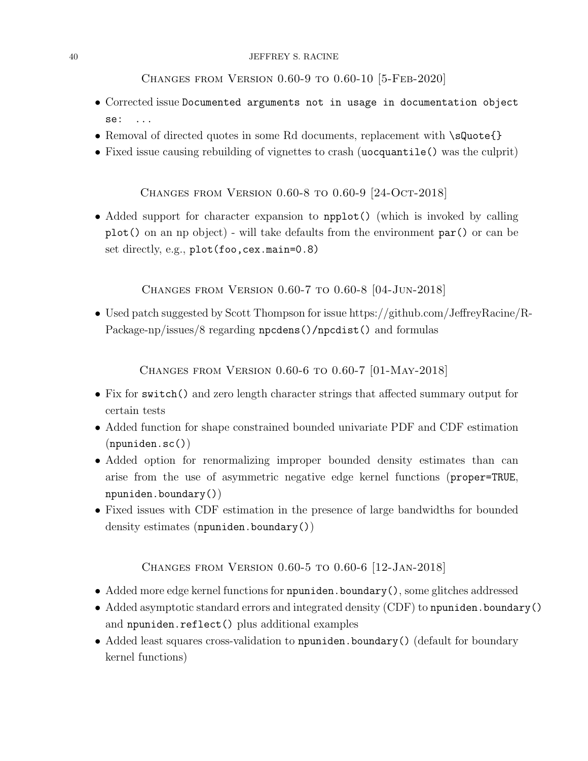## Changes from Version 0.60-9 to 0.60-10 [5-Feb-2020]

- Corrected issue `Documented arguments not in usage in documentation object se: ...`
- Removal of directed quotes in some Rd documents, replacement with `\sQuote{}`
- Fixed issue causing rebuilding of vignettes to crash (`uocquantile()` was the culprit)

## Changes from Version 0.60-8 to 0.60-9 [24-Oct-2018]

- Added support for character expansion to `npplot()` (which is invoked by calling `plot()` on an np object) - will take defaults from the environment `par()` or can be set directly, e.g., `plot(foo,cex.main=0.8)`

## Changes from Version 0.60-7 to 0.60-8 [04-Jun-2018]

- Used patch suggested by Scott Thompson for issue https://github.com/JeffreyRacine/R-Package-np/issues/8 regarding `npcdens()/npcdist()` and formulas

## Changes from Version 0.60-6 to 0.60-7 [01-May-2018]

- Fix for `switch()` and zero length character strings that affected summary output for certain tests
- Added function for shape constrained bounded univariate PDF and CDF estimation (`npuniden.sc()`)
- Added option for renormalizing improper bounded density estimates than can arise from the use of asymmetric negative edge kernel functions (`proper=TRUE`, `npuniden.boundary()`)
- Fixed issues with CDF estimation in the presence of large bandwidths for bounded density estimates (`npuniden.boundary()`)

## Changes from Version 0.60-5 to 0.60-6 [12-Jan-2018]

- Added more edge kernel functions for `npuniden.boundary()`, some glitches addressed
- Added asymptotic standard errors and integrated density (CDF) to `npuniden.boundary()` and `npuniden.reflect()` plus additional examples
- Added least squares cross-validation to `npuniden.boundary()` (default for boundary kernel functions)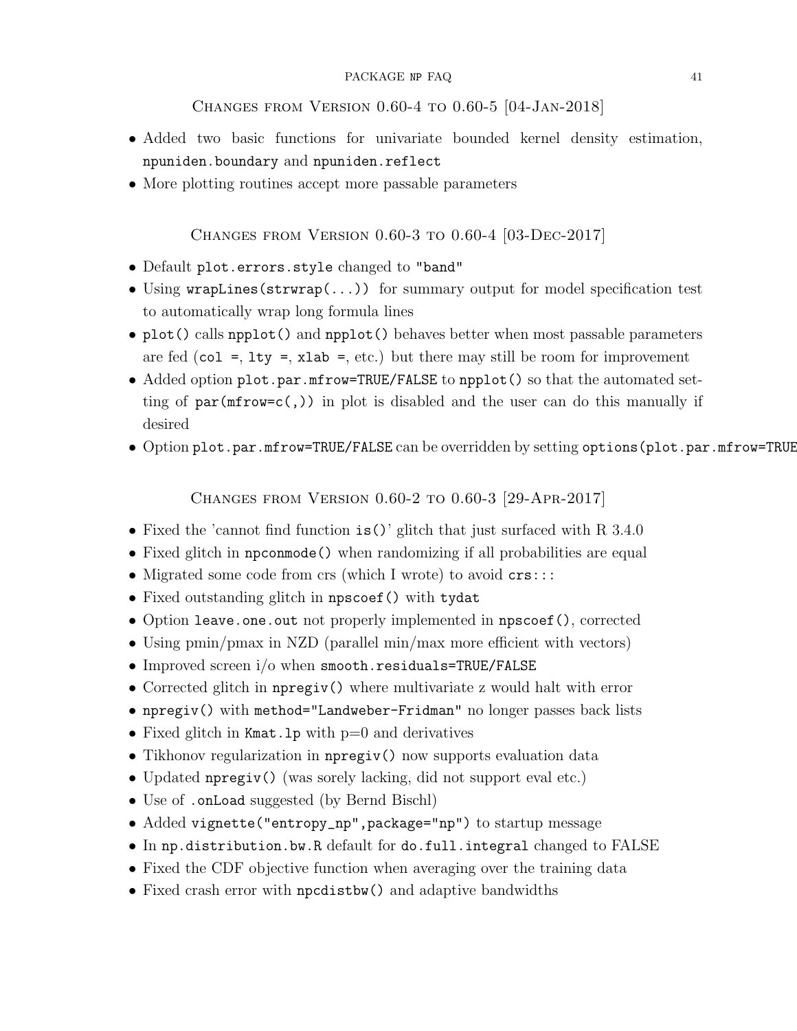## Changes from Version 0.60-4 to 0.60-5 [04-Jan-2018]

- Added two basic functions for univariate bounded kernel density estimation, `npuniden.boundary` and `npuniden.reflect`
- More plotting routines accept more passable parameters

## Changes from Version 0.60-3 to 0.60-4 [03-Dec-2017]

- Default `plot.errors.style` changed to `"band"`
- Using `wrapLines(strwrap(...))` for summary output for model specification test to automatically wrap long formula lines
- `plot()` calls `npplot()` and `npplot()` behaves better when most passable parameters are fed (`col =`, `lty =`, `xlab =`, etc.) but there may still be room for improvement
- Added option `plot.par.mfrow=TRUE/FALSE` to `npplot()` so that the automated setting of `par(mfrow=c(,))` in plot is disabled and the user can do this manually if desired
- Option `plot.par.mfrow=TRUE/FALSE` can be overridden by setting `options(plot.par.mfrow=TRUE`

## Changes from Version 0.60-2 to 0.60-3 [29-Apr-2017]

- Fixed the 'cannot find function `is()`' glitch that just surfaced with R 3.4.0
- Fixed glitch in `npconmode()` when randomizing if all probabilities are equal
- Migrated some code from crs (which I wrote) to avoid `crs:::`
- Fixed outstanding glitch in `npscoef()` with `tydat`
- Option `leave.one.out` not properly implemented in `npscoef()`, corrected
- Using pmin/pmax in NZD (parallel min/max more efficient with vectors)
- Improved screen i/o when `smooth.residuals=TRUE/FALSE`
- Corrected glitch in `npregiv()` where multivariate z would halt with error
- `npregiv()` with `method="Landweber-Fridman"` no longer passes back lists
- Fixed glitch in `Kmat.lp` with p=0 and derivatives
- Tikhonov regularization in `npregiv()` now supports evaluation data
- Updated `npregiv()` (was sorely lacking, did not support eval etc.)
- Use of `.onLoad` suggested (by Bernd Bischl)
- Added `vignette("entropy_np",package="np")` to startup message
- In `np.distribution.bw.R` default for `do.full.integral` changed to FALSE
- Fixed the CDF objective function when averaging over the training data
- Fixed crash error with `npcdistbw()` and adaptive bandwidths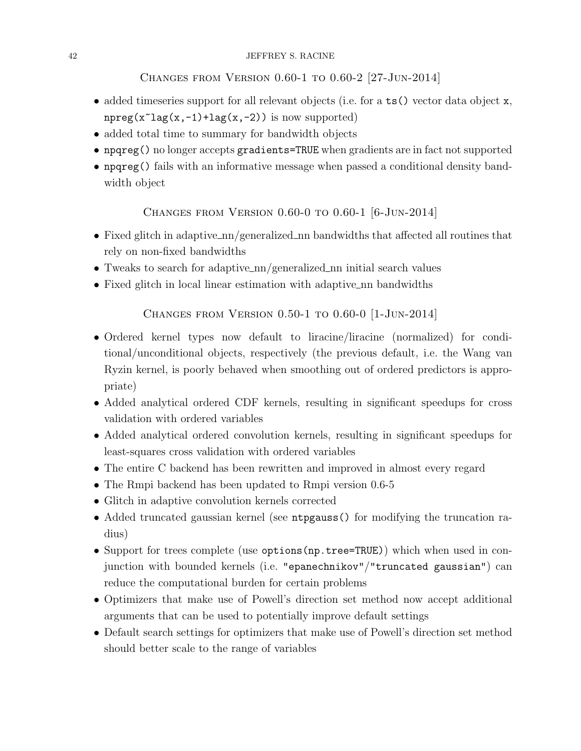## Changes from Version 0.60-1 to 0.60-2 [27-Jun-2014]

- added timeseries support for all relevant objects (i.e. for a `ts()` vector data object `x`, `npreg(x~lag(x,-1)+lag(x,-2))` is now supported)
- added total time to summary for bandwidth objects
- `npqreg()` no longer accepts `gradients=TRUE` when gradients are in fact not supported
- `npqreg()` fails with an informative message when passed a conditional density bandwidth object

## Changes from Version 0.60-0 to 0.60-1 [6-Jun-2014]

- Fixed glitch in adaptive_nn/generalized_nn bandwidths that affected all routines that rely on non-fixed bandwidths
- Tweaks to search for adaptive_nn/generalized_nn initial search values
- Fixed glitch in local linear estimation with adaptive_nn bandwidths

## Changes from Version 0.50-1 to 0.60-0 [1-Jun-2014]

- Ordered kernel types now default to liracine/liracine (normalized) for conditional/unconditional objects, respectively (the previous default, i.e. the Wang van Ryzin kernel, is poorly behaved when smoothing out of ordered predictors is appropriate)
- Added analytical ordered CDF kernels, resulting in significant speedups for cross validation with ordered variables
- Added analytical ordered convolution kernels, resulting in significant speedups for least-squares cross validation with ordered variables
- The entire C backend has been rewritten and improved in almost every regard
- The Rmpi backend has been updated to Rmpi version 0.6-5
- Glitch in adaptive convolution kernels corrected
- Added truncated gaussian kernel (see `ntpgauss()` for modifying the truncation radius)
- Support for trees complete (use `options(np.tree=TRUE)`) which when used in conjunction with bounded kernels (i.e. `"epanechnikov"`/`"truncated gaussian"`) can reduce the computational burden for certain problems
- Optimizers that make use of Powell's direction set method now accept additional arguments that can be used to potentially improve default settings
- Default search settings for optimizers that make use of Powell's direction set method should better scale to the range of variables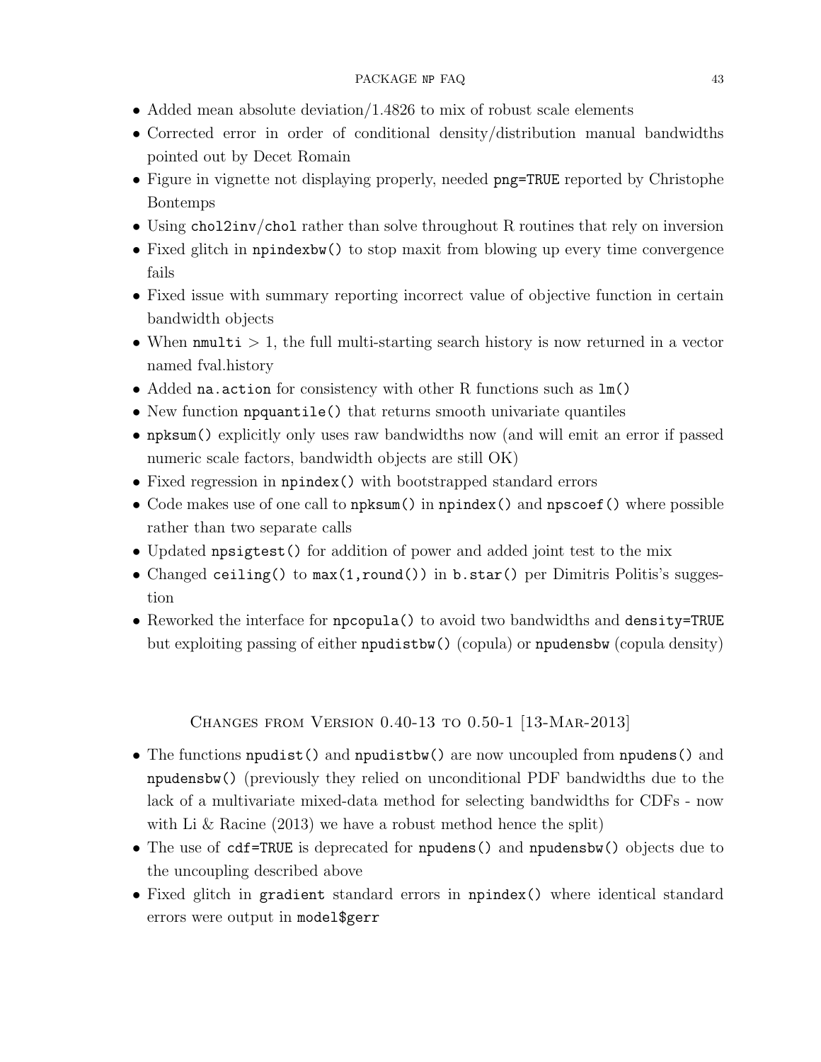- Added mean absolute deviation/1.4826 to mix of robust scale elements
- Corrected error in order of conditional density/distribution manual bandwidths pointed out by Decet Romain
- Figure in vignette not displaying properly, needed `png=TRUE` reported by Christophe Bontemps
- Using `chol2inv`/`chol` rather than solve throughout R routines that rely on inversion
- Fixed glitch in `npindexbw()` to stop maxit from blowing up every time convergence fails
- Fixed issue with summary reporting incorrect value of objective function in certain bandwidth objects
- When `nmulti` $> 1$, the full multi-starting search history is now returned in a vector named fval.history
- Added `na.action` for consistency with other R functions such as `lm()`
- New function `npquantile()` that returns smooth univariate quantiles
- `npksum()` explicitly only uses raw bandwidths now (and will emit an error if passed numeric scale factors, bandwidth objects are still OK)
- Fixed regression in `npindex()` with bootstrapped standard errors
- Code makes use of one call to `npksum()` in `npindex()` and `npscoef()` where possible rather than two separate calls
- Updated `npsigtest()` for addition of power and added joint test to the mix
- Changed `ceiling()` to `max(1,round())` in `b.star()` per Dimitris Politis's suggestion
- Reworked the interface for `npcopula()` to avoid two bandwidths and `density=TRUE` but exploiting passing of either `npudistbw()` (copula) or `npudensbw` (copula density)

## Changes from Version 0.40-13 to 0.50-1 [13-Mar-2013]

- The functions `npudist()` and `npudistbw()` are now uncoupled from `npudens()` and `npudensbw()` (previously they relied on unconditional PDF bandwidths due to the lack of a multivariate mixed-data method for selecting bandwidths for CDFs - now with Li & Racine (2013) we have a robust method hence the split)
- The use of `cdf=TRUE` is deprecated for `npudens()` and `npudensbw()` objects due to the uncoupling described above
- Fixed glitch in `gradient` standard errors in `npindex()` where identical standard errors were output in `model$gerr`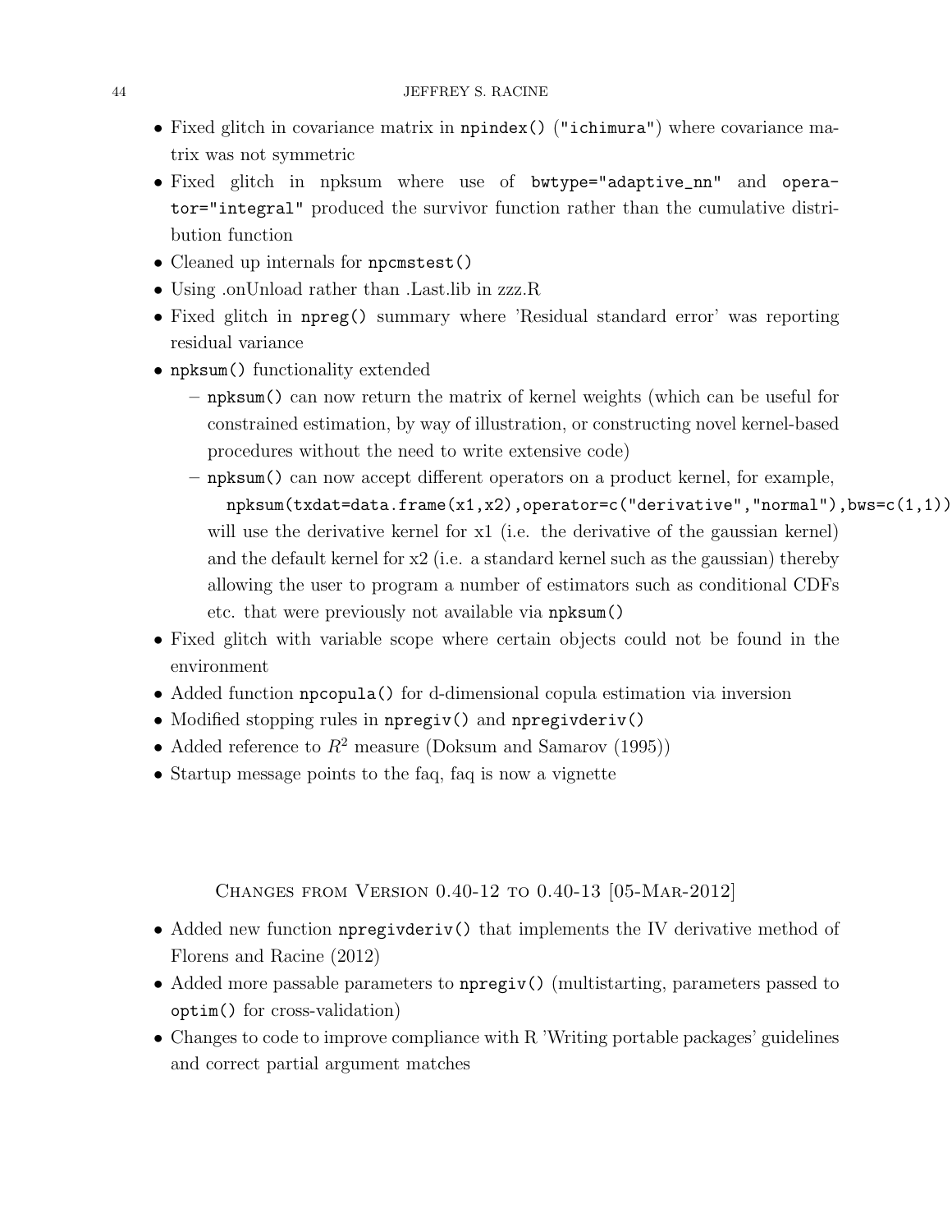- Fixed glitch in covariance matrix in `npindex()` (`"ichimura"`) where covariance matrix was not symmetric
- Fixed glitch in npksum where use of `bwtype="adaptive_nn"` and `operator="integral"` produced the survivor function rather than the cumulative distribution function
- Cleaned up internals for `npcmstest()`
- Using .onUnload rather than .Last.lib in zzz.R
- Fixed glitch in `npreg()` summary where 'Residual standard error' was reporting residual variance
- `npksum()` functionality extended
  - `npksum()` can now return the matrix of kernel weights (which can be useful for constrained estimation, by way of illustration, or constructing novel kernel-based procedures without the need to write extensive code)
  - `npksum()` can now accept different operators on a product kernel, for example,
    ```
    npksum(txdat=data.frame(x1,x2),operator=c("derivative","normal"),bws=c(1,1))
    ```
    will use the derivative kernel for x1 (i.e. the derivative of the gaussian kernel) and the default kernel for x2 (i.e. a standard kernel such as the gaussian) thereby allowing the user to program a number of estimators such as conditional CDFs etc. that were previously not available via `npksum()`
- Fixed glitch with variable scope where certain objects could not be found in the environment
- Added function `npcopula()` for d-dimensional copula estimation via inversion
- Modified stopping rules in `npregiv()` and `npregivderiv()`
- Added reference to $R^2$ measure (Doksum and Samarov (1995))
- Startup message points to the faq, faq is now a vignette

## Changes from Version 0.40-12 to 0.40-13 [05-Mar-2012]

- Added new function `npregivderiv()` that implements the IV derivative method of Florens and Racine (2012)
- Added more passable parameters to `npregiv()` (multistarting, parameters passed to `optim()` for cross-validation)
- Changes to code to improve compliance with R 'Writing portable packages' guidelines and correct partial argument matches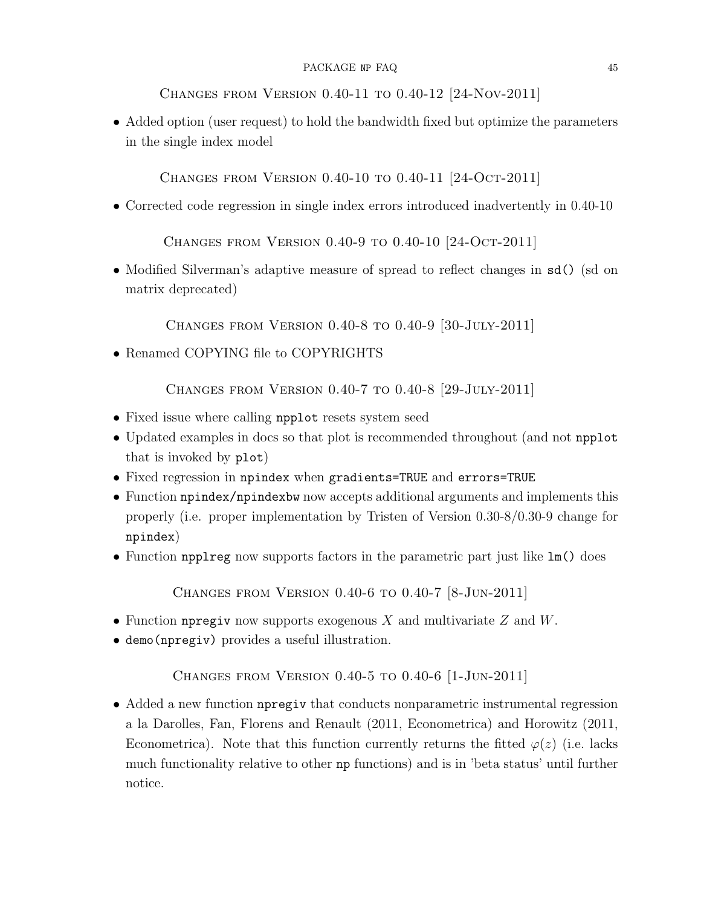## Changes from Version 0.40-11 to 0.40-12 [24-Nov-2011]

- Added option (user request) to hold the bandwidth fixed but optimize the parameters in the single index model

## Changes from Version 0.40-10 to 0.40-11 [24-Oct-2011]

- Corrected code regression in single index errors introduced inadvertently in 0.40-10

## Changes from Version 0.40-9 to 0.40-10 [24-Oct-2011]

- Modified Silverman's adaptive measure of spread to reflect changes in `sd()` (sd on matrix deprecated)

## Changes from Version 0.40-8 to 0.40-9 [30-July-2011]

- Renamed COPYING file to COPYRIGHTS

## Changes from Version 0.40-7 to 0.40-8 [29-July-2011]

- Fixed issue where calling `npplot` resets system seed
- Updated examples in docs so that plot is recommended throughout (and not `npplot` that is invoked by `plot`)
- Fixed regression in `npindex` when `gradients=TRUE` and `errors=TRUE`
- Function `npindex/npindexbw` now accepts additional arguments and implements this properly (i.e. proper implementation by Tristen of Version 0.30-8/0.30-9 change for `npindex`)
- Function `npplreg` now supports factors in the parametric part just like `lm()` does

## Changes from Version 0.40-6 to 0.40-7 [8-Jun-2011]

- Function `npregiv` now supports exogenous $X$ and multivariate $Z$ and $W$.
- `demo(npregiv)` provides a useful illustration.

## Changes from Version 0.40-5 to 0.40-6 [1-Jun-2011]

- Added a new function `npregiv` that conducts nonparametric instrumental regression a la Darolles, Fan, Florens and Renault (2011, Econometrica) and Horowitz (2011, Econometrica). Note that this function currently returns the fitted $\varphi(z)$ (i.e. lacks much functionality relative to other `np` functions) and is in 'beta status' until further notice.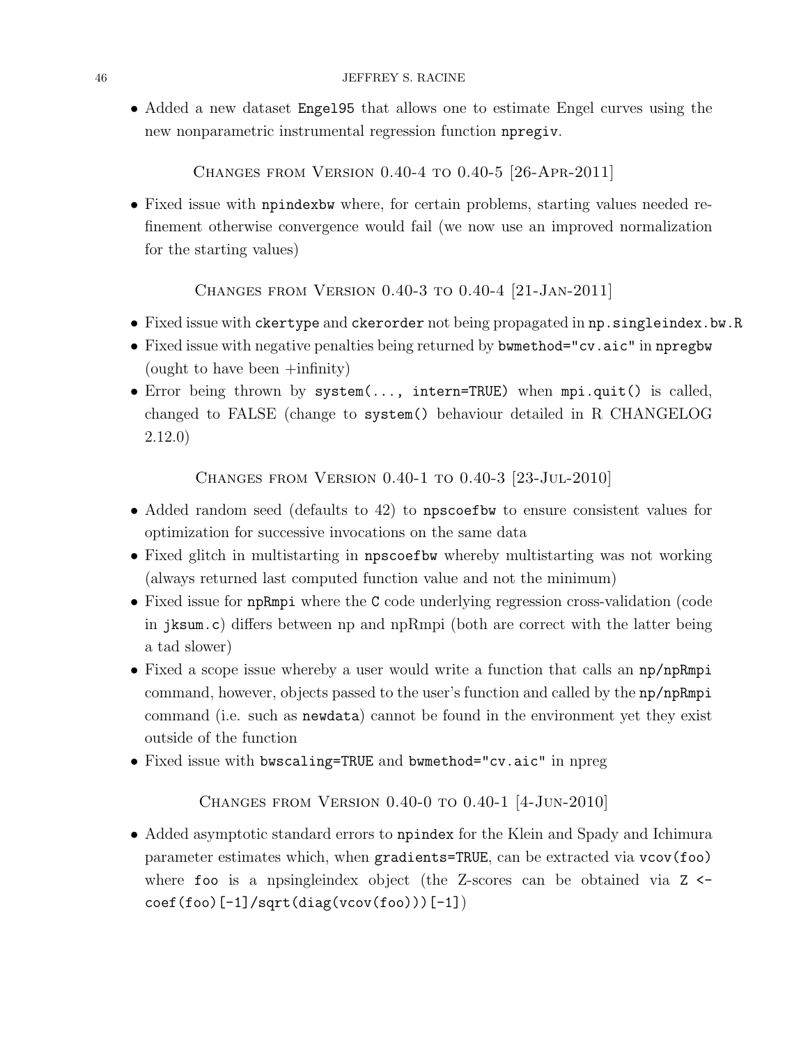- Added a new dataset `Engel95` that allows one to estimate Engel curves using the new nonparametric instrumental regression function `npregiv`.

## Changes from Version 0.40-4 to 0.40-5 [26-Apr-2011]

- Fixed issue with `npindexbw` where, for certain problems, starting values needed refinement otherwise convergence would fail (we now use an improved normalization for the starting values)

## Changes from Version 0.40-3 to 0.40-4 [21-Jan-2011]

- Fixed issue with `ckertype` and `ckerorder` not being propagated in `np.singleindex.bw.R`
- Fixed issue with negative penalties being returned by `bwmethod="cv.aic"` in `npregbw` (ought to have been +infinity)
- Error being thrown by `system(..., intern=TRUE)` when `mpi.quit()` is called, changed to FALSE (change to `system()` behaviour detailed in R CHANGELOG 2.12.0)

## Changes from Version 0.40-1 to 0.40-3 [23-Jul-2010]

- Added random seed (defaults to 42) to `npscoefbw` to ensure consistent values for optimization for successive invocations on the same data
- Fixed glitch in multistarting in `npscoefbw` whereby multistarting was not working (always returned last computed function value and not the minimum)
- Fixed issue for `npRmpi` where the `C` code underlying regression cross-validation (code in `jksum.c`) differs between np and npRmpi (both are correct with the latter being a tad slower)
- Fixed a scope issue whereby a user would write a function that calls an `np/npRmpi` command, however, objects passed to the user's function and called by the `np/npRmpi` command (i.e. such as `newdata`) cannot be found in the environment yet they exist outside of the function
- Fixed issue with `bwscaling=TRUE` and `bwmethod="cv.aic"` in npreg

## Changes from Version 0.40-0 to 0.40-1 [4-Jun-2010]

- Added asymptotic standard errors to `npindex` for the Klein and Spady and Ichimura parameter estimates which, when `gradients=TRUE`, can be extracted via `vcov(foo)` where `foo` is a npsingleindex object (the Z-scores can be obtained via `Z <- coef(foo)[-1]/sqrt(diag(vcov(foo)))[-1]`)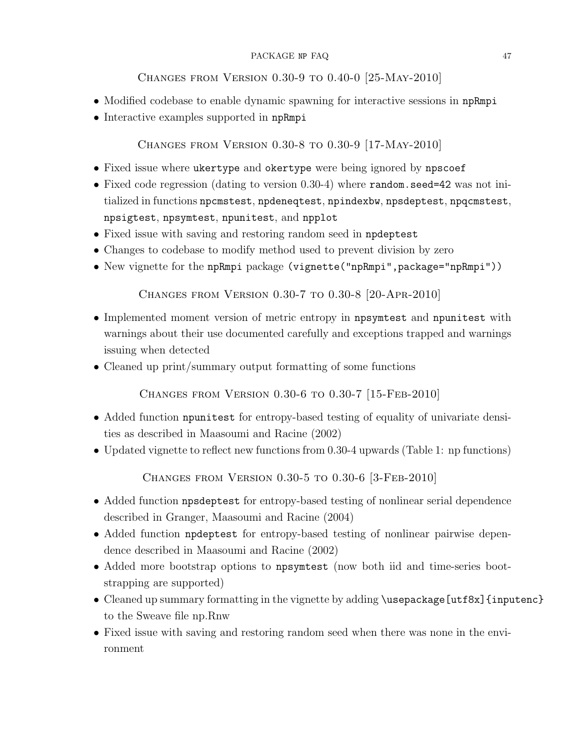## Changes from Version 0.30-9 to 0.40-0 [25-May-2010]

- Modified codebase to enable dynamic spawning for interactive sessions in `npRmpi`
- Interactive examples supported in `npRmpi`

## Changes from Version 0.30-8 to 0.30-9 [17-May-2010]

- Fixed issue where `ukertype` and `okertype` were being ignored by `npscoef`
- Fixed code regression (dating to version 0.30-4) where `random.seed=42` was not initialized in functions `npcmstest`, `npdeneqtest`, `npindexbw`, `npsdeptest`, `npqcmstest`, `npsigtest`, `npsymtest`, `npunitest`, and `npplot`
- Fixed issue with saving and restoring random seed in `npdeptest`
- Changes to codebase to modify method used to prevent division by zero
- New vignette for the `npRmpi` package (`vignette("npRmpi",package="npRmpi")`)

## Changes from Version 0.30-7 to 0.30-8 [20-Apr-2010]

- Implemented moment version of metric entropy in `npsymtest` and `npunitest` with warnings about their use documented carefully and exceptions trapped and warnings issuing when detected
- Cleaned up print/summary output formatting of some functions

## Changes from Version 0.30-6 to 0.30-7 [15-Feb-2010]

- Added function `npunitest` for entropy-based testing of equality of univariate densities as described in Maasoumi and Racine (2002)
- Updated vignette to reflect new functions from 0.30-4 upwards (Table 1: np functions)

## Changes from Version 0.30-5 to 0.30-6 [3-Feb-2010]

- Added function `npsdeptest` for entropy-based testing of nonlinear serial dependence described in Granger, Maasoumi and Racine (2004)
- Added function `npdeptest` for entropy-based testing of nonlinear pairwise dependence described in Maasoumi and Racine (2002)
- Added more bootstrap options to `npsymtest` (now both iid and time-series bootstrapping are supported)
- Cleaned up summary formatting in the vignette by adding `\usepackage[utf8x]{inputenc}` to the Sweave file np.Rnw
- Fixed issue with saving and restoring random seed when there was none in the environment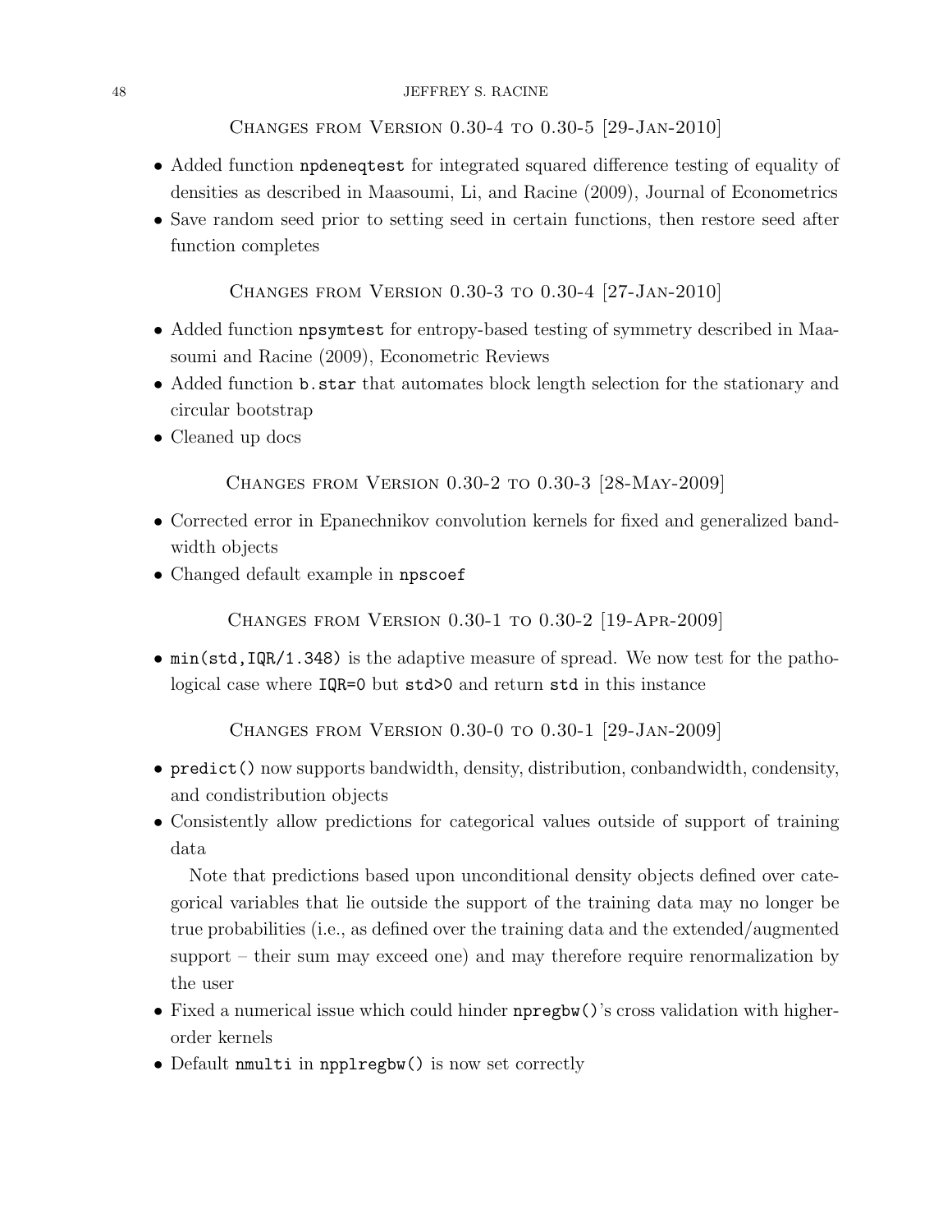## Changes from Version 0.30-4 to 0.30-5 [29-Jan-2010]

- Added function `npdeneqtest` for integrated squared difference testing of equality of densities as described in Maasoumi, Li, and Racine (2009), Journal of Econometrics
- Save random seed prior to setting seed in certain functions, then restore seed after function completes

## Changes from Version 0.30-3 to 0.30-4 [27-Jan-2010]

- Added function `npsymtest` for entropy-based testing of symmetry described in Maasoumi and Racine (2009), Econometric Reviews
- Added function `b.star` that automates block length selection for the stationary and circular bootstrap
- Cleaned up docs

## Changes from Version 0.30-2 to 0.30-3 [28-May-2009]

- Corrected error in Epanechnikov convolution kernels for fixed and generalized bandwidth objects
- Changed default example in `npscoef`

## Changes from Version 0.30-1 to 0.30-2 [19-Apr-2009]

- `min(std,IQR/1.348)` is the adaptive measure of spread. We now test for the pathological case where `IQR=0` but `std>0` and return `std` in this instance

## Changes from Version 0.30-0 to 0.30-1 [29-Jan-2009]

- `predict()` now supports bandwidth, density, distribution, conbandwidth, condensity, and condistribution objects
- Consistently allow predictions for categorical values outside of support of training data

  Note that predictions based upon unconditional density objects defined over categorical variables that lie outside the support of the training data may no longer be true probabilities (i.e., as defined over the training data and the extended/augmented support – their sum may exceed one) and may therefore require renormalization by the user
- Fixed a numerical issue which could hinder `npregbw()`'s cross validation with higher-order kernels
- Default `nmulti` in `npplregbw()` is now set correctly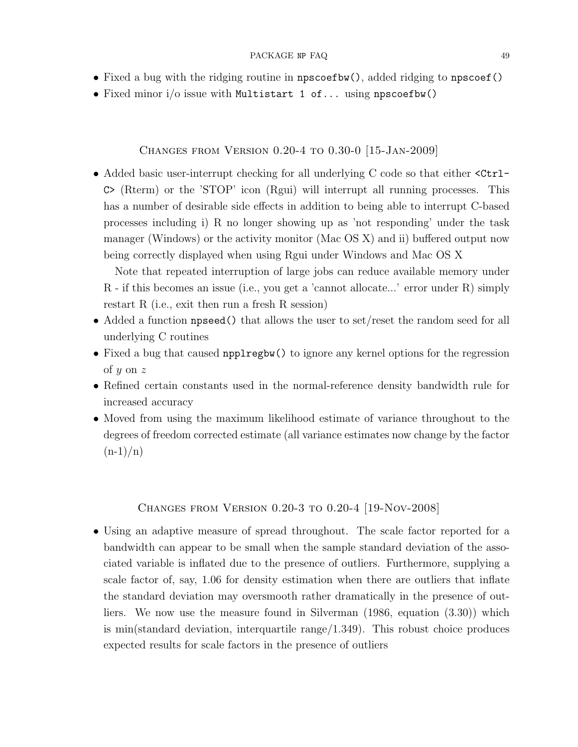- Fixed a bug with the ridging routine in `npscoefbw()`, added ridging to `npscoef()`
- Fixed minor i/o issue with `Multistart 1 of...` using `npscoefbw()`

## Changes from Version 0.20-4 to 0.30-0 [15-Jan-2009]

- Added basic user-interrupt checking for all underlying C code so that either `<Ctrl-C>` (Rterm) or the 'STOP' icon (Rgui) will interrupt all running processes. This has a number of desirable side effects in addition to being able to interrupt C-based processes including i) R no longer showing up as 'not responding' under the task manager (Windows) or the activity monitor (Mac OS X) and ii) buffered output now being correctly displayed when using Rgui under Windows and Mac OS X

  Note that repeated interruption of large jobs can reduce available memory under R - if this becomes an issue (i.e., you get a 'cannot allocate...' error under R) simply restart R (i.e., exit then run a fresh R session)
- Added a function `npseed()` that allows the user to set/reset the random seed for all underlying C routines
- Fixed a bug that caused `npplregbw()` to ignore any kernel options for the regression of $y$ on $z$
- Refined certain constants used in the normal-reference density bandwidth rule for increased accuracy
- Moved from using the maximum likelihood estimate of variance throughout to the degrees of freedom corrected estimate (all variance estimates now change by the factor (n-1)/n)

## Changes from Version 0.20-3 to 0.20-4 [19-Nov-2008]

- Using an adaptive measure of spread throughout. The scale factor reported for a bandwidth can appear to be small when the sample standard deviation of the associated variable is inflated due to the presence of outliers. Furthermore, supplying a scale factor of, say, 1.06 for density estimation when there are outliers that inflate the standard deviation may oversmooth rather dramatically in the presence of outliers. We now use the measure found in Silverman (1986, equation (3.30)) which is min(standard deviation, interquartile range/1.349). This robust choice produces expected results for scale factors in the presence of outliers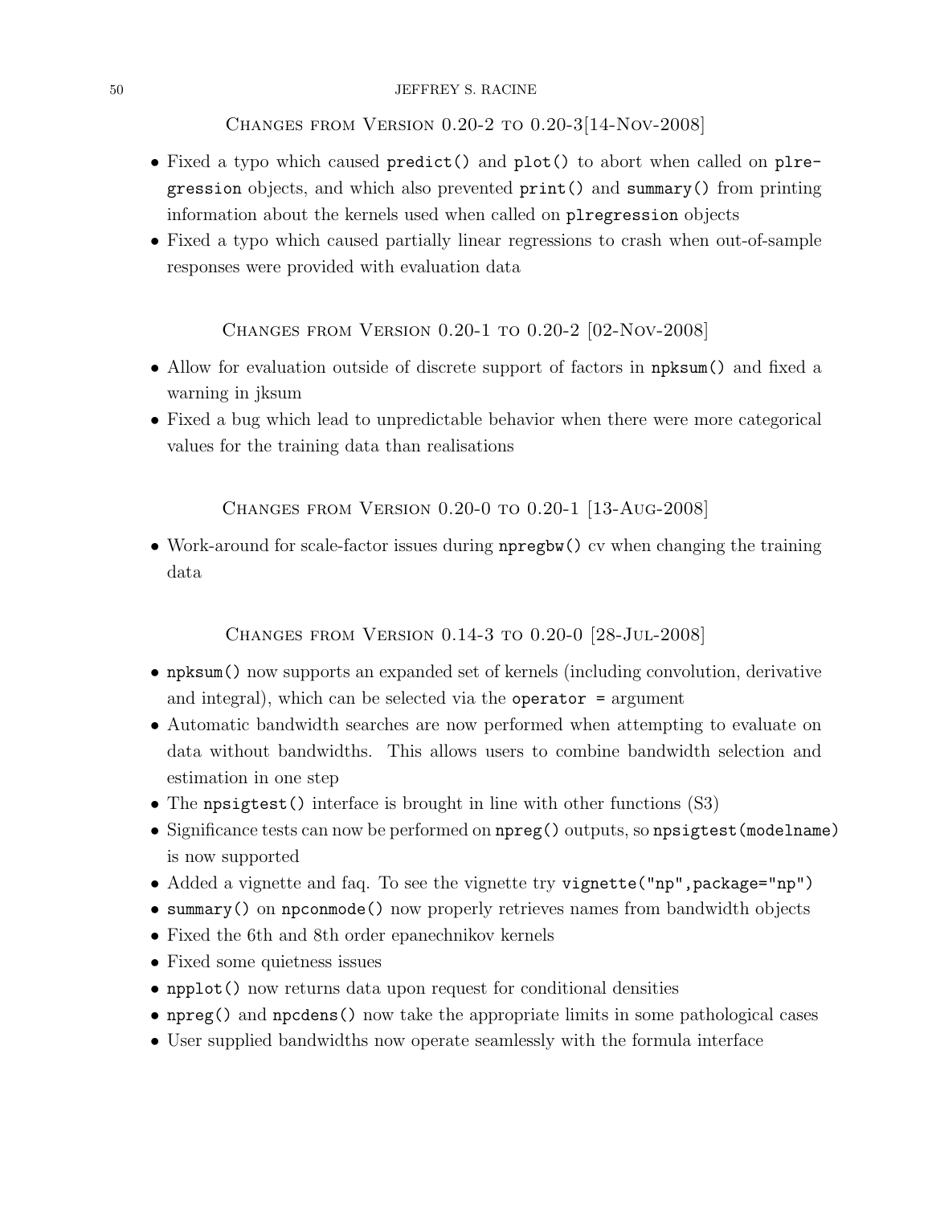## Changes from Version 0.20-2 to 0.20-3[14-Nov-2008]

- Fixed a typo which caused `predict()` and `plot()` to abort when called on `plregression` objects, and which also prevented `print()` and `summary()` from printing information about the kernels used when called on `plregression` objects
- Fixed a typo which caused partially linear regressions to crash when out-of-sample responses were provided with evaluation data

## Changes from Version 0.20-1 to 0.20-2 [02-Nov-2008]

- Allow for evaluation outside of discrete support of factors in `npksum()` and fixed a warning in jksum
- Fixed a bug which lead to unpredictable behavior when there were more categorical values for the training data than realisations

## Changes from Version 0.20-0 to 0.20-1 [13-Aug-2008]

- Work-around for scale-factor issues during `npregbw()` cv when changing the training data

## Changes from Version 0.14-3 to 0.20-0 [28-Jul-2008]

- `npksum()` now supports an expanded set of kernels (including convolution, derivative and integral), which can be selected via the `operator =` argument
- Automatic bandwidth searches are now performed when attempting to evaluate on data without bandwidths. This allows users to combine bandwidth selection and estimation in one step
- The `npsigtest()` interface is brought in line with other functions (S3)
- Significance tests can now be performed on `npreg()` outputs, so `npsigtest(modelname)` is now supported
- Added a vignette and faq. To see the vignette try `vignette("np",package="np")`
- `summary()` on `npconmode()` now properly retrieves names from bandwidth objects
- Fixed the 6th and 8th order epanechnikov kernels
- Fixed some quietness issues
- `npplot()` now returns data upon request for conditional densities
- `npreg()` and `npcdens()` now take the appropriate limits in some pathological cases
- User supplied bandwidths now operate seamlessly with the formula interface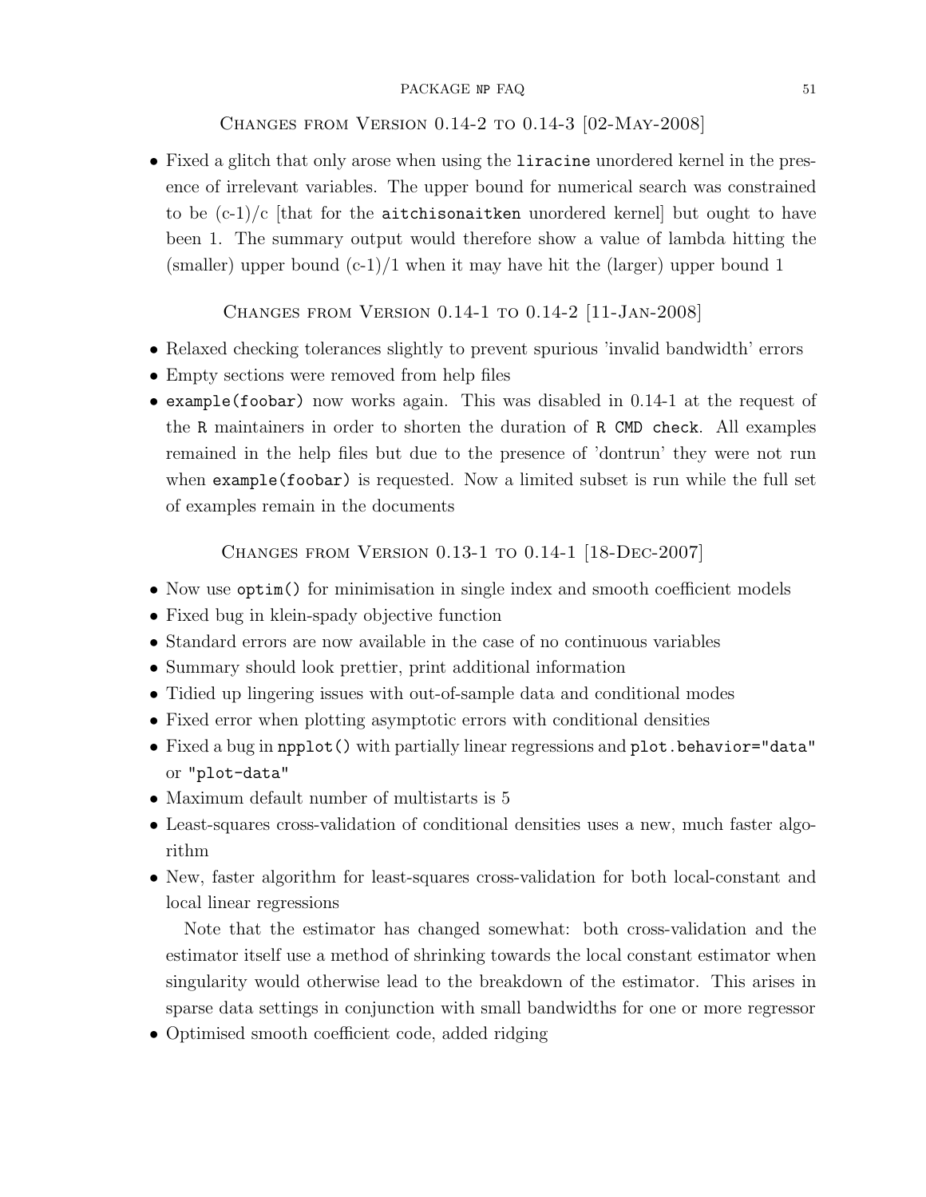## Changes from Version 0.14-2 to 0.14-3 [02-May-2008]

- Fixed a glitch that only arose when using the `liracine` unordered kernel in the presence of irrelevant variables. The upper bound for numerical search was constrained to be (c-1)/c [that for the `aitchisonaitken` unordered kernel] but ought to have been 1. The summary output would therefore show a value of lambda hitting the (smaller) upper bound (c-1)/1 when it may have hit the (larger) upper bound 1

## Changes from Version 0.14-1 to 0.14-2 [11-Jan-2008]

- Relaxed checking tolerances slightly to prevent spurious 'invalid bandwidth' errors
- Empty sections were removed from help files
- `example(foobar)` now works again. This was disabled in 0.14-1 at the request of the `R` maintainers in order to shorten the duration of `R CMD check`. All examples remained in the help files but due to the presence of 'dontrun' they were not run when `example(foobar)` is requested. Now a limited subset is run while the full set of examples remain in the documents

## Changes from Version 0.13-1 to 0.14-1 [18-Dec-2007]

- Now use `optim()` for minimisation in single index and smooth coefficient models
- Fixed bug in klein-spady objective function
- Standard errors are now available in the case of no continuous variables
- Summary should look prettier, print additional information
- Tidied up lingering issues with out-of-sample data and conditional modes
- Fixed error when plotting asymptotic errors with conditional densities
- Fixed a bug in `npplot()` with partially linear regressions and `plot.behavior="data"` or `"plot-data"`
- Maximum default number of multistarts is 5
- Least-squares cross-validation of conditional densities uses a new, much faster algorithm
- New, faster algorithm for least-squares cross-validation for both local-constant and local linear regressions

  Note that the estimator has changed somewhat: both cross-validation and the estimator itself use a method of shrinking towards the local constant estimator when singularity would otherwise lead to the breakdown of the estimator. This arises in sparse data settings in conjunction with small bandwidths for one or more regressor
- Optimised smooth coefficient code, added ridging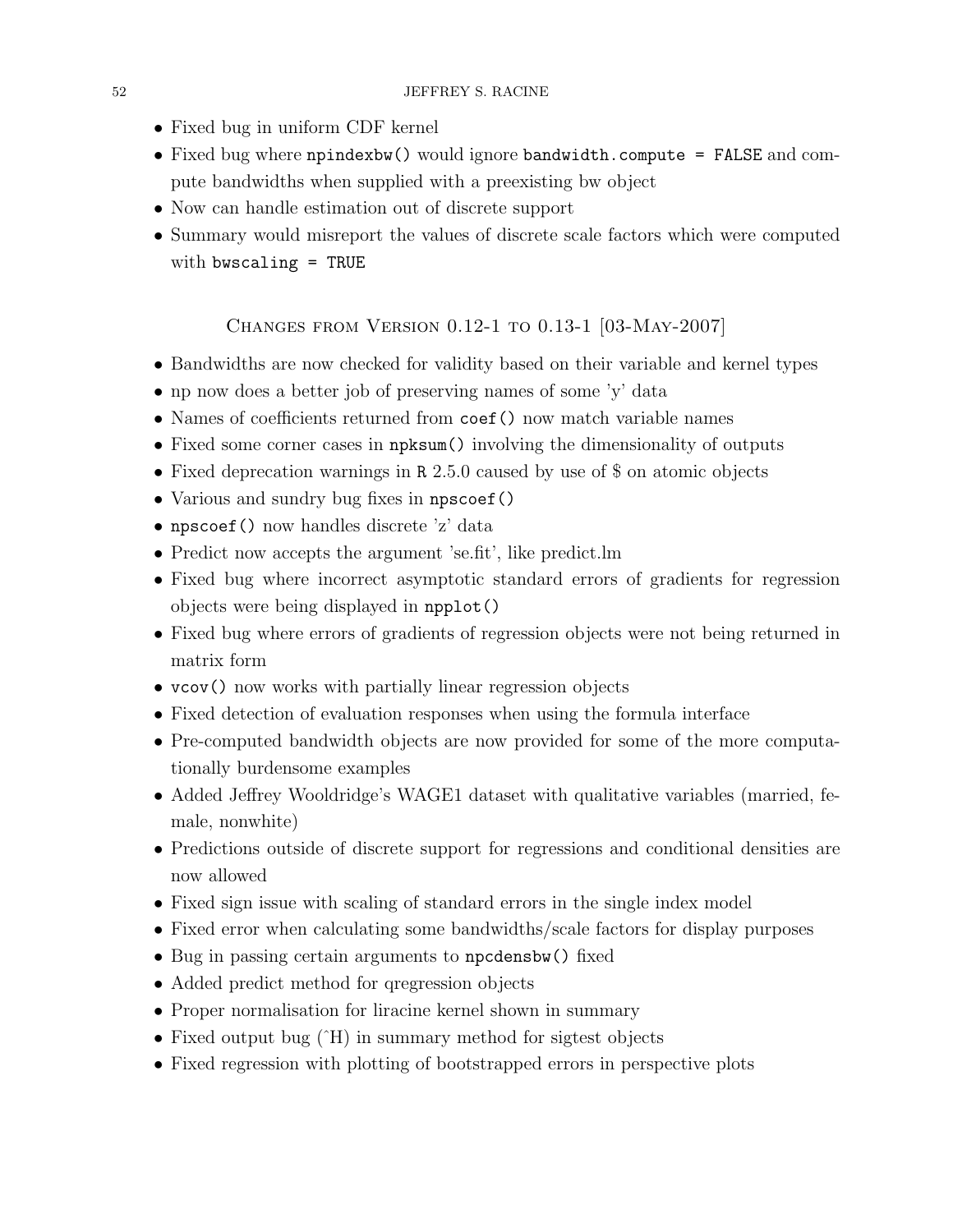- Fixed bug in uniform CDF kernel
- Fixed bug where `npindexbw()` would ignore `bandwidth.compute = FALSE` and compute bandwidths when supplied with a preexisting bw object
- Now can handle estimation out of discrete support
- Summary would misreport the values of discrete scale factors which were computed with `bwscaling = TRUE`

## Changes from Version 0.12-1 to 0.13-1 [03-May-2007]

- Bandwidths are now checked for validity based on their variable and kernel types
- np now does a better job of preserving names of some 'y' data
- Names of coefficients returned from `coef()` now match variable names
- Fixed some corner cases in `npksum()` involving the dimensionality of outputs
- Fixed deprecation warnings in `R` 2.5.0 caused by use of $ on atomic objects
- Various and sundry bug fixes in `npscoef()`
- `npscoef()` now handles discrete 'z' data
- Predict now accepts the argument 'se.fit', like predict.lm
- Fixed bug where incorrect asymptotic standard errors of gradients for regression objects were being displayed in `npplot()`
- Fixed bug where errors of gradients of regression objects were not being returned in matrix form
- `vcov()` now works with partially linear regression objects
- Fixed detection of evaluation responses when using the formula interface
- Pre-computed bandwidth objects are now provided for some of the more computationally burdensome examples
- Added Jeffrey Wooldridge's WAGE1 dataset with qualitative variables (married, female, nonwhite)
- Predictions outside of discrete support for regressions and conditional densities are now allowed
- Fixed sign issue with scaling of standard errors in the single index model
- Fixed error when calculating some bandwidths/scale factors for display purposes
- Bug in passing certain arguments to `npcdensbw()` fixed
- Added predict method for qregression objects
- Proper normalisation for liracine kernel shown in summary
- Fixed output bug (^H) in summary method for sigtest objects
- Fixed regression with plotting of bootstrapped errors in perspective plots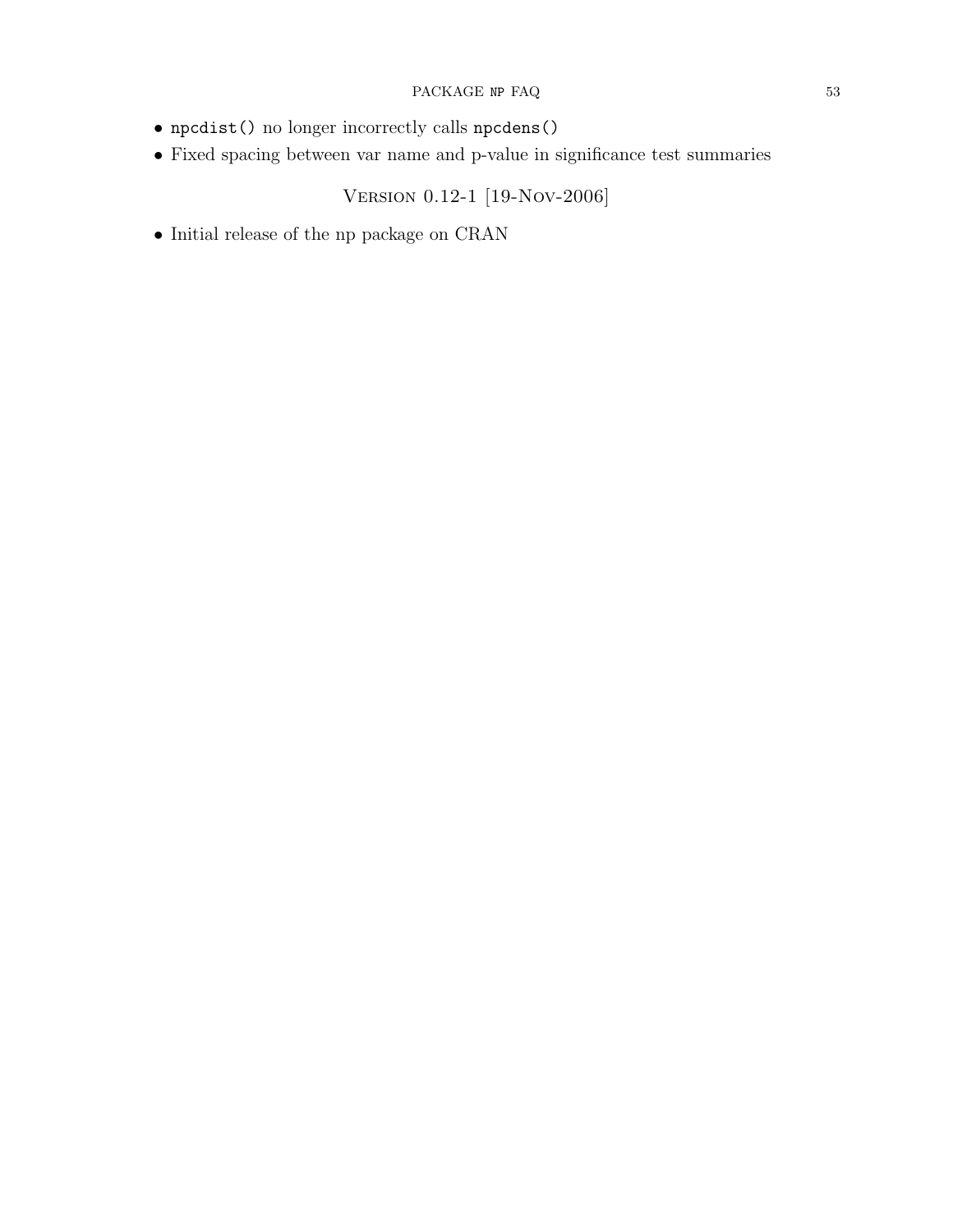- `npcdist()` no longer incorrectly calls `npcdens()`
- Fixed spacing between var name and p-value in significance test summaries

## Version 0.12-1 [19-Nov-2006]

- Initial release of the np package on CRAN